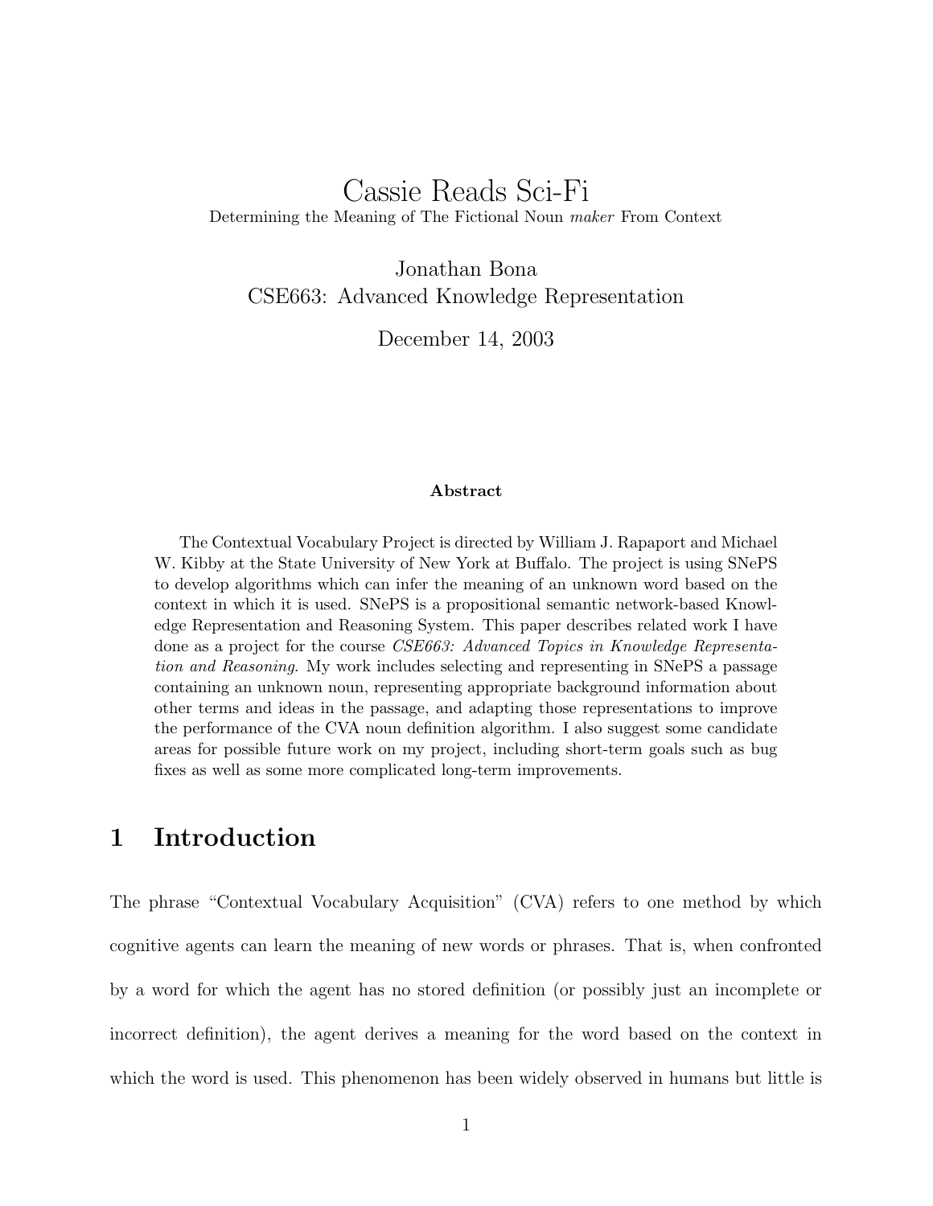# Cassie Reads Sci-Fi

Determining the Meaning of The Fictional Noun *maker* From Context

Jonathan Bona
CSE663: Advanced Knowledge Representation

December 14, 2003

**Abstract**

The Contextual Vocabulary Project is directed by William J. Rapaport and Michael W. Kibby at the State University of New York at Buffalo. The project is using SNePS to develop algorithms which can infer the meaning of an unknown word based on the context in which it is used. SNePS is a propositional semantic network-based Knowledge Representation and Reasoning System. This paper describes related work I have done as a project for the course *CSE663: Advanced Topics in Knowledge Representation and Reasoning*. My work includes selecting and representing in SNePS a passage containing an unknown noun, representing appropriate background information about other terms and ideas in the passage, and adapting those representations to improve the performance of the CVA noun definition algorithm. I also suggest some candidate areas for possible future work on my project, including short-term goals such as bug fixes as well as some more complicated long-term improvements.

## 1 Introduction

The phrase "Contextual Vocabulary Acquisition" (CVA) refers to one method by which cognitive agents can learn the meaning of new words or phrases. That is, when confronted by a word for which the agent has no stored definition (or possibly just an incomplete or incorrect definition), the agent derives a meaning for the word based on the context in which the word is used. This phenomenon has been widely observed in humans but little is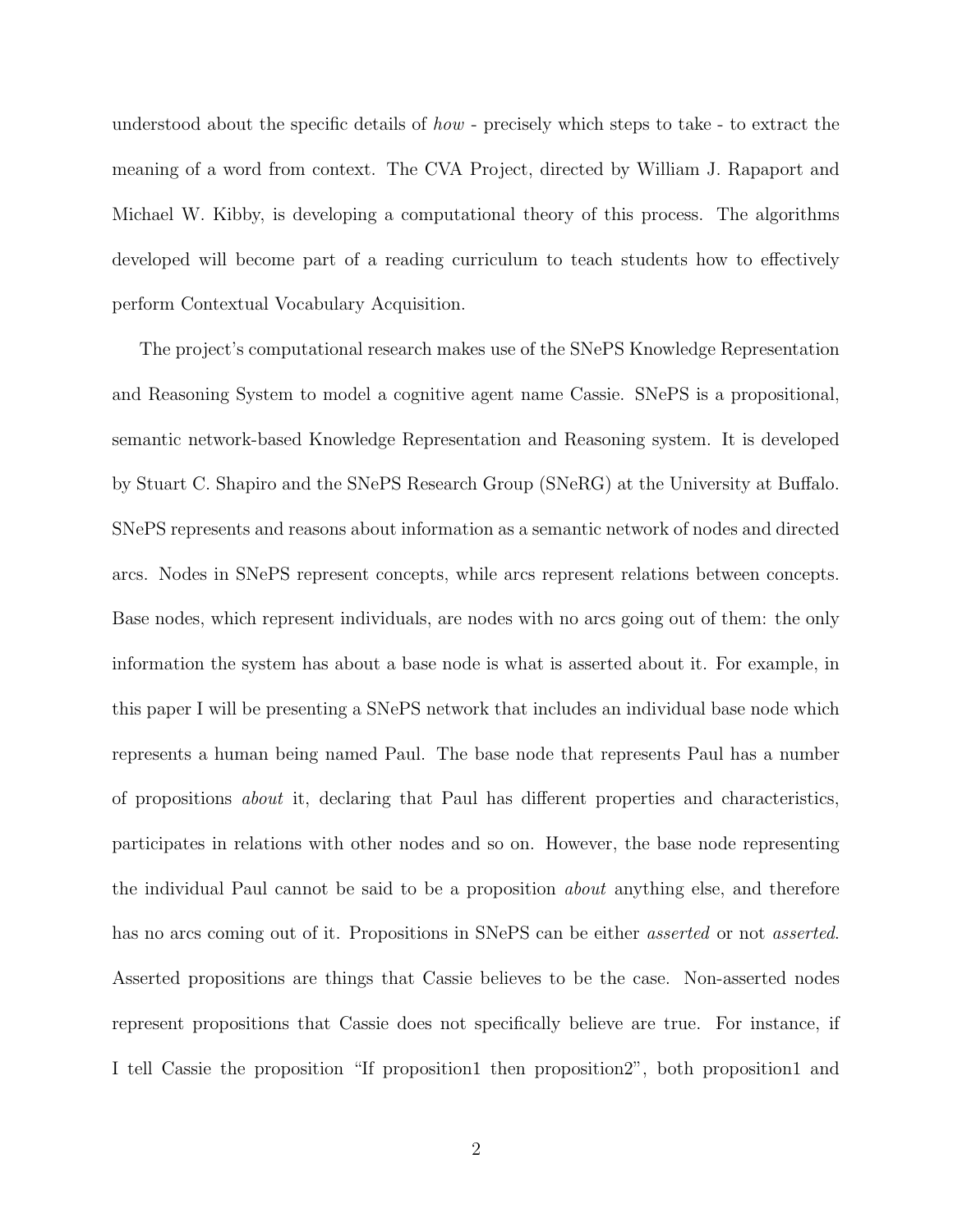understood about the specific details of *how* - precisely which steps to take - to extract the meaning of a word from context. The CVA Project, directed by William J. Rapaport and Michael W. Kibby, is developing a computational theory of this process. The algorithms developed will become part of a reading curriculum to teach students how to effectively perform Contextual Vocabulary Acquisition.

The project's computational research makes use of the SNePS Knowledge Representation and Reasoning System to model a cognitive agent name Cassie. SNePS is a propositional, semantic network-based Knowledge Representation and Reasoning system. It is developed by Stuart C. Shapiro and the SNePS Research Group (SNeRG) at the University at Buffalo. SNePS represents and reasons about information as a semantic network of nodes and directed arcs. Nodes in SNePS represent concepts, while arcs represent relations between concepts. Base nodes, which represent individuals, are nodes with no arcs going out of them: the only information the system has about a base node is what is asserted about it. For example, in this paper I will be presenting a SNePS network that includes an individual base node which represents a human being named Paul. The base node that represents Paul has a number of propositions *about* it, declaring that Paul has different properties and characteristics, participates in relations with other nodes and so on. However, the base node representing the individual Paul cannot be said to be a proposition *about* anything else, and therefore has no arcs coming out of it. Propositions in SNePS can be either *asserted* or not *asserted*. Asserted propositions are things that Cassie believes to be the case. Non-asserted nodes represent propositions that Cassie does not specifically believe are true. For instance, if I tell Cassie the proposition "If proposition1 then proposition2", both proposition1 and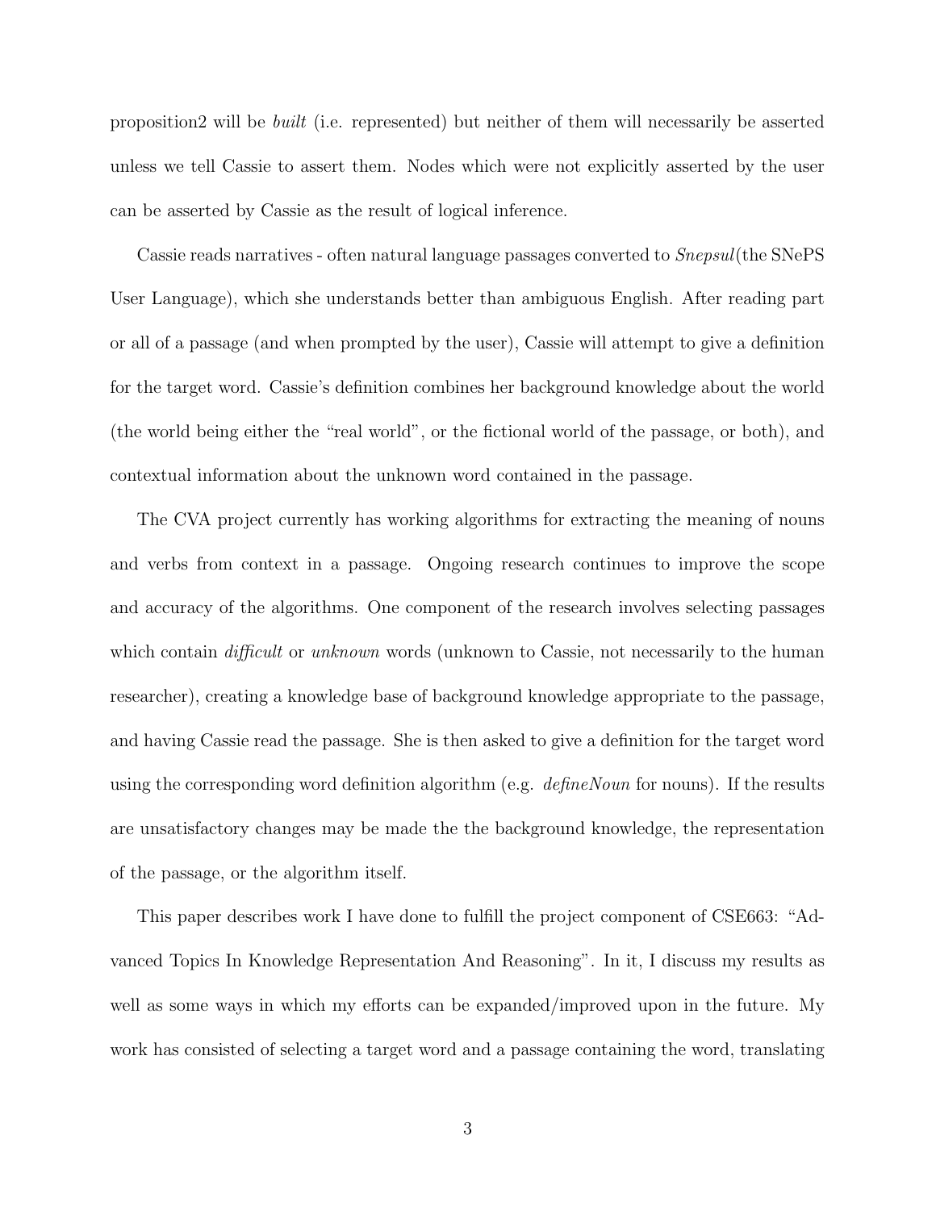proposition2 will be *built* (i.e. represented) but neither of them will necessarily be asserted unless we tell Cassie to assert them. Nodes which were not explicitly asserted by the user can be asserted by Cassie as the result of logical inference.

Cassie reads narratives - often natural language passages converted to *Snepsul*(the SNePS User Language), which she understands better than ambiguous English. After reading part or all of a passage (and when prompted by the user), Cassie will attempt to give a definition for the target word. Cassie's definition combines her background knowledge about the world (the world being either the "real world", or the fictional world of the passage, or both), and contextual information about the unknown word contained in the passage.

The CVA project currently has working algorithms for extracting the meaning of nouns and verbs from context in a passage. Ongoing research continues to improve the scope and accuracy of the algorithms. One component of the research involves selecting passages which contain *difficult* or *unknown* words (unknown to Cassie, not necessarily to the human researcher), creating a knowledge base of background knowledge appropriate to the passage, and having Cassie read the passage. She is then asked to give a definition for the target word using the corresponding word definition algorithm (e.g. *defineNoun* for nouns). If the results are unsatisfactory changes may be made the the background knowledge, the representation of the passage, or the algorithm itself.

This paper describes work I have done to fulfill the project component of CSE663: "Advanced Topics In Knowledge Representation And Reasoning". In it, I discuss my results as well as some ways in which my efforts can be expanded/improved upon in the future. My work has consisted of selecting a target word and a passage containing the word, translating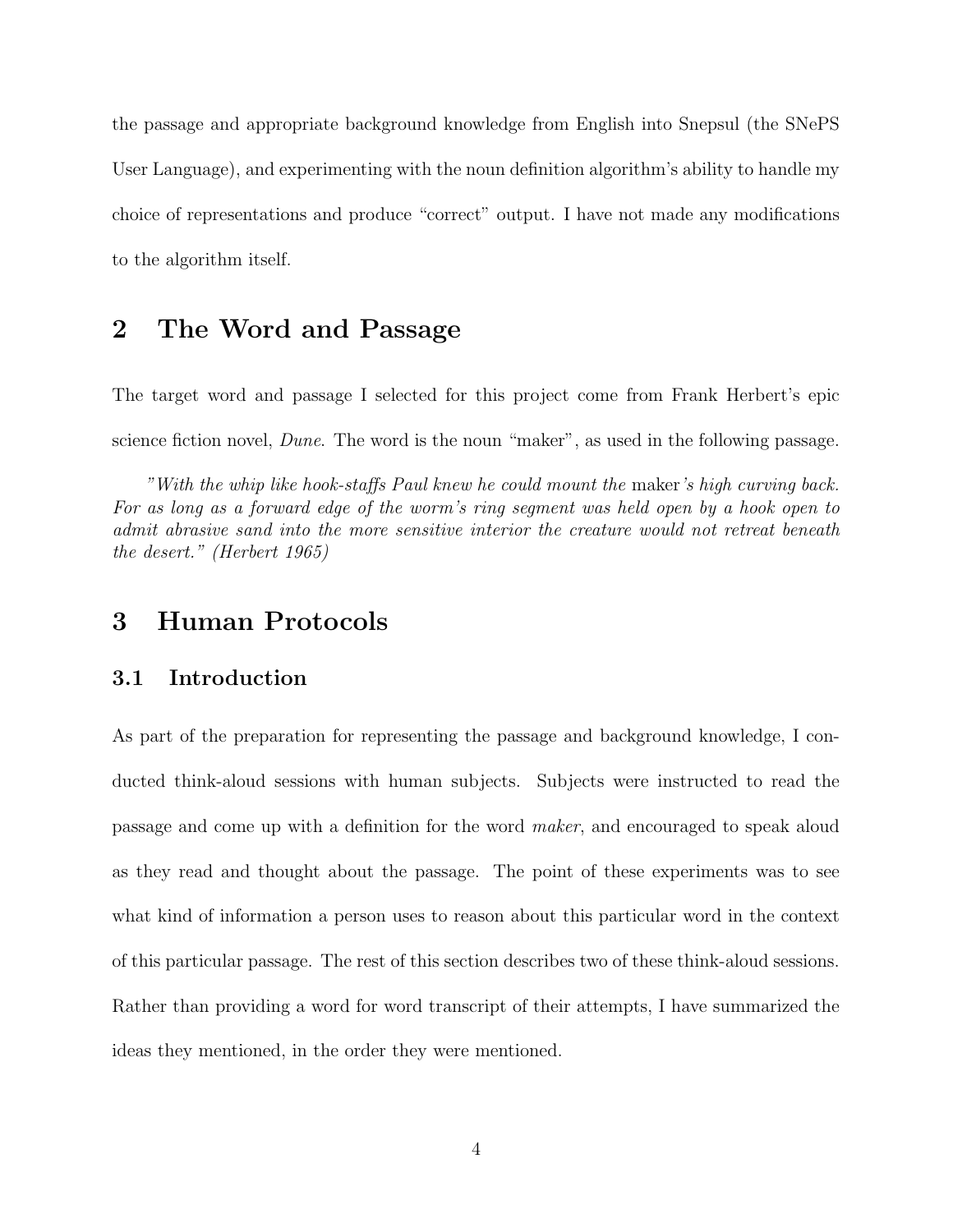the passage and appropriate background knowledge from English into Snepsul (the SNePS User Language), and experimenting with the noun definition algorithm's ability to handle my choice of representations and produce "correct" output. I have not made any modifications to the algorithm itself.

## 2 The Word and Passage

The target word and passage I selected for this project come from Frank Herbert's epic science fiction novel, *Dune*. The word is the noun "maker", as used in the following passage.

> *"With the whip like hook-staffs Paul knew he could mount the* maker*'s high curving back. For as long as a forward edge of the worm's ring segment was held open by a hook open to admit abrasive sand into the more sensitive interior the creature would not retreat beneath the desert." (Herbert 1965)*

## 3 Human Protocols

### 3.1 Introduction

As part of the preparation for representing the passage and background knowledge, I conducted think-aloud sessions with human subjects. Subjects were instructed to read the passage and come up with a definition for the word *maker*, and encouraged to speak aloud as they read and thought about the passage. The point of these experiments was to see what kind of information a person uses to reason about this particular word in the context of this particular passage. The rest of this section describes two of these think-aloud sessions. Rather than providing a word for word transcript of their attempts, I have summarized the ideas they mentioned, in the order they were mentioned.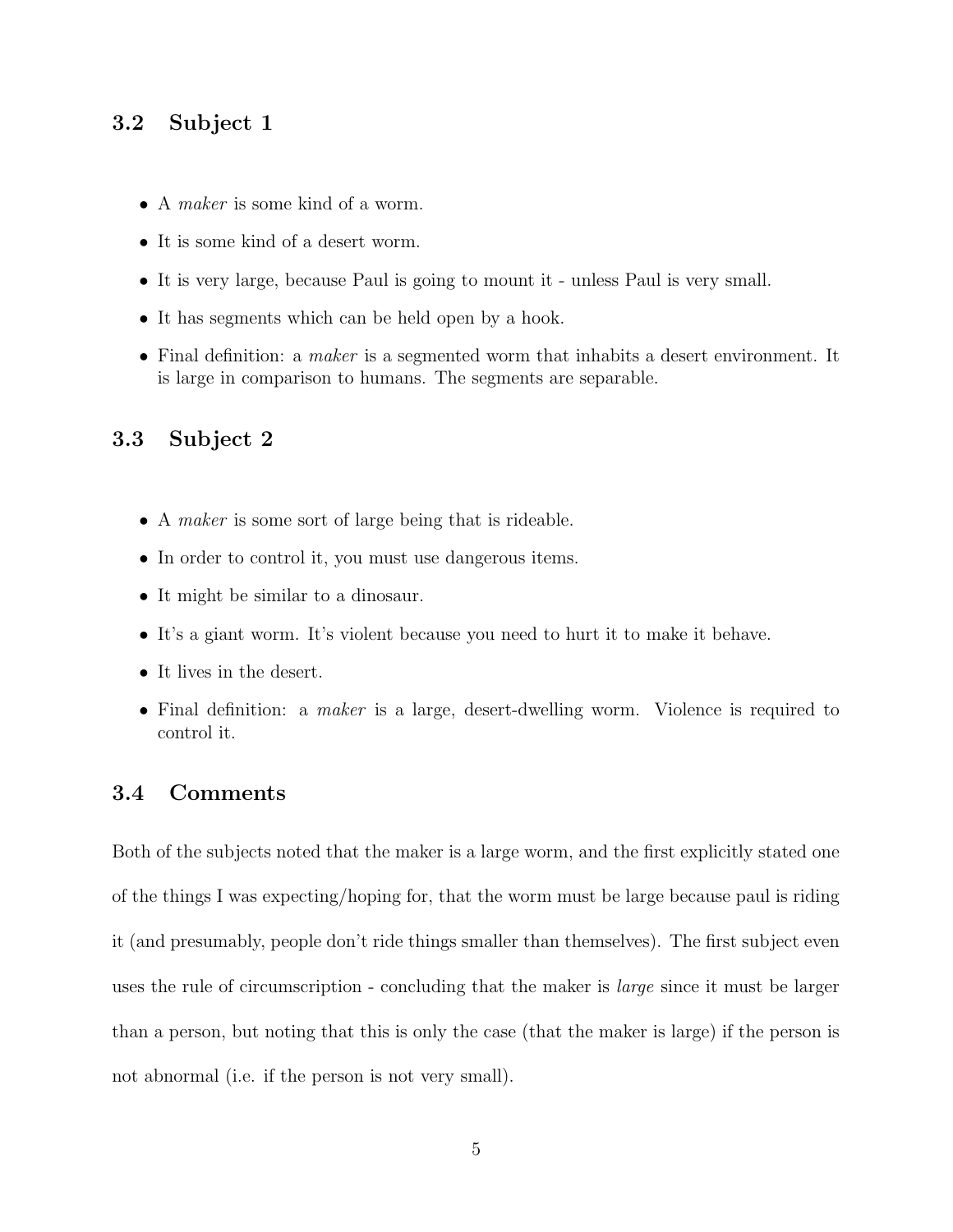### 3.2 Subject 1

- A *maker* is some kind of a worm.
- It is some kind of a desert worm.
- It is very large, because Paul is going to mount it - unless Paul is very small.
- It has segments which can be held open by a hook.
- Final definition: a *maker* is a segmented worm that inhabits a desert environment. It is large in comparison to humans. The segments are separable.

### 3.3 Subject 2

- A *maker* is some sort of large being that is rideable.
- In order to control it, you must use dangerous items.
- It might be similar to a dinosaur.
- It's a giant worm. It's violent because you need to hurt it to make it behave.
- It lives in the desert.
- Final definition: a *maker* is a large, desert-dwelling worm. Violence is required to control it.

### 3.4 Comments

Both of the subjects noted that the maker is a large worm, and the first explicitly stated one of the things I was expecting/hoping for, that the worm must be large because paul is riding it (and presumably, people don't ride things smaller than themselves). The first subject even uses the rule of circumscription - concluding that the maker is *large* since it must be larger than a person, but noting that this is only the case (that the maker is large) if the person is not abnormal (i.e. if the person is not very small).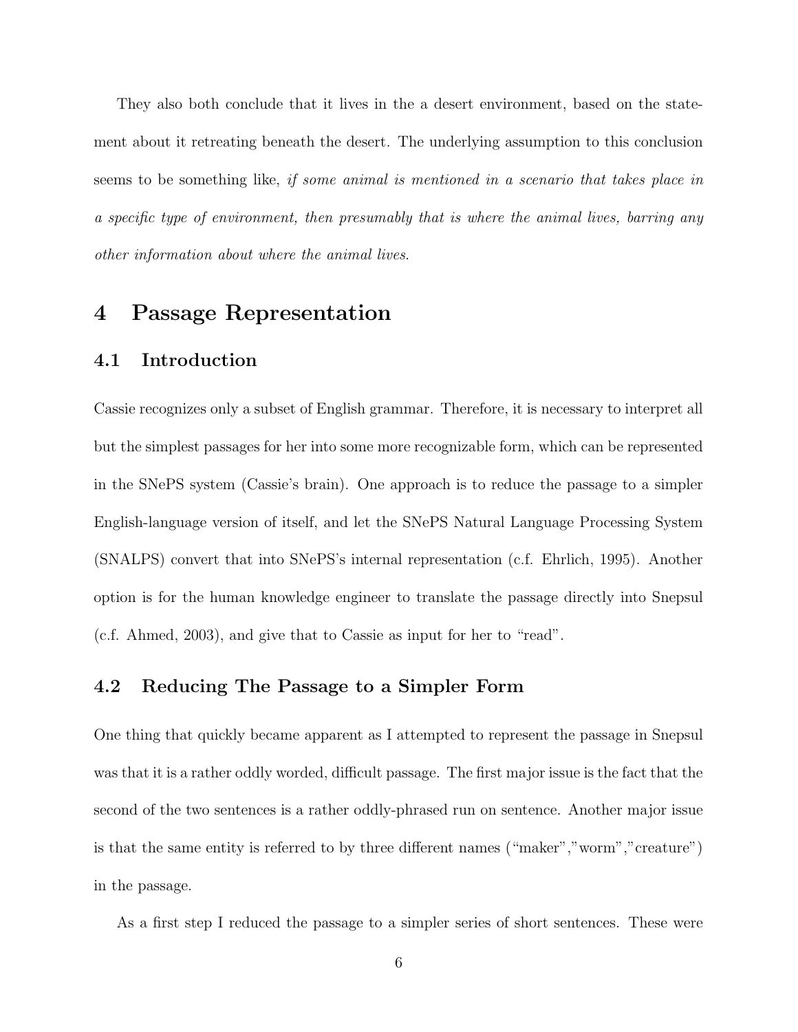They also both conclude that it lives in the a desert environment, based on the statement about it retreating beneath the desert. The underlying assumption to this conclusion seems to be something like, *if some animal is mentioned in a scenario that takes place in a specific type of environment, then presumably that is where the animal lives, barring any other information about where the animal lives.*

# 4 Passage Representation

## 4.1 Introduction

Cassie recognizes only a subset of English grammar. Therefore, it is necessary to interpret all but the simplest passages for her into some more recognizable form, which can be represented in the SNePS system (Cassie's brain). One approach is to reduce the passage to a simpler English-language version of itself, and let the SNePS Natural Language Processing System (SNALPS) convert that into SNePS's internal representation (c.f. Ehrlich, 1995). Another option is for the human knowledge engineer to translate the passage directly into Snepsul (c.f. Ahmed, 2003), and give that to Cassie as input for her to "read".

## 4.2 Reducing The Passage to a Simpler Form

One thing that quickly became apparent as I attempted to represent the passage in Snepsul was that it is a rather oddly worded, difficult passage. The first major issue is the fact that the second of the two sentences is a rather oddly-phrased run on sentence. Another major issue is that the same entity is referred to by three different names ("maker","worm","creature") in the passage.

As a first step I reduced the passage to a simpler series of short sentences. These were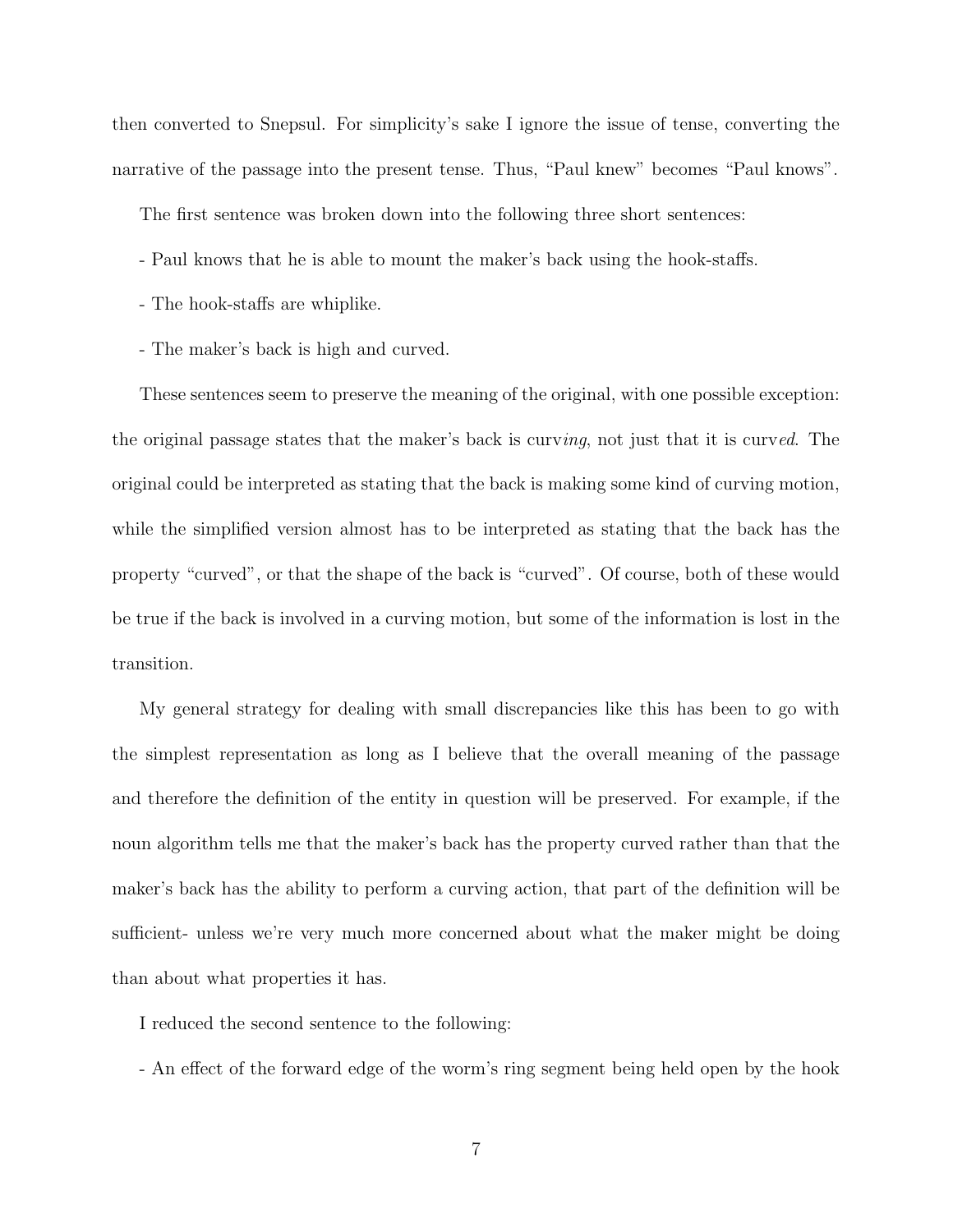then converted to Snepsul. For simplicity's sake I ignore the issue of tense, converting the narrative of the passage into the present tense. Thus, "Paul knew" becomes "Paul knows".

The first sentence was broken down into the following three short sentences:

- Paul knows that he is able to mount the maker's back using the hook-staffs.

- The hook-staffs are whiplike.

- The maker's back is high and curved.

These sentences seem to preserve the meaning of the original, with one possible exception: the original passage states that the maker's back is curv*ing*, not just that it is curv*ed*. The original could be interpreted as stating that the back is making some kind of curving motion, while the simplified version almost has to be interpreted as stating that the back has the property "curved", or that the shape of the back is "curved". Of course, both of these would be true if the back is involved in a curving motion, but some of the information is lost in the transition.

My general strategy for dealing with small discrepancies like this has been to go with the simplest representation as long as I believe that the overall meaning of the passage and therefore the definition of the entity in question will be preserved. For example, if the noun algorithm tells me that the maker's back has the property curved rather than that the maker's back has the ability to perform a curving action, that part of the definition will be sufficient- unless we're very much more concerned about what the maker might be doing than about what properties it has.

I reduced the second sentence to the following:

- An effect of the forward edge of the worm's ring segment being held open by the hook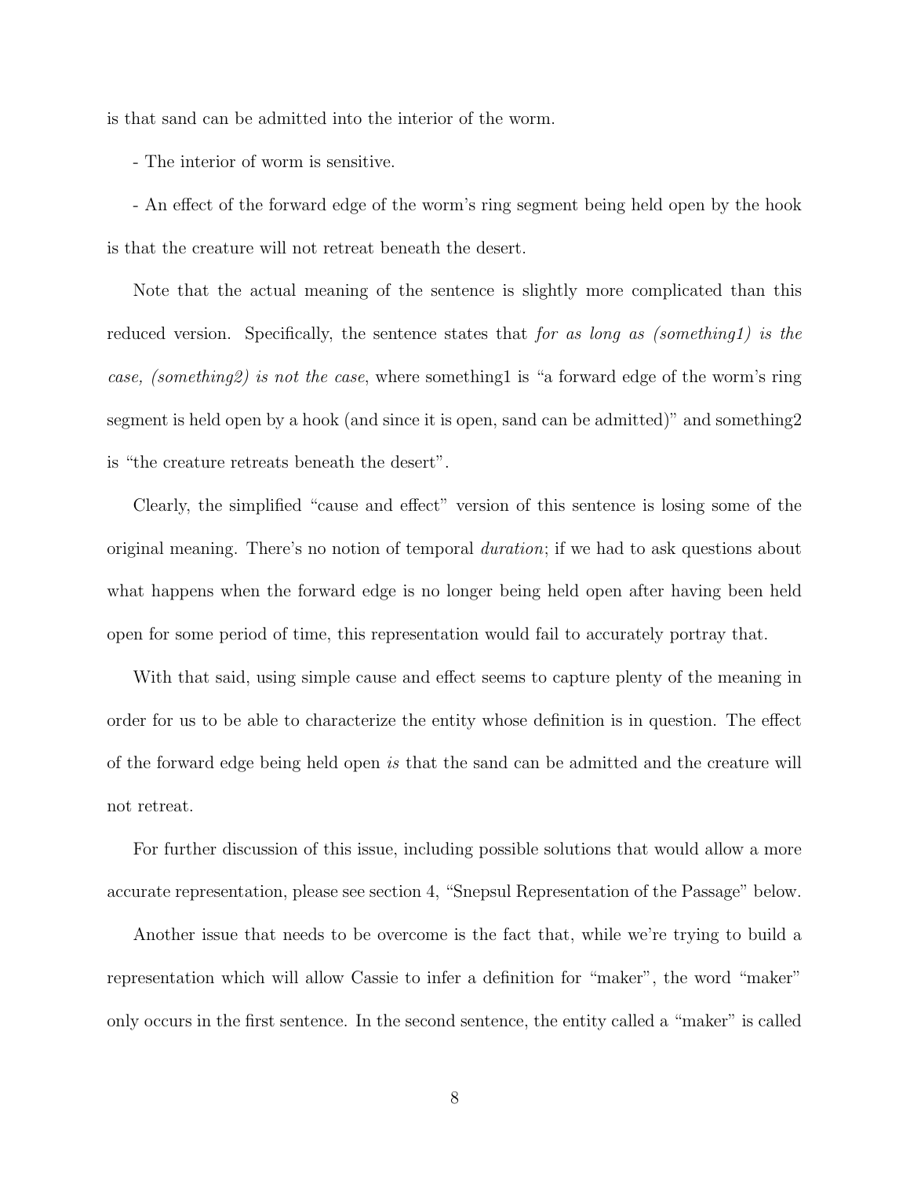is that sand can be admitted into the interior of the worm.

- The interior of worm is sensitive.

- An effect of the forward edge of the worm's ring segment being held open by the hook is that the creature will not retreat beneath the desert.

Note that the actual meaning of the sentence is slightly more complicated than this reduced version. Specifically, the sentence states that *for as long as (something1) is the case, (something2) is not the case*, where something1 is "a forward edge of the worm's ring segment is held open by a hook (and since it is open, sand can be admitted)" and something2 is "the creature retreats beneath the desert".

Clearly, the simplified "cause and effect" version of this sentence is losing some of the original meaning. There's no notion of temporal *duration*; if we had to ask questions about what happens when the forward edge is no longer being held open after having been held open for some period of time, this representation would fail to accurately portray that.

With that said, using simple cause and effect seems to capture plenty of the meaning in order for us to be able to characterize the entity whose definition is in question. The effect of the forward edge being held open *is* that the sand can be admitted and the creature will not retreat.

For further discussion of this issue, including possible solutions that would allow a more accurate representation, please see section 4, "Snepsul Representation of the Passage" below.

Another issue that needs to be overcome is the fact that, while we're trying to build a representation which will allow Cassie to infer a definition for "maker", the word "maker" only occurs in the first sentence. In the second sentence, the entity called a "maker" is called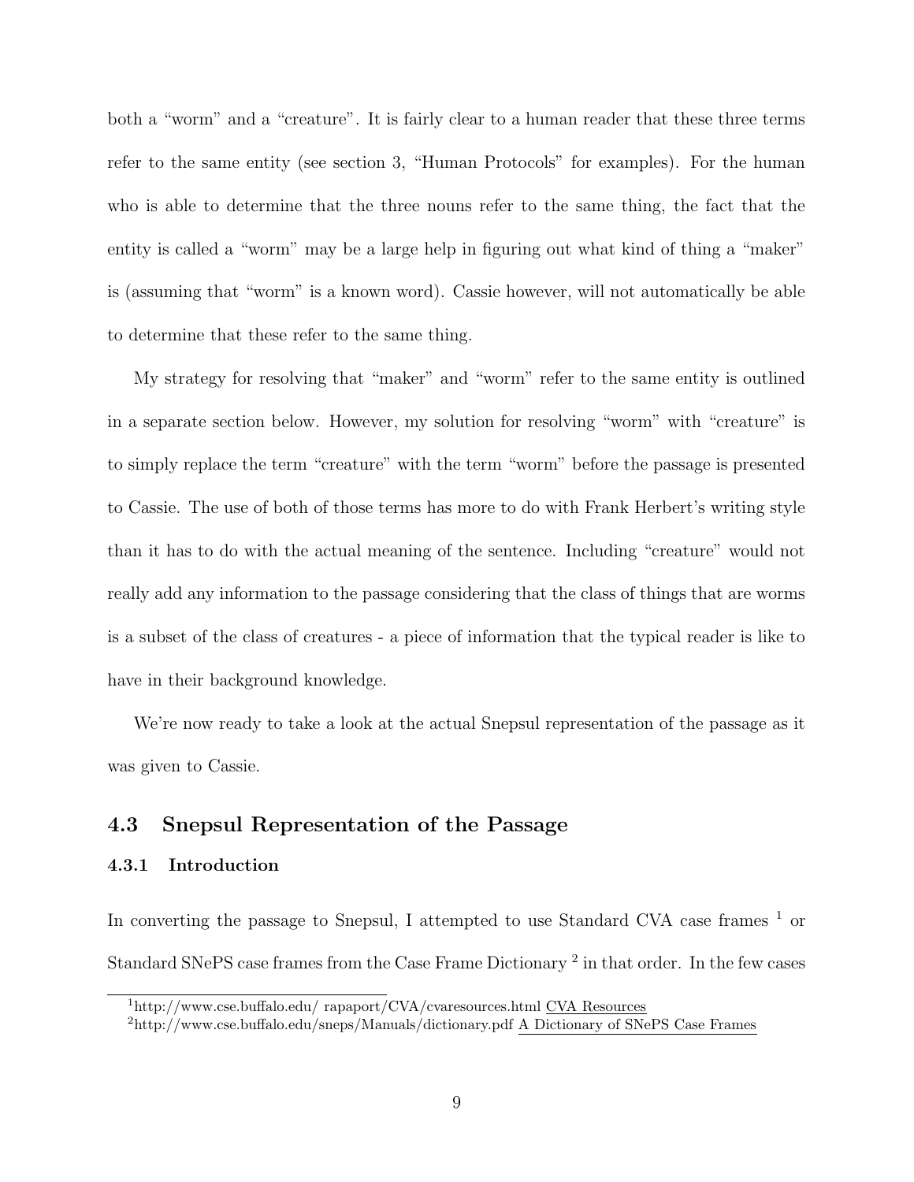both a "worm" and a "creature". It is fairly clear to a human reader that these three terms refer to the same entity (see section 3, "Human Protocols" for examples). For the human who is able to determine that the three nouns refer to the same thing, the fact that the entity is called a "worm" may be a large help in figuring out what kind of thing a "maker" is (assuming that "worm" is a known word). Cassie however, will not automatically be able to determine that these refer to the same thing.

My strategy for resolving that "maker" and "worm" refer to the same entity is outlined in a separate section below. However, my solution for resolving "worm" with "creature" is to simply replace the term "creature" with the term "worm" before the passage is presented to Cassie. The use of both of those terms has more to do with Frank Herbert's writing style than it has to do with the actual meaning of the sentence. Including "creature" would not really add any information to the passage considering that the class of things that are worms is a subset of the class of creatures - a piece of information that the typical reader is like to have in their background knowledge.

We're now ready to take a look at the actual Snepsul representation of the passage as it was given to Cassie.

## 4.3 Snepsul Representation of the Passage

### 4.3.1 Introduction

In converting the passage to Snepsul, I attempted to use Standard CVA case frames [1] or Standard SNePS case frames from the Case Frame Dictionary [2] in that order. In the few cases

[1] http://www.cse.buffalo.edu/ rapaport/CVA/cvaresources.html CVA Resources

[2] http://www.cse.buffalo.edu/sneps/Manuals/dictionary.pdf A Dictionary of SNePS Case Frames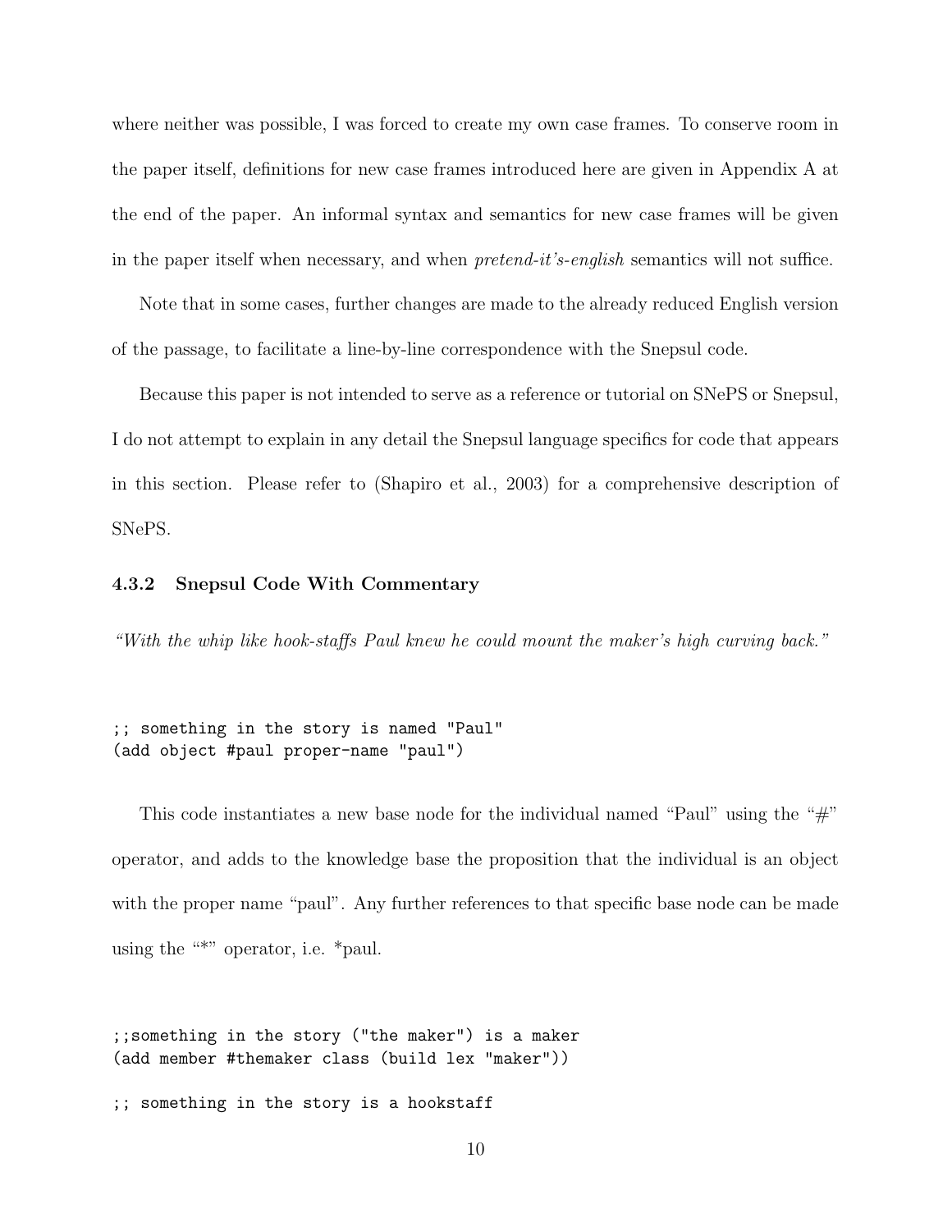where neither was possible, I was forced to create my own case frames. To conserve room in the paper itself, definitions for new case frames introduced here are given in Appendix A at the end of the paper. An informal syntax and semantics for new case frames will be given in the paper itself when necessary, and when *pretend-it's-english* semantics will not suffice.

Note that in some cases, further changes are made to the already reduced English version of the passage, to facilitate a line-by-line correspondence with the Snepsul code.

Because this paper is not intended to serve as a reference or tutorial on SNePS or Snepsul, I do not attempt to explain in any detail the Snepsul language specifics for code that appears in this section. Please refer to (Shapiro et al., 2003) for a comprehensive description of SNePS.

### 4.3.2 Snepsul Code With Commentary

*"With the whip like hook-staffs Paul knew he could mount the maker's high curving back."*

```
;; something in the story is named "Paul"
(add object #paul proper-name "paul")
```

This code instantiates a new base node for the individual named "Paul" using the "#" operator, and adds to the knowledge base the proposition that the individual is an object with the proper name "paul". Any further references to that specific base node can be made using the "*" operator, i.e. *paul.

```
;;something in the story ("the maker") is a maker
(add member #themaker class (build lex "maker"))

;; something in the story is a hookstaff
```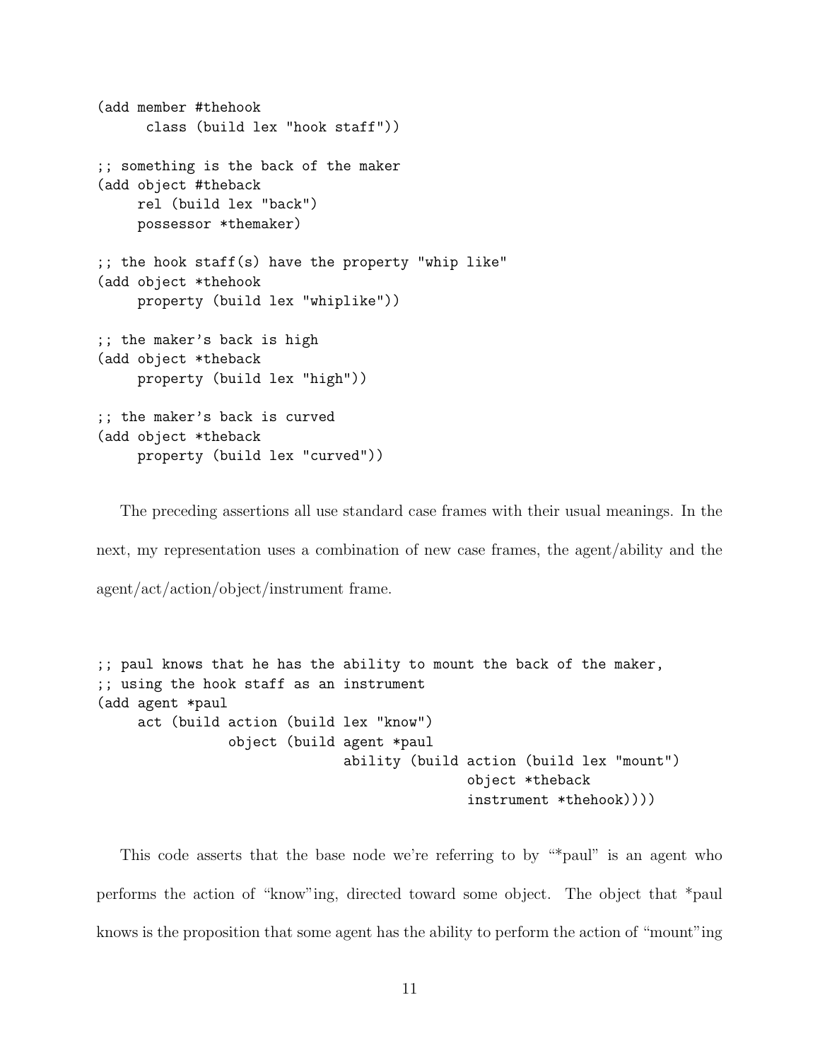```
(add member #thehook
      class (build lex "hook staff"))

;; something is the back of the maker
(add object #theback
     rel (build lex "back")
     possessor *themaker)

;; the hook staff(s) have the property "whip like"
(add object *thehook
     property (build lex "whiplike"))

;; the maker's back is high
(add object *theback
     property (build lex "high"))

;; the maker's back is curved
(add object *theback
     property (build lex "curved"))
```

The preceding assertions all use standard case frames with their usual meanings. In the next, my representation uses a combination of new case frames, the agent/ability and the agent/act/action/object/instrument frame.

```
;; paul knows that he has the ability to mount the back of the maker,
;; using the hook staff as an instrument
(add agent *paul
     act (build action (build lex "know")
                object (build agent *paul
                              ability (build action (build lex "mount")
                                             object *theback
                                             instrument *thehook))))
```

This code asserts that the base node we're referring to by "*paul" is an agent who performs the action of "know"ing, directed toward some object. The object that *paul knows is the proposition that some agent has the ability to perform the action of "mount"ing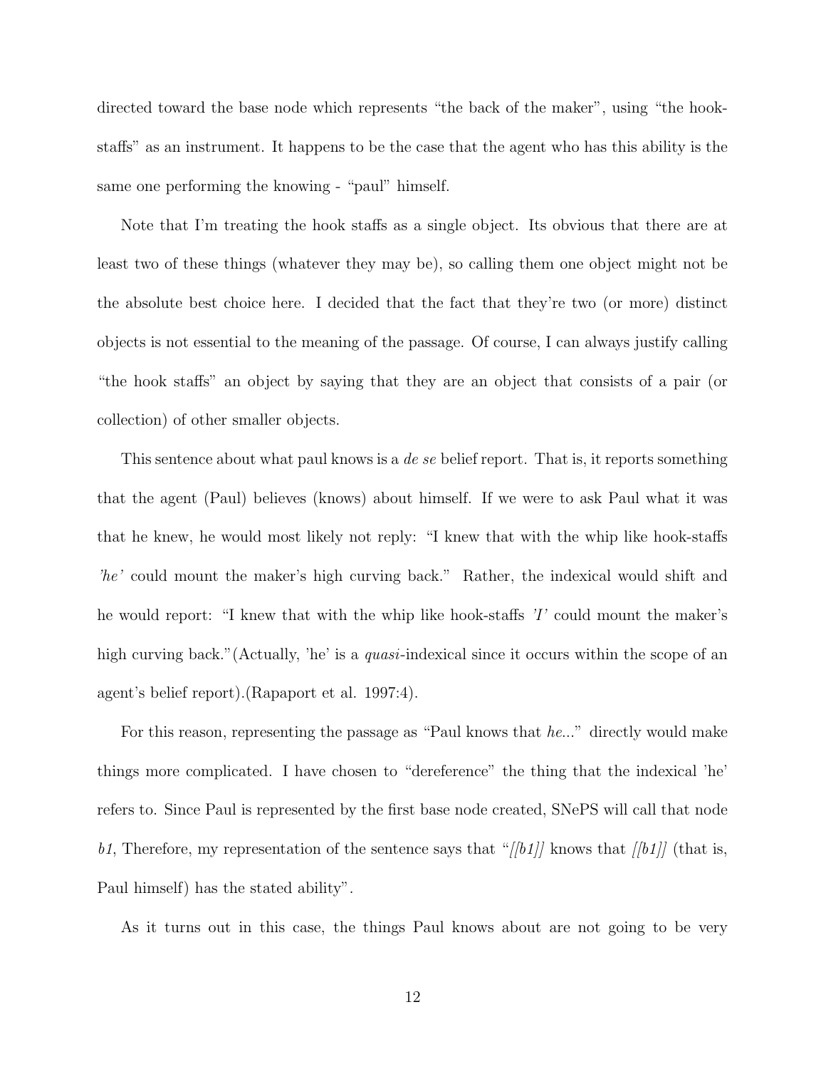directed toward the base node which represents "the back of the maker", using "the hook-staffs" as an instrument. It happens to be the case that the agent who has this ability is the same one performing the knowing - "paul" himself.

Note that I'm treating the hook staffs as a single object. Its obvious that there are at least two of these things (whatever they may be), so calling them one object might not be the absolute best choice here. I decided that the fact that they're two (or more) distinct objects is not essential to the meaning of the passage. Of course, I can always justify calling "the hook staffs" an object by saying that they are an object that consists of a pair (or collection) of other smaller objects.

This sentence about what paul knows is a *de se* belief report. That is, it reports something that the agent (Paul) believes (knows) about himself. If we were to ask Paul what it was that he knew, he would most likely not reply: "I knew that with the whip like hook-staffs *'he'* could mount the maker's high curving back." Rather, the indexical would shift and he would report: "I knew that with the whip like hook-staffs *'I'* could mount the maker's high curving back."(Actually, 'he' is a *quasi*-indexical since it occurs within the scope of an agent's belief report).(Rapaport et al. 1997:4).

For this reason, representing the passage as "Paul knows that *he*..." directly would make things more complicated. I have chosen to "dereference" the thing that the indexical 'he' refers to. Since Paul is represented by the first base node created, SNePS will call that node *b1*, Therefore, my representation of the sentence says that "*[[b1]]* knows that *[[b1]]* (that is, Paul himself) has the stated ability".

As it turns out in this case, the things Paul knows about are not going to be very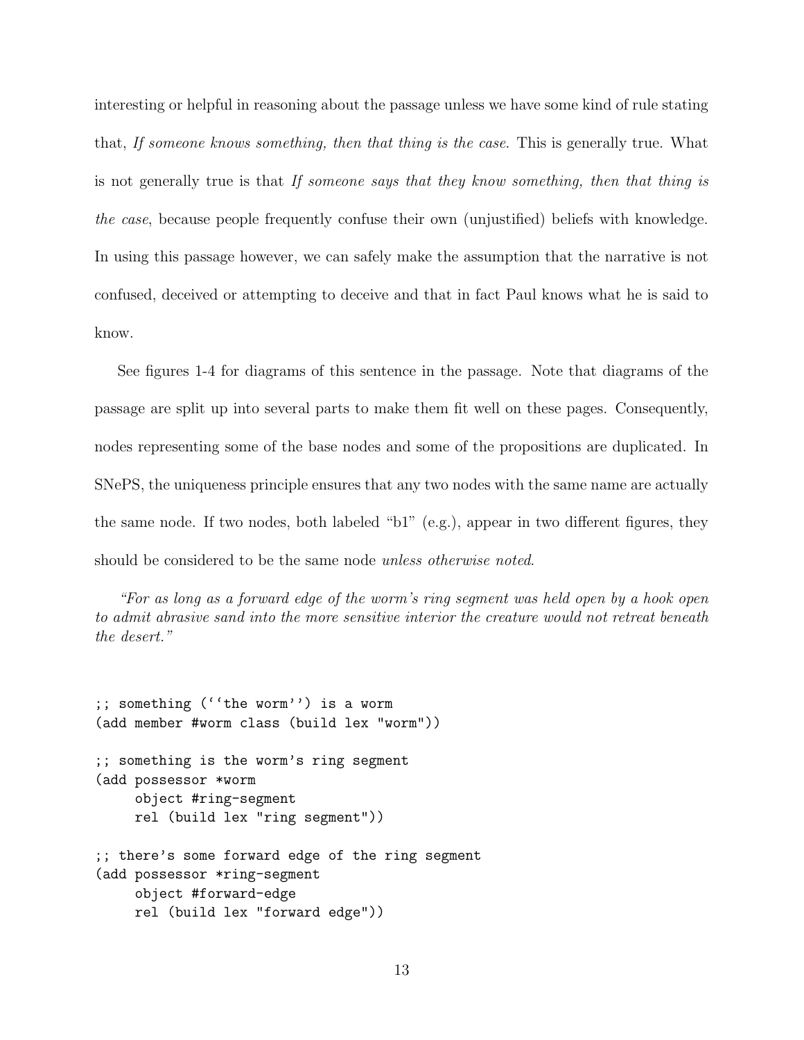interesting or helpful in reasoning about the passage unless we have some kind of rule stating that, *If someone knows something, then that thing is the case*. This is generally true. What is not generally true is that *If someone says that they know something, then that thing is the case*, because people frequently confuse their own (unjustified) beliefs with knowledge. In using this passage however, we can safely make the assumption that the narrative is not confused, deceived or attempting to deceive and that in fact Paul knows what he is said to know.

See figures 1-4 for diagrams of this sentence in the passage. Note that diagrams of the passage are split up into several parts to make them fit well on these pages. Consequently, nodes representing some of the base nodes and some of the propositions are duplicated. In SNePS, the uniqueness principle ensures that any two nodes with the same name are actually the same node. If two nodes, both labeled "b1" (e.g.), appear in two different figures, they should be considered to be the same node *unless otherwise noted*.

> *"For as long as a forward edge of the worm's ring segment was held open by a hook open to admit abrasive sand into the more sensitive interior the creature would not retreat beneath the desert."*

```
;; something (``the worm'') is a worm
(add member #worm class (build lex "worm"))

;; something is the worm's ring segment
(add possessor *worm
     object #ring-segment
     rel (build lex "ring segment"))

;; there's some forward edge of the ring segment
(add possessor *ring-segment
     object #forward-edge
     rel (build lex "forward edge"))
```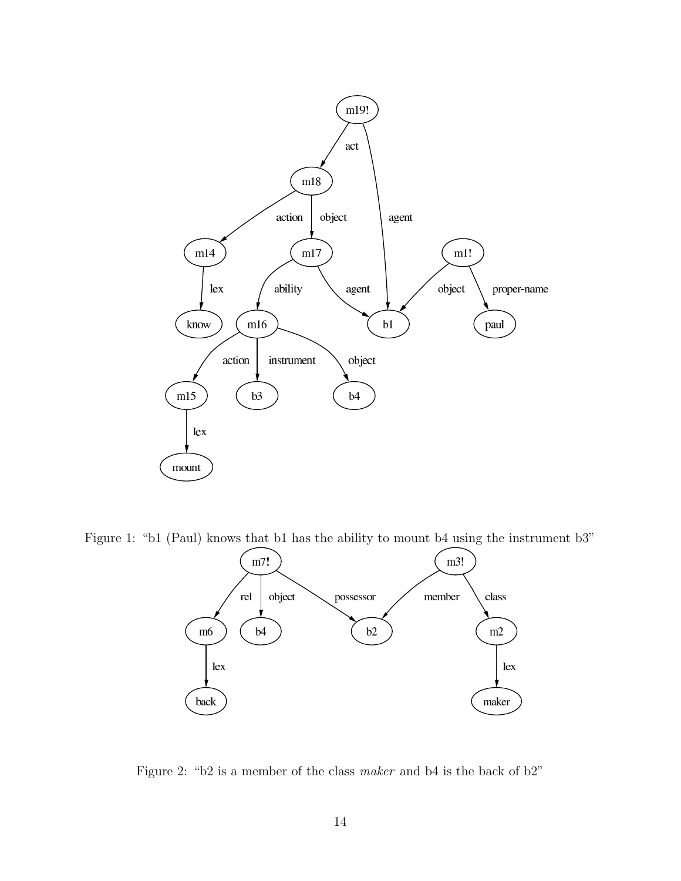Figure 1: "b1 (Paul) knows that b1 has the ability to mount b4 using the instrument b3"

Figure 2: "b2 is a member of the class *maker* and b4 is the back of b2"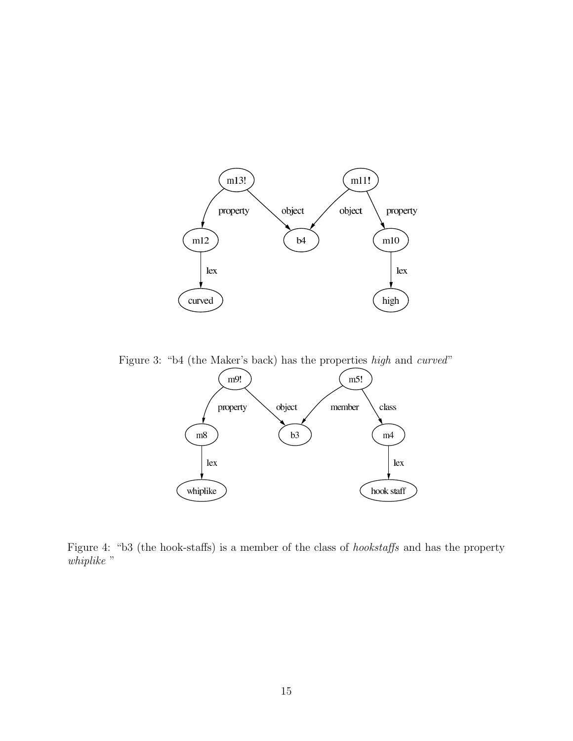Figure 3: "b4 (the Maker's back) has the properties *high* and *curved*"

Figure 4: "b3 (the hook-staffs) is a member of the class of *hookstaffs* and has the property *whiplike* "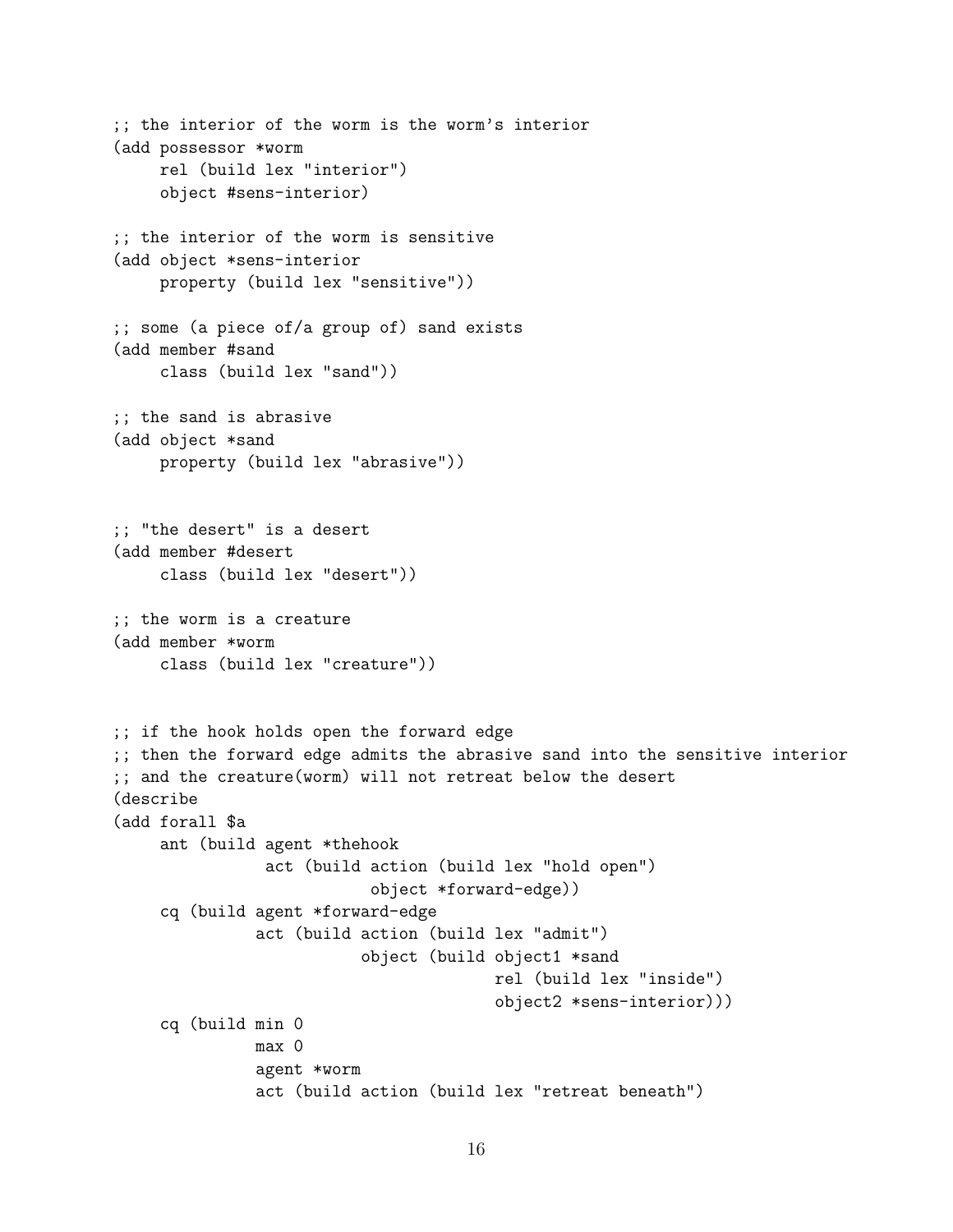```
;; the interior of the worm is the worm's interior
(add possessor *worm
     rel (build lex "interior")
     object #sens-interior)

;; the interior of the worm is sensitive
(add object *sens-interior
     property (build lex "sensitive"))

;; some (a piece of/a group of) sand exists
(add member #sand
     class (build lex "sand"))

;; the sand is abrasive
(add object *sand
     property (build lex "abrasive"))


;; "the desert" is a desert
(add member #desert
     class (build lex "desert"))

;; the worm is a creature
(add member *worm
     class (build lex "creature"))


;; if the hook holds open the forward edge
;; then the forward edge admits the abrasive sand into the sensitive interior
;; and the creature(worm) will not retreat below the desert
(describe
(add forall $a
     ant (build agent *thehook
                act (build action (build lex "hold open")
                           object *forward-edge))
     cq (build agent *forward-edge
               act (build action (build lex "admit")
                          object (build object1 *sand
                                        rel (build lex "inside")
                                        object2 *sens-interior)))
     cq (build min 0
               max 0
               agent *worm
               act (build action (build lex "retreat beneath")
```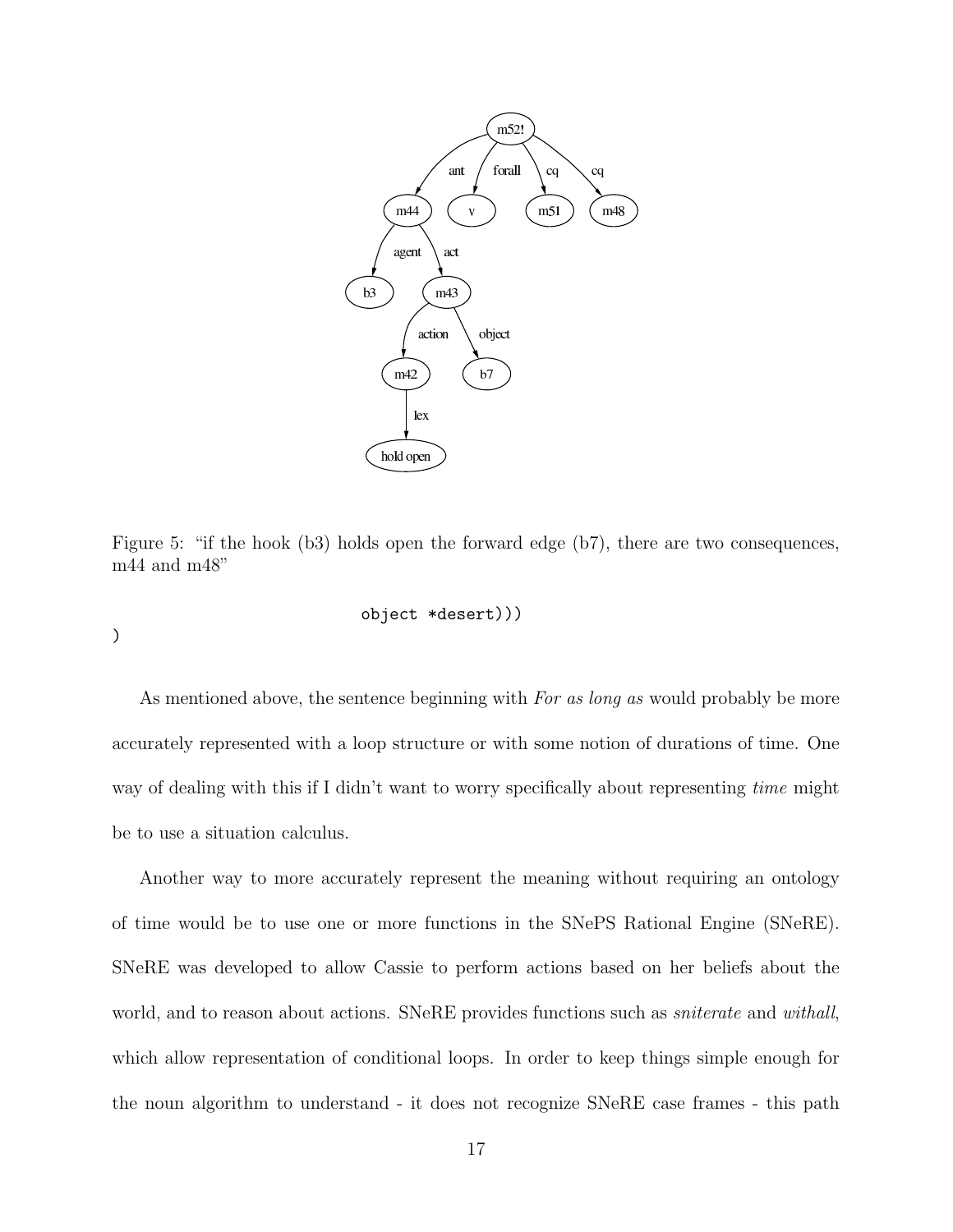Figure 5: "if the hook (b3) holds open the forward edge (b7), there are two consequences, m44 and m48"

```
                              object *desert)))
)
```

As mentioned above, the sentence beginning with *For as long as* would probably be more accurately represented with a loop structure or with some notion of durations of time. One way of dealing with this if I didn't want to worry specifically about representing *time* might be to use a situation calculus.

Another way to more accurately represent the meaning without requiring an ontology of time would be to use one or more functions in the SNePS Rational Engine (SNeRE). SNeRE was developed to allow Cassie to perform actions based on her beliefs about the world, and to reason about actions. SNeRE provides functions such as *sniterate* and *withall*, which allow representation of conditional loops. In order to keep things simple enough for the noun algorithm to understand - it does not recognize SNeRE case frames - this path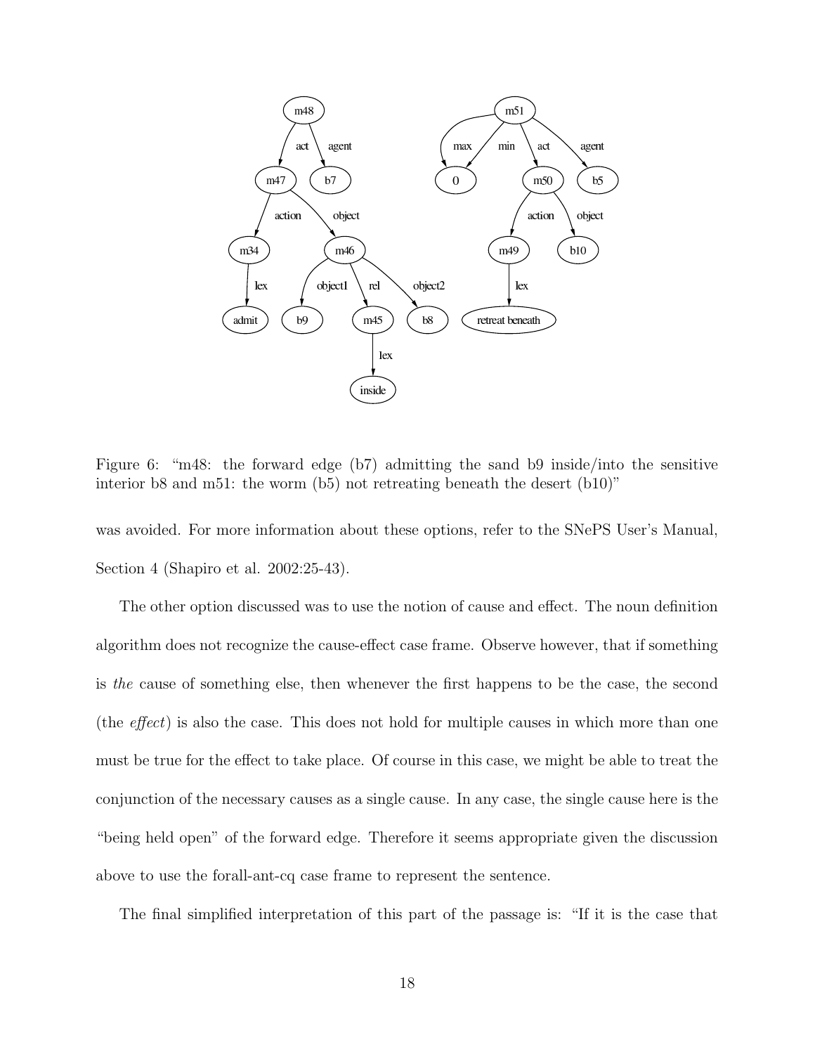Figure 6: "m48: the forward edge (b7) admitting the sand b9 inside/into the sensitive interior b8 and m51: the worm (b5) not retreating beneath the desert (b10)"

was avoided. For more information about these options, refer to the SNePS User's Manual, Section 4 (Shapiro et al. 2002:25-43).

The other option discussed was to use the notion of cause and effect. The noun definition algorithm does not recognize the cause-effect case frame. Observe however, that if something is *the* cause of something else, then whenever the first happens to be the case, the second (the *effect*) is also the case. This does not hold for multiple causes in which more than one must be true for the effect to take place. Of course in this case, we might be able to treat the conjunction of the necessary causes as a single cause. In any case, the single cause here is the "being held open" of the forward edge. Therefore it seems appropriate given the discussion above to use the forall-ant-cq case frame to represent the sentence.

The final simplified interpretation of this part of the passage is: "If it is the case that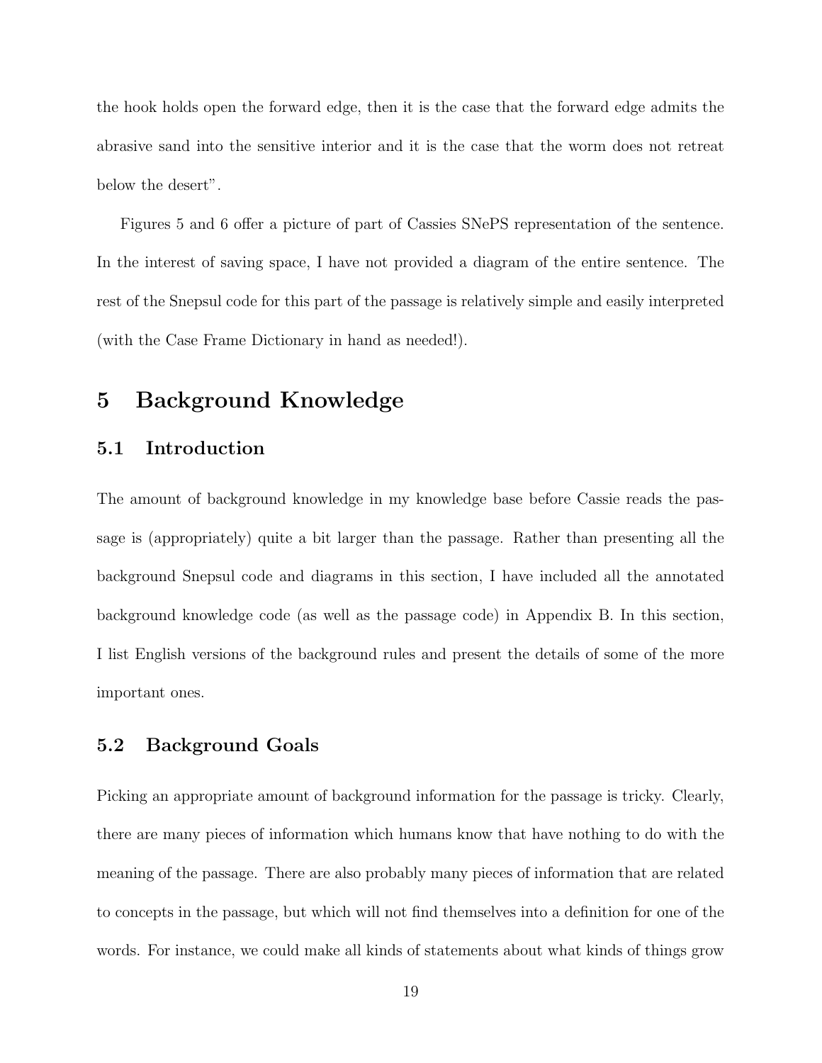the hook holds open the forward edge, then it is the case that the forward edge admits the abrasive sand into the sensitive interior and it is the case that the worm does not retreat below the desert".

Figures 5 and 6 offer a picture of part of Cassies SNePS representation of the sentence. In the interest of saving space, I have not provided a diagram of the entire sentence. The rest of the Snepsul code for this part of the passage is relatively simple and easily interpreted (with the Case Frame Dictionary in hand as needed!).

# 5 Background Knowledge

## 5.1 Introduction

The amount of background knowledge in my knowledge base before Cassie reads the passage is (appropriately) quite a bit larger than the passage. Rather than presenting all the background Snepsul code and diagrams in this section, I have included all the annotated background knowledge code (as well as the passage code) in Appendix B. In this section, I list English versions of the background rules and present the details of some of the more important ones.

## 5.2 Background Goals

Picking an appropriate amount of background information for the passage is tricky. Clearly, there are many pieces of information which humans know that have nothing to do with the meaning of the passage. There are also probably many pieces of information that are related to concepts in the passage, but which will not find themselves into a definition for one of the words. For instance, we could make all kinds of statements about what kinds of things grow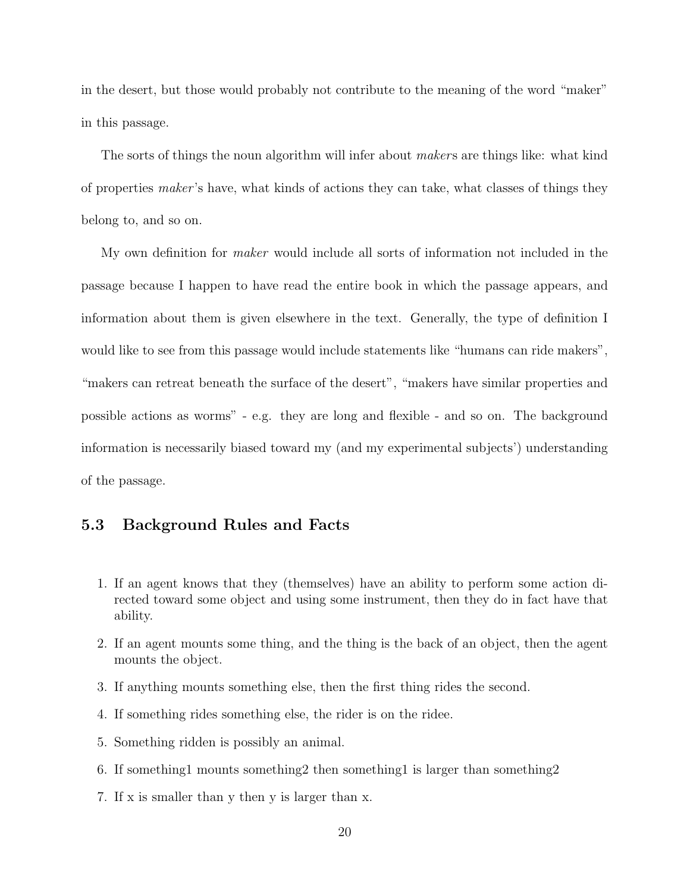in the desert, but those would probably not contribute to the meaning of the word "maker" in this passage.

The sorts of things the noun algorithm will infer about *maker*s are things like: what kind of properties *maker*'s have, what kinds of actions they can take, what classes of things they belong to, and so on.

My own definition for *maker* would include all sorts of information not included in the passage because I happen to have read the entire book in which the passage appears, and information about them is given elsewhere in the text. Generally, the type of definition I would like to see from this passage would include statements like "humans can ride makers", "makers can retreat beneath the surface of the desert", "makers have similar properties and possible actions as worms" - e.g. they are long and flexible - and so on. The background information is necessarily biased toward my (and my experimental subjects') understanding of the passage.

## 5.3 Background Rules and Facts

1. If an agent knows that they (themselves) have an ability to perform some action directed toward some object and using some instrument, then they do in fact have that ability.
2. If an agent mounts some thing, and the thing is the back of an object, then the agent mounts the object.
3. If anything mounts something else, then the first thing rides the second.
4. If something rides something else, the rider is on the ridee.
5. Something ridden is possibly an animal.
6. If something1 mounts something2 then something1 is larger than something2
7. If x is smaller than y then y is larger than x.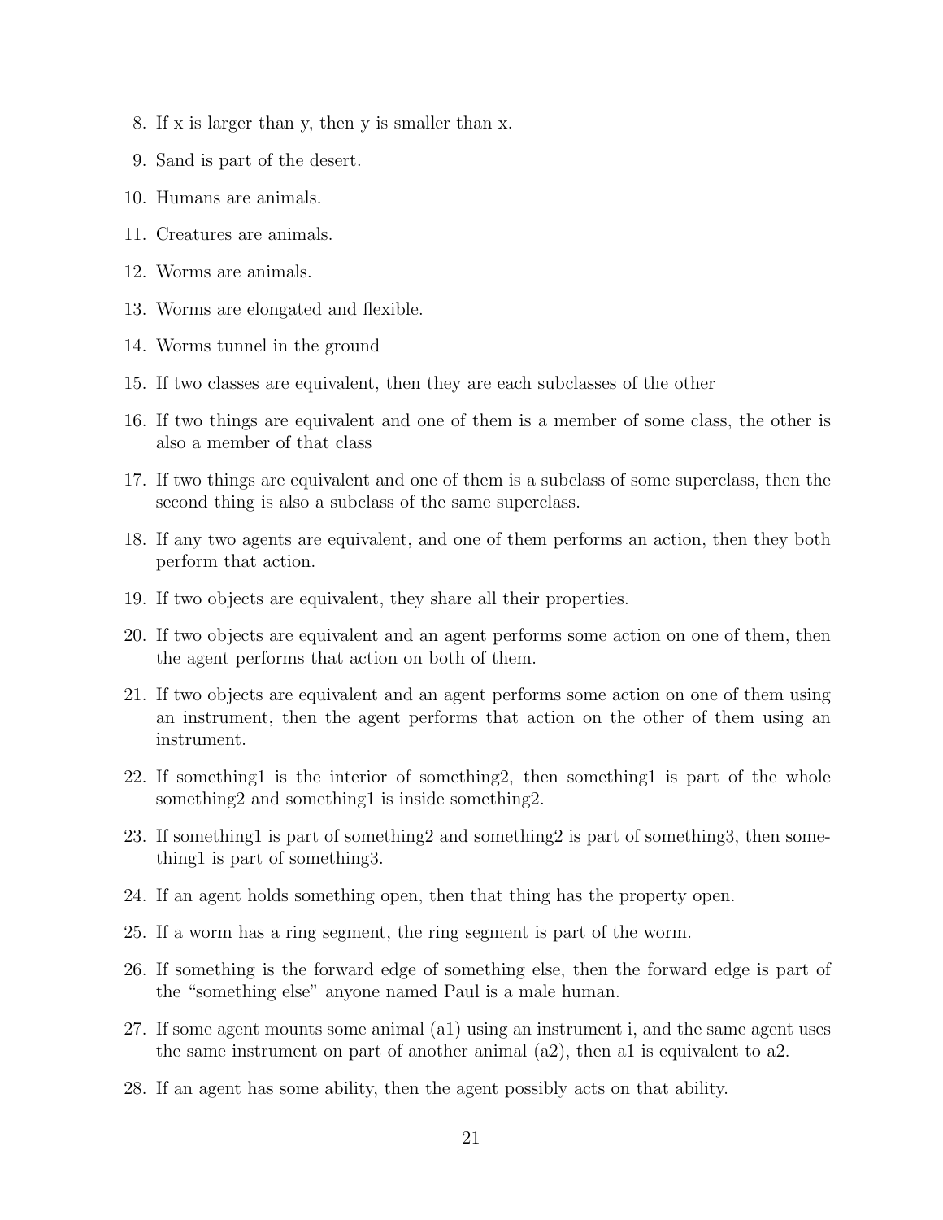8. If x is larger than y, then y is smaller than x.
9. Sand is part of the desert.
10. Humans are animals.
11. Creatures are animals.
12. Worms are animals.
13. Worms are elongated and flexible.
14. Worms tunnel in the ground
15. If two classes are equivalent, then they are each subclasses of the other
16. If two things are equivalent and one of them is a member of some class, the other is also a member of that class
17. If two things are equivalent and one of them is a subclass of some superclass, then the second thing is also a subclass of the same superclass.
18. If any two agents are equivalent, and one of them performs an action, then they both perform that action.
19. If two objects are equivalent, they share all their properties.
20. If two objects are equivalent and an agent performs some action on one of them, then the agent performs that action on both of them.
21. If two objects are equivalent and an agent performs some action on one of them using an instrument, then the agent performs that action on the other of them using an instrument.
22. If something1 is the interior of something2, then something1 is part of the whole something2 and something1 is inside something2.
23. If something1 is part of something2 and something2 is part of something3, then something1 is part of something3.
24. If an agent holds something open, then that thing has the property open.
25. If a worm has a ring segment, the ring segment is part of the worm.
26. If something is the forward edge of something else, then the forward edge is part of the "something else" anyone named Paul is a male human.
27. If some agent mounts some animal (a1) using an instrument i, and the same agent uses the same instrument on part of another animal (a2), then a1 is equivalent to a2.
28. If an agent has some ability, then the agent possibly acts on that ability.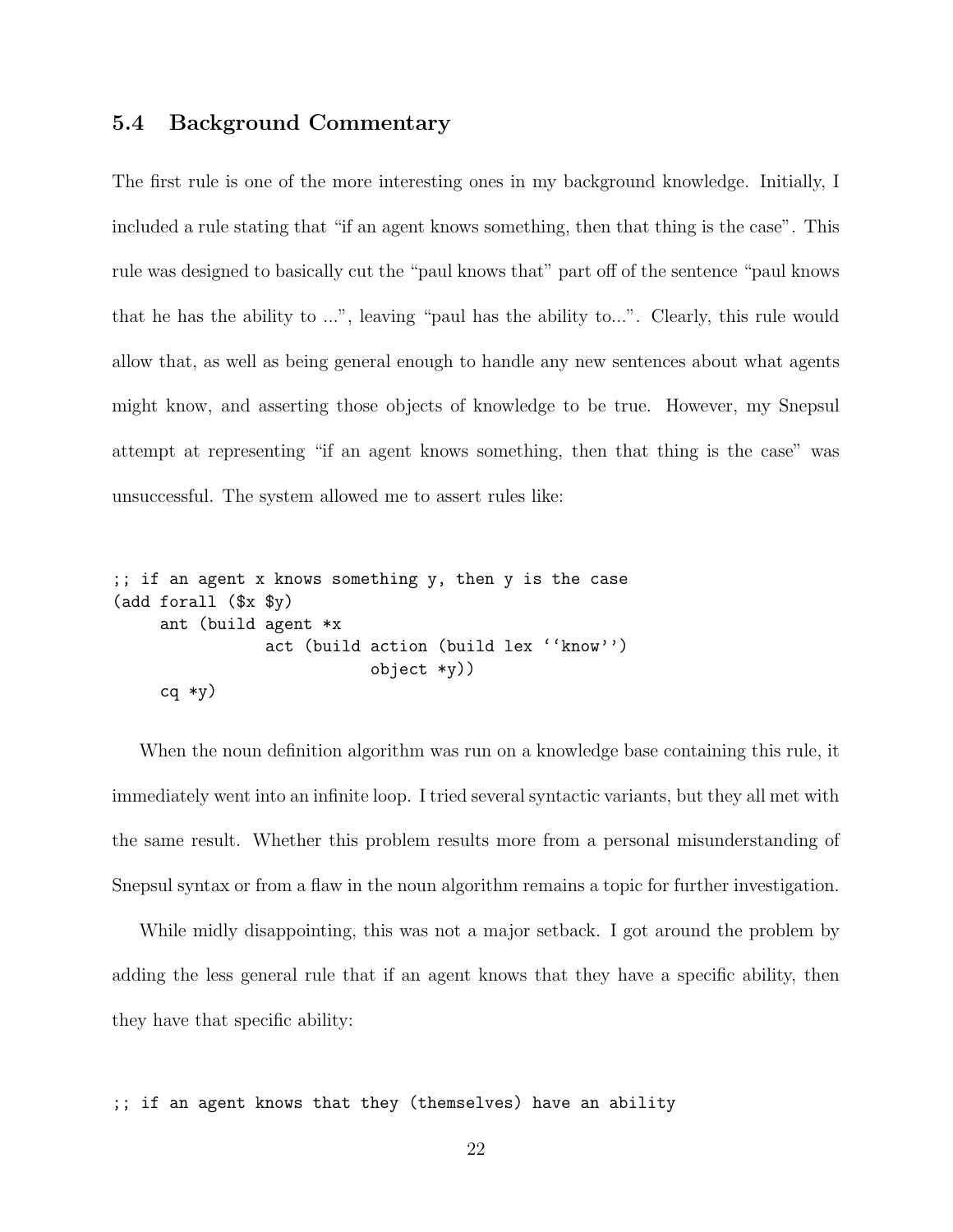## 5.4 Background Commentary

The first rule is one of the more interesting ones in my background knowledge. Initially, I included a rule stating that "if an agent knows something, then that thing is the case". This rule was designed to basically cut the "paul knows that" part off of the sentence "paul knows that he has the ability to ...", leaving "paul has the ability to...". Clearly, this rule would allow that, as well as being general enough to handle any new sentences about what agents might know, and asserting those objects of knowledge to be true. However, my Snepsul attempt at representing "if an agent knows something, then that thing is the case" was unsuccessful. The system allowed me to assert rules like:

```
;; if an agent x knows something y, then y is the case
(add forall ($x $y)
     ant (build agent *x
                act (build action (build lex ``know'')
                           object *y))
     cq *y)
```

When the noun definition algorithm was run on a knowledge base containing this rule, it immediately went into an infinite loop. I tried several syntactic variants, but they all met with the same result. Whether this problem results more from a personal misunderstanding of Snepsul syntax or from a flaw in the noun algorithm remains a topic for further investigation.

While midly disappointing, this was not a major setback. I got around the problem by adding the less general rule that if an agent knows that they have a specific ability, then they have that specific ability:

```
;; if an agent knows that they (themselves) have an ability
```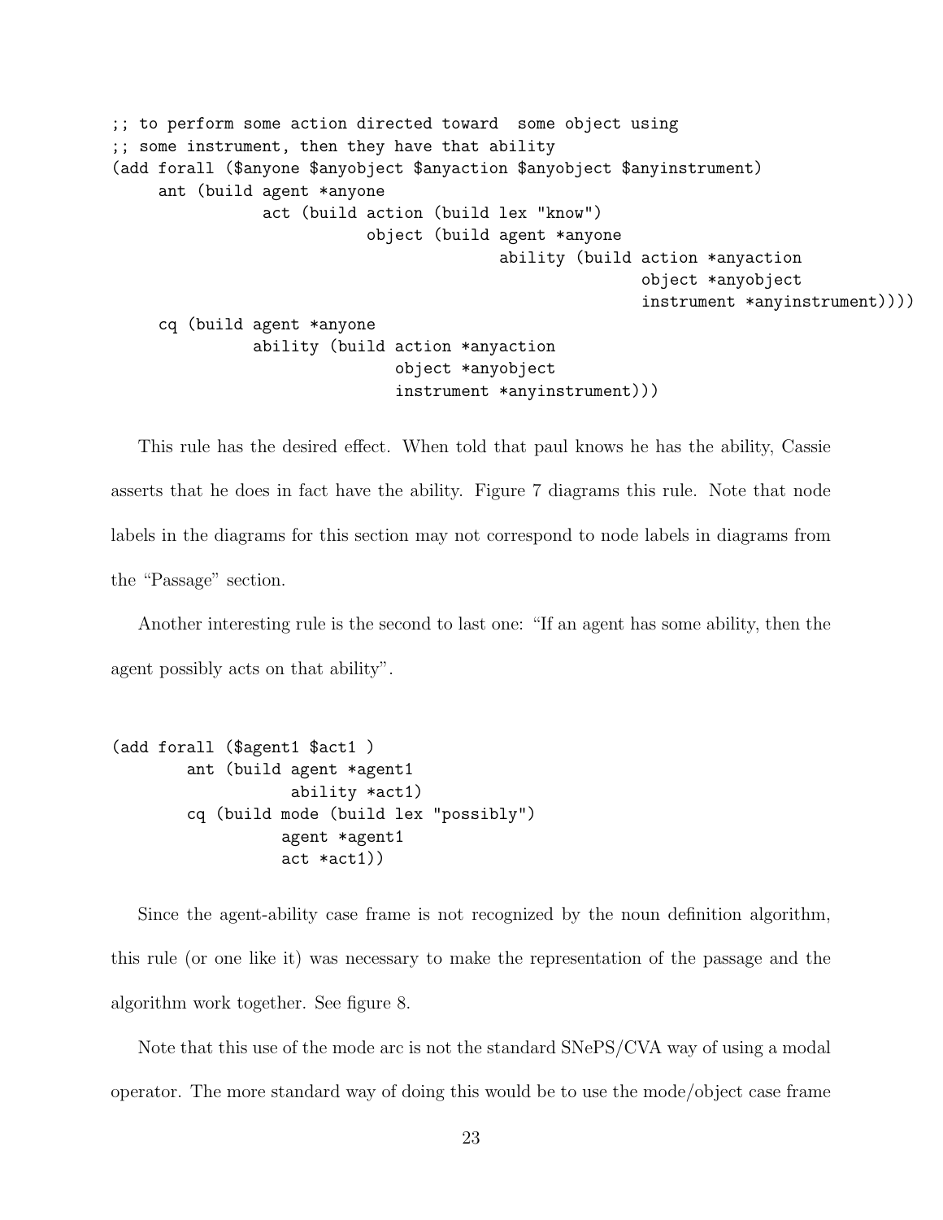```
;; to perform some action directed toward  some object using
;; some instrument, then they have that ability
(add forall ($anyone $anyobject $anyaction $anyobject $anyinstrument)
     ant (build agent *anyone
                act (build action (build lex "know")
                           object (build agent *anyone
                                         ability (build action *anyaction
                                                        object *anyobject
                                                        instrument *anyinstrument))))
     cq (build agent *anyone
               ability (build action *anyaction
                              object *anyobject
                              instrument *anyinstrument)))
```

This rule has the desired effect. When told that paul knows he has the ability, Cassie asserts that he does in fact have the ability. Figure 7 diagrams this rule. Note that node labels in the diagrams for this section may not correspond to node labels in diagrams from the "Passage" section.

Another interesting rule is the second to last one: "If an agent has some ability, then the agent possibly acts on that ability".

```
(add forall ($agent1 $act1 )
        ant (build agent *agent1
                   ability *act1)
        cq (build mode (build lex "possibly")
                  agent *agent1
                  act *act1))
```

Since the agent-ability case frame is not recognized by the noun definition algorithm, this rule (or one like it) was necessary to make the representation of the passage and the algorithm work together. See figure 8.

Note that this use of the mode arc is not the standard SNePS/CVA way of using a modal operator. The more standard way of doing this would be to use the mode/object case frame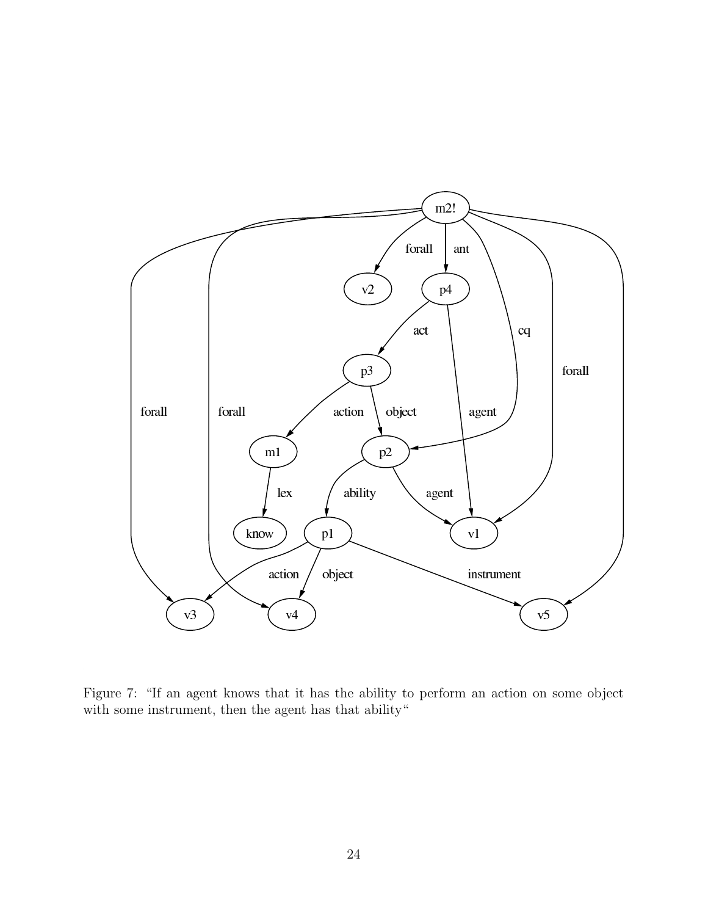Figure 7: "If an agent knows that it has the ability to perform an action on some object with some instrument, then the agent has that ability"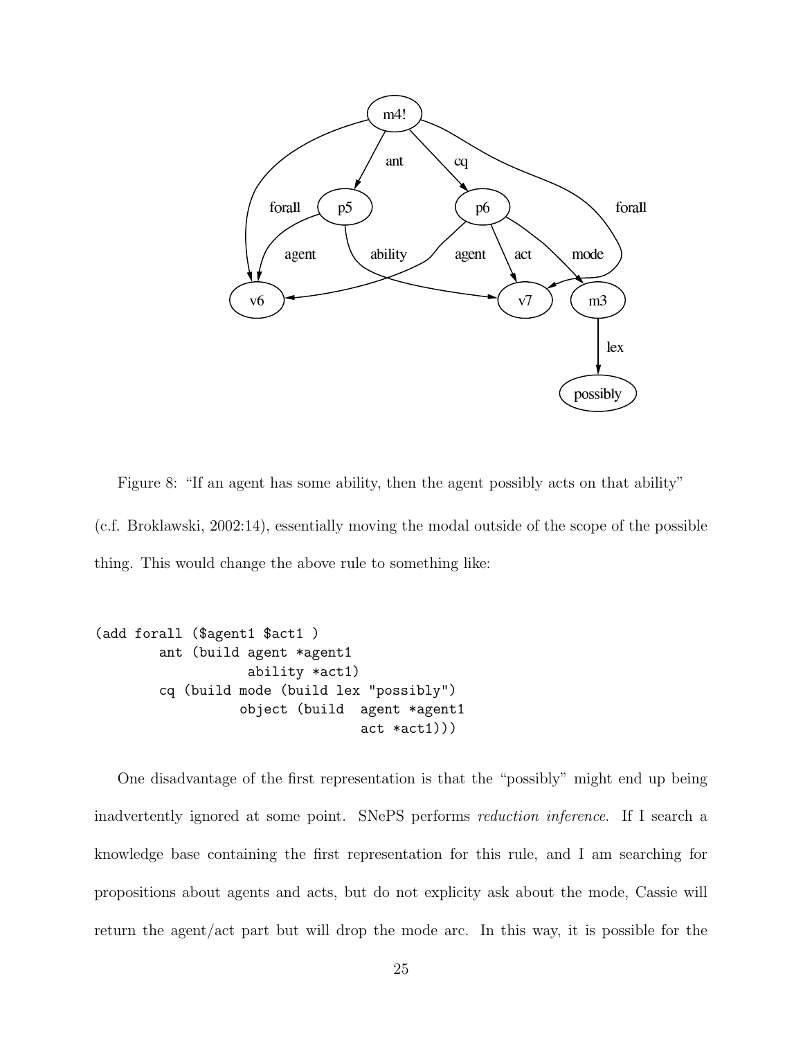Figure 8: "If an agent has some ability, then the agent possibly acts on that ability"

(c.f. Broklawski, 2002:14), essentially moving the modal outside of the scope of the possible thing. This would change the above rule to something like:

```
(add forall ($agent1 $act1 )
        ant (build agent *agent1
                   ability *act1)
        cq (build mode (build lex "possibly")
                  object (build  agent *agent1
                                 act *act1)))
```

One disadvantage of the first representation is that the "possibly" might end up being inadvertently ignored at some point. SNePS performs *reduction inference*. If I search a knowledge base containing the first representation for this rule, and I am searching for propositions about agents and acts, but do not explicity ask about the mode, Cassie will return the agent/act part but will drop the mode arc. In this way, it is possible for the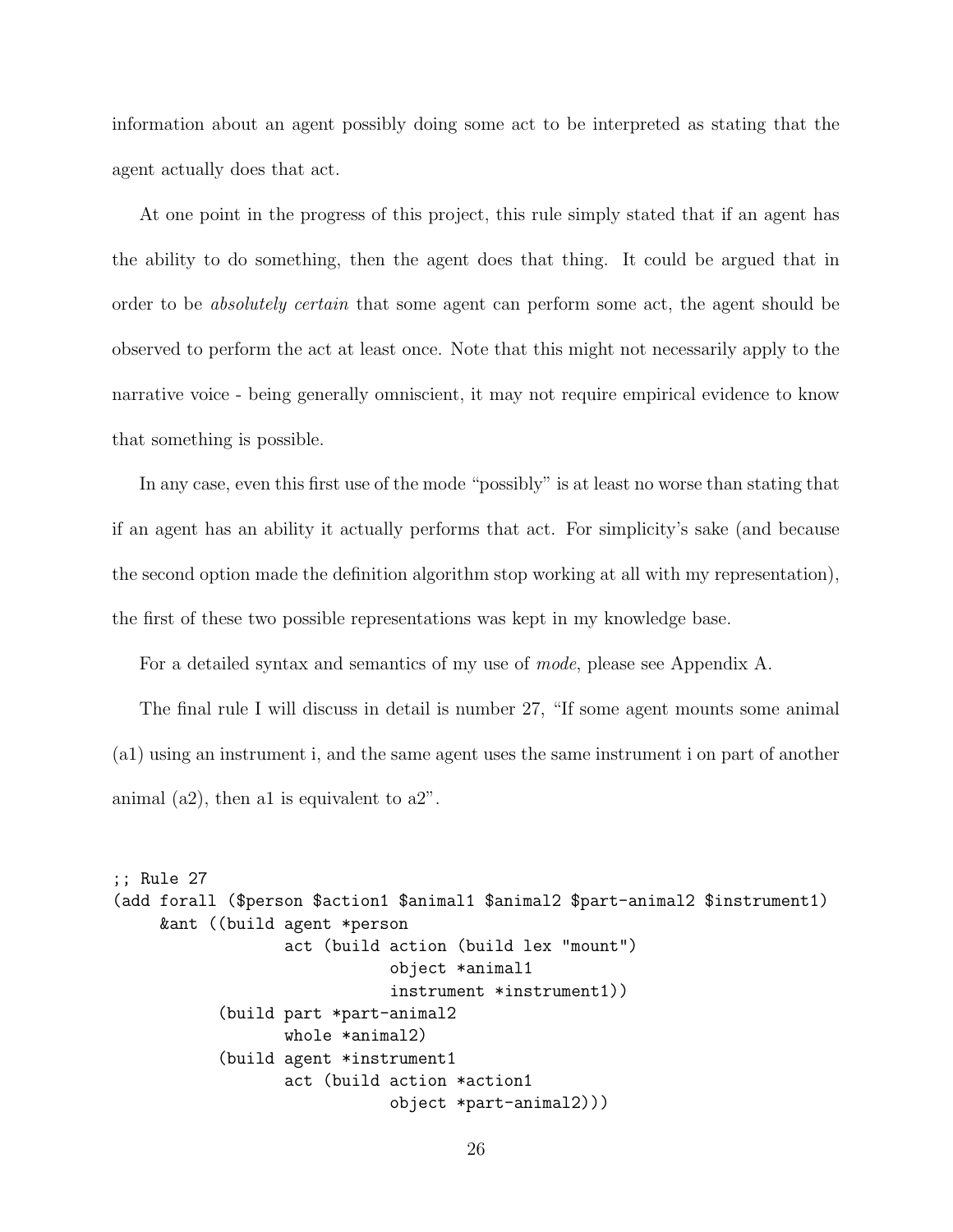information about an agent possibly doing some act to be interpreted as stating that the agent actually does that act.

At one point in the progress of this project, this rule simply stated that if an agent has the ability to do something, then the agent does that thing. It could be argued that in order to be *absolutely certain* that some agent can perform some act, the agent should be observed to perform the act at least once. Note that this might not necessarily apply to the narrative voice - being generally omniscient, it may not require empirical evidence to know that something is possible.

In any case, even this first use of the mode "possibly" is at least no worse than stating that if an agent has an ability it actually performs that act. For simplicity's sake (and because the second option made the definition algorithm stop working at all with my representation), the first of these two possible representations was kept in my knowledge base.

For a detailed syntax and semantics of my use of *mode*, please see Appendix A.

The final rule I will discuss in detail is number 27, "If some agent mounts some animal (a1) using an instrument i, and the same agent uses the same instrument i on part of another animal (a2), then a1 is equivalent to a2".

```
;; Rule 27
(add forall ($person $action1 $animal1 $animal2 $part-animal2 $instrument1)
     &ant ((build agent *person
                  act (build action (build lex "mount")
                             object *animal1
                             instrument *instrument1))
           (build part *part-animal2
                  whole *animal2)
           (build agent *instrument1
                  act (build action *action1
                             object *part-animal2)))
```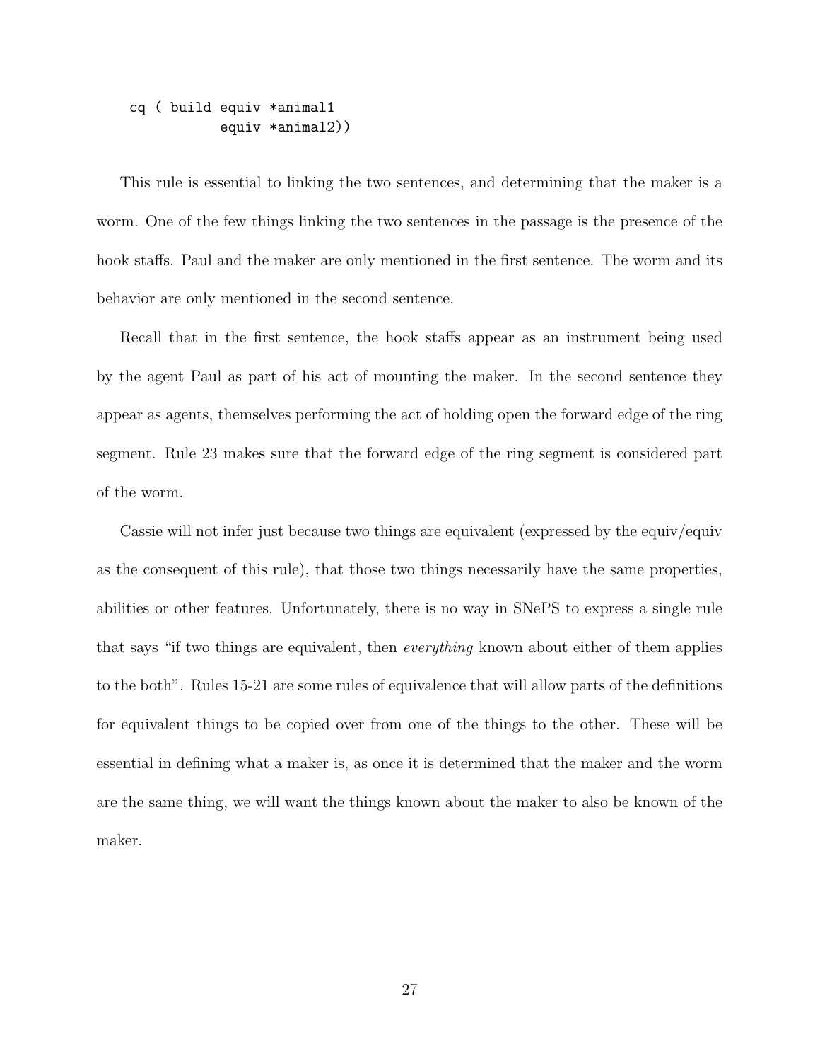```
cq ( build equiv *animal1
           equiv *animal2))
```

This rule is essential to linking the two sentences, and determining that the maker is a worm. One of the few things linking the two sentences in the passage is the presence of the hook staffs. Paul and the maker are only mentioned in the first sentence. The worm and its behavior are only mentioned in the second sentence.

Recall that in the first sentence, the hook staffs appear as an instrument being used by the agent Paul as part of his act of mounting the maker. In the second sentence they appear as agents, themselves performing the act of holding open the forward edge of the ring segment. Rule 23 makes sure that the forward edge of the ring segment is considered part of the worm.

Cassie will not infer just because two things are equivalent (expressed by the equiv/equiv as the consequent of this rule), that those two things necessarily have the same properties, abilities or other features. Unfortunately, there is no way in SNePS to express a single rule that says "if two things are equivalent, then *everything* known about either of them applies to the both". Rules 15-21 are some rules of equivalence that will allow parts of the definitions for equivalent things to be copied over from one of the things to the other. These will be essential in defining what a maker is, as once it is determined that the maker and the worm are the same thing, we will want the things known about the maker to also be known of the maker.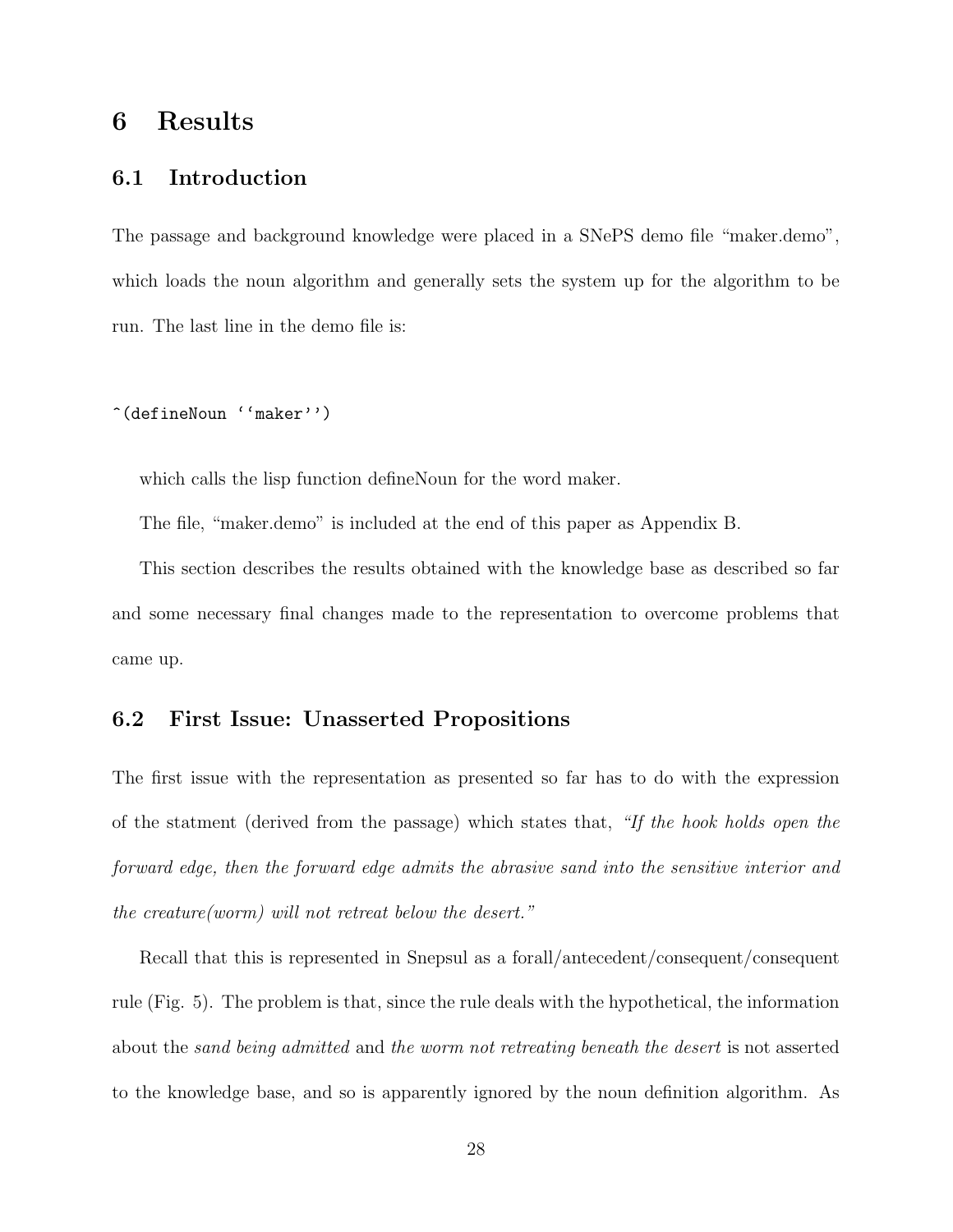# 6 Results

## 6.1 Introduction

The passage and background knowledge were placed in a SNePS demo file "maker.demo", which loads the noun algorithm and generally sets the system up for the algorithm to be run. The last line in the demo file is:

```
^(defineNoun ''maker'')
```

which calls the lisp function defineNoun for the word maker.

The file, "maker.demo" is included at the end of this paper as Appendix B.

This section describes the results obtained with the knowledge base as described so far and some necessary final changes made to the representation to overcome problems that came up.

## 6.2 First Issue: Unasserted Propositions

The first issue with the representation as presented so far has to do with the expression of the statment (derived from the passage) which states that, *"If the hook holds open the forward edge, then the forward edge admits the abrasive sand into the sensitive interior and the creature(worm) will not retreat below the desert."*

Recall that this is represented in Snepsul as a forall/antecedent/consequent/consequent rule (Fig. 5). The problem is that, since the rule deals with the hypothetical, the information about the *sand being admitted* and *the worm not retreating beneath the desert* is not asserted to the knowledge base, and so is apparently ignored by the noun definition algorithm. As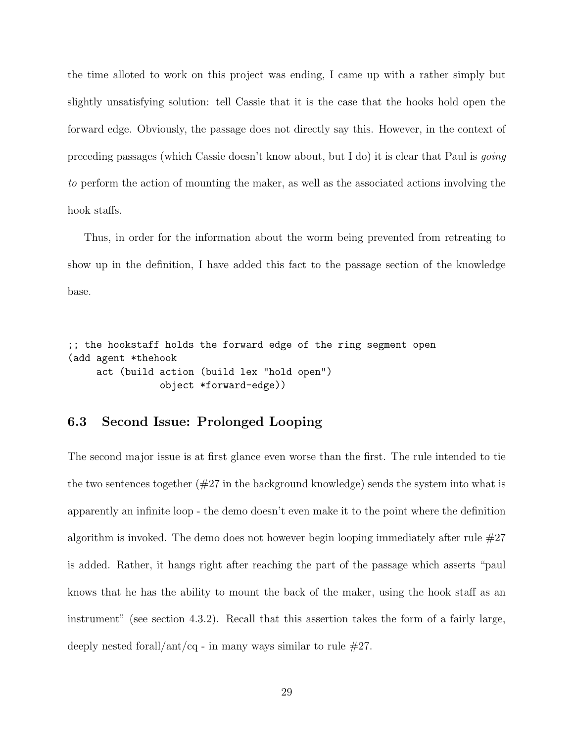the time alloted to work on this project was ending, I came up with a rather simply but slightly unsatisfying solution: tell Cassie that it is the case that the hooks hold open the forward edge. Obviously, the passage does not directly say this. However, in the context of preceding passages (which Cassie doesn't know about, but I do) it is clear that Paul is *going to* perform the action of mounting the maker, as well as the associated actions involving the hook staffs.

Thus, in order for the information about the worm being prevented from retreating to show up in the definition, I have added this fact to the passage section of the knowledge base.

```
;; the hookstaff holds the forward edge of the ring segment open
(add agent *thehook
     act (build action (build lex "hold open")
                object *forward-edge))
```

## 6.3 Second Issue: Prolonged Looping

The second major issue is at first glance even worse than the first. The rule intended to tie the two sentences together (#27 in the background knowledge) sends the system into what is apparently an infinite loop - the demo doesn't even make it to the point where the definition algorithm is invoked. The demo does not however begin looping immediately after rule #27 is added. Rather, it hangs right after reaching the part of the passage which asserts "paul knows that he has the ability to mount the back of the maker, using the hook staff as an instrument" (see section 4.3.2). Recall that this assertion takes the form of a fairly large, deeply nested forall/ant/cq - in many ways similar to rule #27.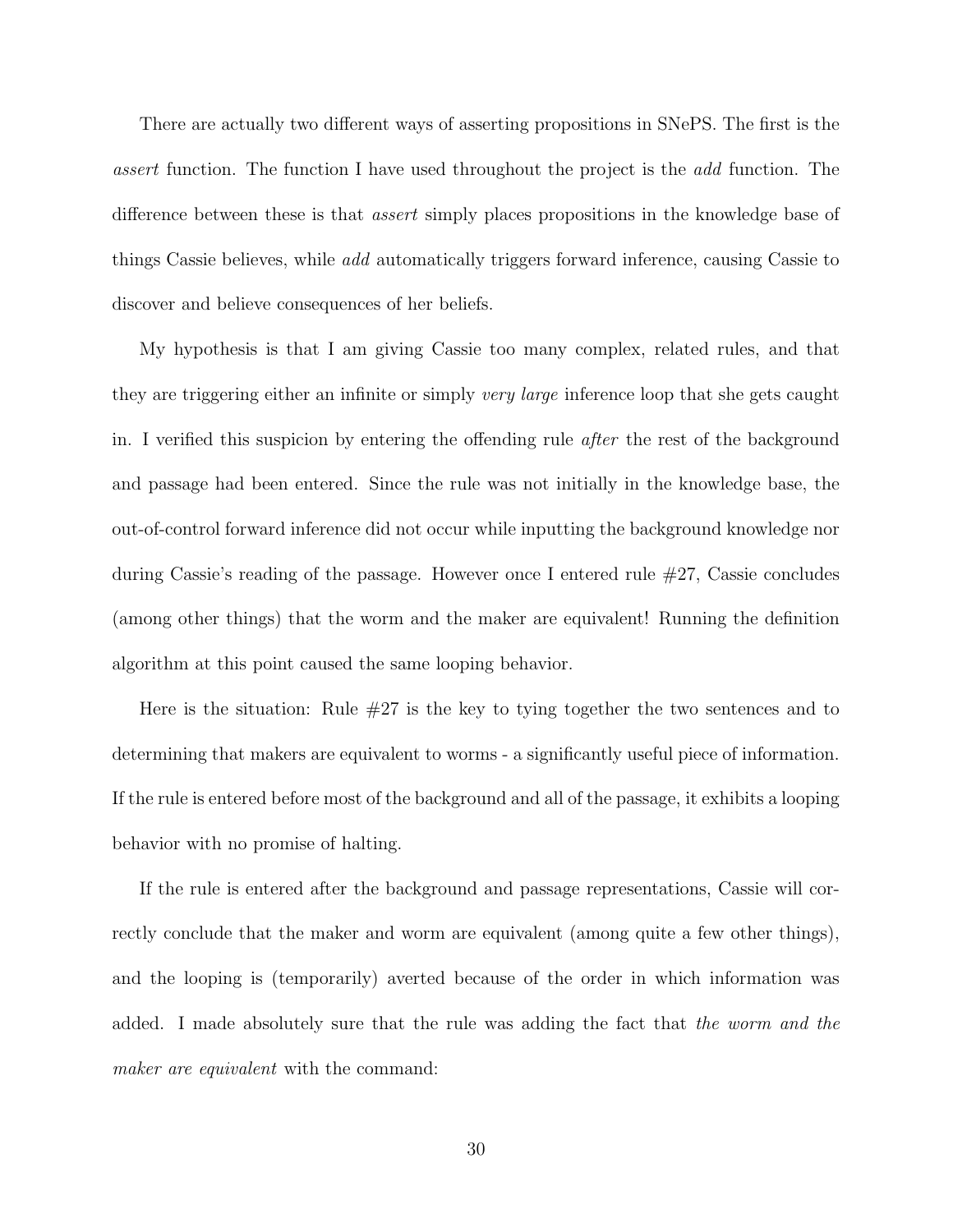There are actually two different ways of asserting propositions in SNePS. The first is the *assert* function. The function I have used throughout the project is the *add* function. The difference between these is that *assert* simply places propositions in the knowledge base of things Cassie believes, while *add* automatically triggers forward inference, causing Cassie to discover and believe consequences of her beliefs.

My hypothesis is that I am giving Cassie too many complex, related rules, and that they are triggering either an infinite or simply *very large* inference loop that she gets caught in. I verified this suspicion by entering the offending rule *after* the rest of the background and passage had been entered. Since the rule was not initially in the knowledge base, the out-of-control forward inference did not occur while inputting the background knowledge nor during Cassie's reading of the passage. However once I entered rule #27, Cassie concludes (among other things) that the worm and the maker are equivalent! Running the definition algorithm at this point caused the same looping behavior.

Here is the situation: Rule #27 is the key to tying together the two sentences and to determining that makers are equivalent to worms - a significantly useful piece of information. If the rule is entered before most of the background and all of the passage, it exhibits a looping behavior with no promise of halting.

If the rule is entered after the background and passage representations, Cassie will correctly conclude that the maker and worm are equivalent (among quite a few other things), and the looping is (temporarily) averted because of the order in which information was added. I made absolutely sure that the rule was adding the fact that *the worm and the maker are equivalent* with the command: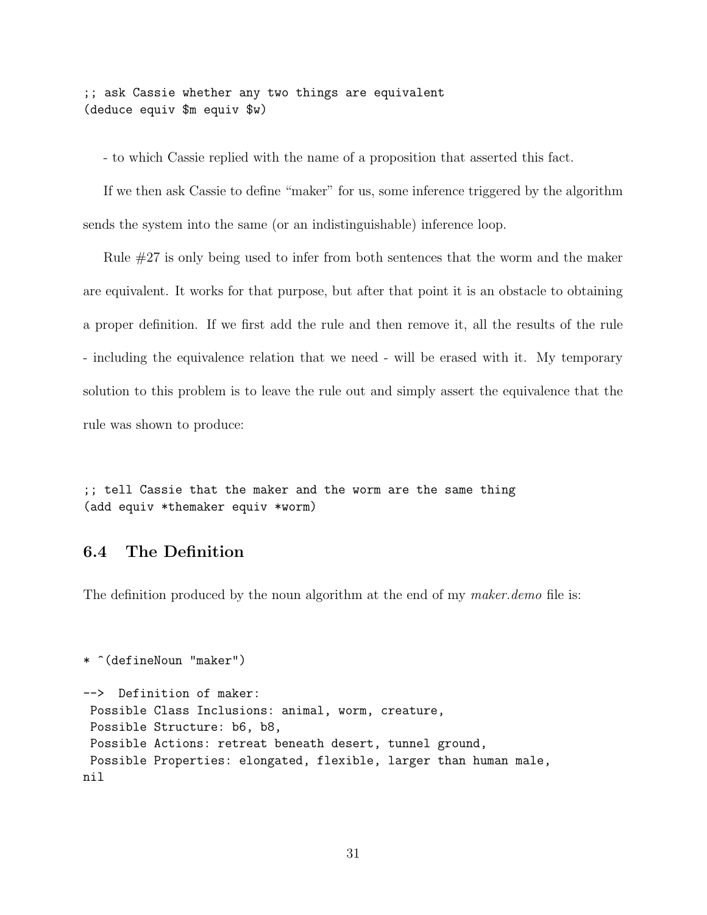```
;; ask Cassie whether any two things are equivalent
(deduce equiv $m equiv $w)
```

- to which Cassie replied with the name of a proposition that asserted this fact.

If we then ask Cassie to define "maker" for us, some inference triggered by the algorithm sends the system into the same (or an indistinguishable) inference loop.

Rule #27 is only being used to infer from both sentences that the worm and the maker are equivalent. It works for that purpose, but after that point it is an obstacle to obtaining a proper definition. If we first add the rule and then remove it, all the results of the rule - including the equivalence relation that we need - will be erased with it. My temporary solution to this problem is to leave the rule out and simply assert the equivalence that the rule was shown to produce:

```
;; tell Cassie that the maker and the worm are the same thing
(add equiv *themaker equiv *worm)
```

### 6.4 The Definition

The definition produced by the noun algorithm at the end of my *maker.demo* file is:

```
* ^(defineNoun "maker")

-->  Definition of maker:
 Possible Class Inclusions: animal, worm, creature,
 Possible Structure: b6, b8,
 Possible Actions: retreat beneath desert, tunnel ground,
 Possible Properties: elongated, flexible, larger than human male,
nil
```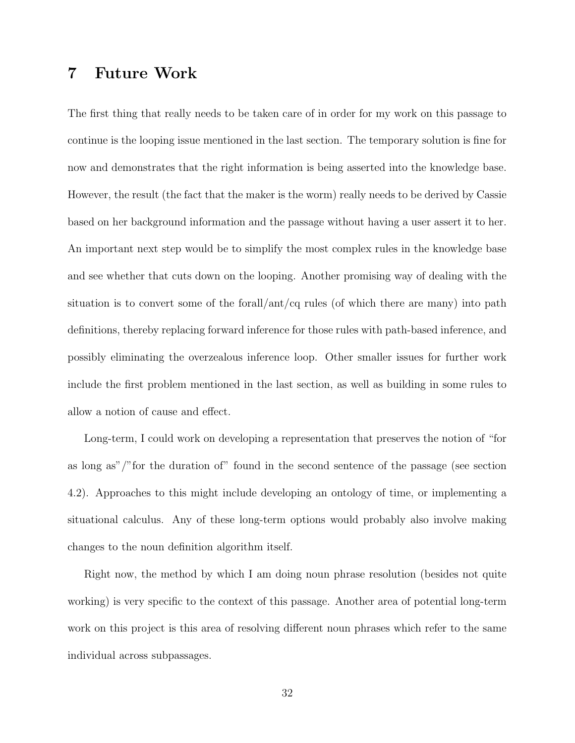# 7 Future Work

The first thing that really needs to be taken care of in order for my work on this passage to continue is the looping issue mentioned in the last section. The temporary solution is fine for now and demonstrates that the right information is being asserted into the knowledge base. However, the result (the fact that the maker is the worm) really needs to be derived by Cassie based on her background information and the passage without having a user assert it to her. An important next step would be to simplify the most complex rules in the knowledge base and see whether that cuts down on the looping. Another promising way of dealing with the situation is to convert some of the forall/ant/cq rules (of which there are many) into path definitions, thereby replacing forward inference for those rules with path-based inference, and possibly eliminating the overzealous inference loop. Other smaller issues for further work include the first problem mentioned in the last section, as well as building in some rules to allow a notion of cause and effect.

Long-term, I could work on developing a representation that preserves the notion of "for as long as"/"for the duration of" found in the second sentence of the passage (see section 4.2). Approaches to this might include developing an ontology of time, or implementing a situational calculus. Any of these long-term options would probably also involve making changes to the noun definition algorithm itself.

Right now, the method by which I am doing noun phrase resolution (besides not quite working) is very specific to the context of this passage. Another area of potential long-term work on this project is this area of resolving different noun phrases which refer to the same individual across subpassages.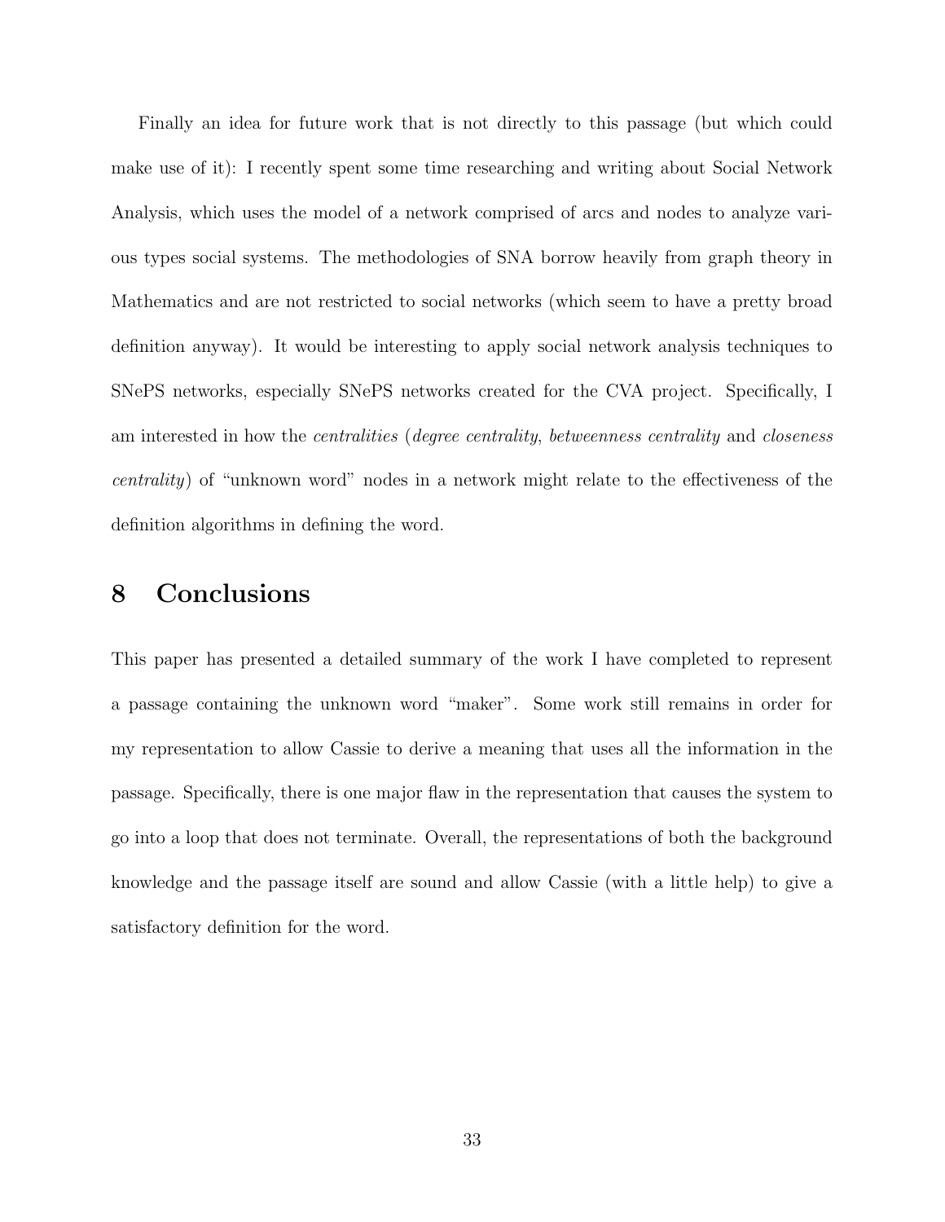Finally an idea for future work that is not directly to this passage (but which could make use of it): I recently spent some time researching and writing about Social Network Analysis, which uses the model of a network comprised of arcs and nodes to analyze various types social systems. The methodologies of SNA borrow heavily from graph theory in Mathematics and are not restricted to social networks (which seem to have a pretty broad definition anyway). It would be interesting to apply social network analysis techniques to SNePS networks, especially SNePS networks created for the CVA project. Specifically, I am interested in how the *centralities* (*degree centrality*, *betweenness centrality* and *closeness centrality*) of "unknown word" nodes in a network might relate to the effectiveness of the definition algorithms in defining the word.

# 8 Conclusions

This paper has presented a detailed summary of the work I have completed to represent a passage containing the unknown word "maker". Some work still remains in order for my representation to allow Cassie to derive a meaning that uses all the information in the passage. Specifically, there is one major flaw in the representation that causes the system to go into a loop that does not terminate. Overall, the representations of both the background knowledge and the passage itself are sound and allow Cassie (with a little help) to give a satisfactory definition for the word.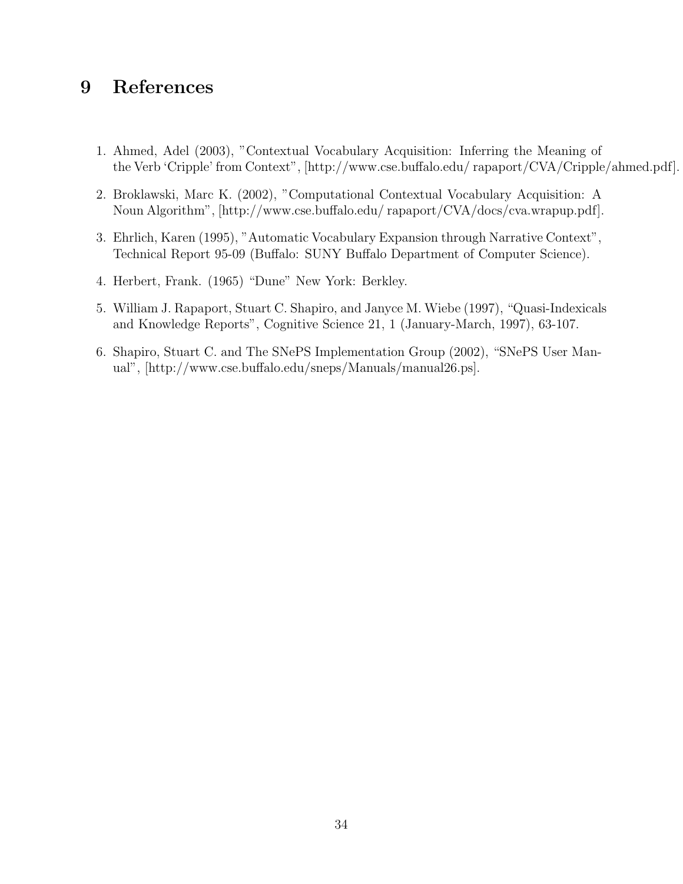# 9 References

1. Ahmed, Adel (2003), "Contextual Vocabulary Acquisition: Inferring the Meaning of the Verb 'Cripple' from Context", [http://www.cse.buffalo.edu/ rapaport/CVA/Cripple/ahmed.pdf].

2. Broklawski, Marc K. (2002), "Computational Contextual Vocabulary Acquisition: A Noun Algorithm", [http://www.cse.buffalo.edu/ rapaport/CVA/docs/cva.wrapup.pdf].

3. Ehrlich, Karen (1995), "Automatic Vocabulary Expansion through Narrative Context", Technical Report 95-09 (Buffalo: SUNY Buffalo Department of Computer Science).

4. Herbert, Frank. (1965) "Dune" New York: Berkley.

5. William J. Rapaport, Stuart C. Shapiro, and Janyce M. Wiebe (1997), "Quasi-Indexicals and Knowledge Reports", Cognitive Science 21, 1 (January-March, 1997), 63-107.

6. Shapiro, Stuart C. and The SNePS Implementation Group (2002), "SNePS User Manual", [http://www.cse.buffalo.edu/sneps/Manuals/manual26.ps].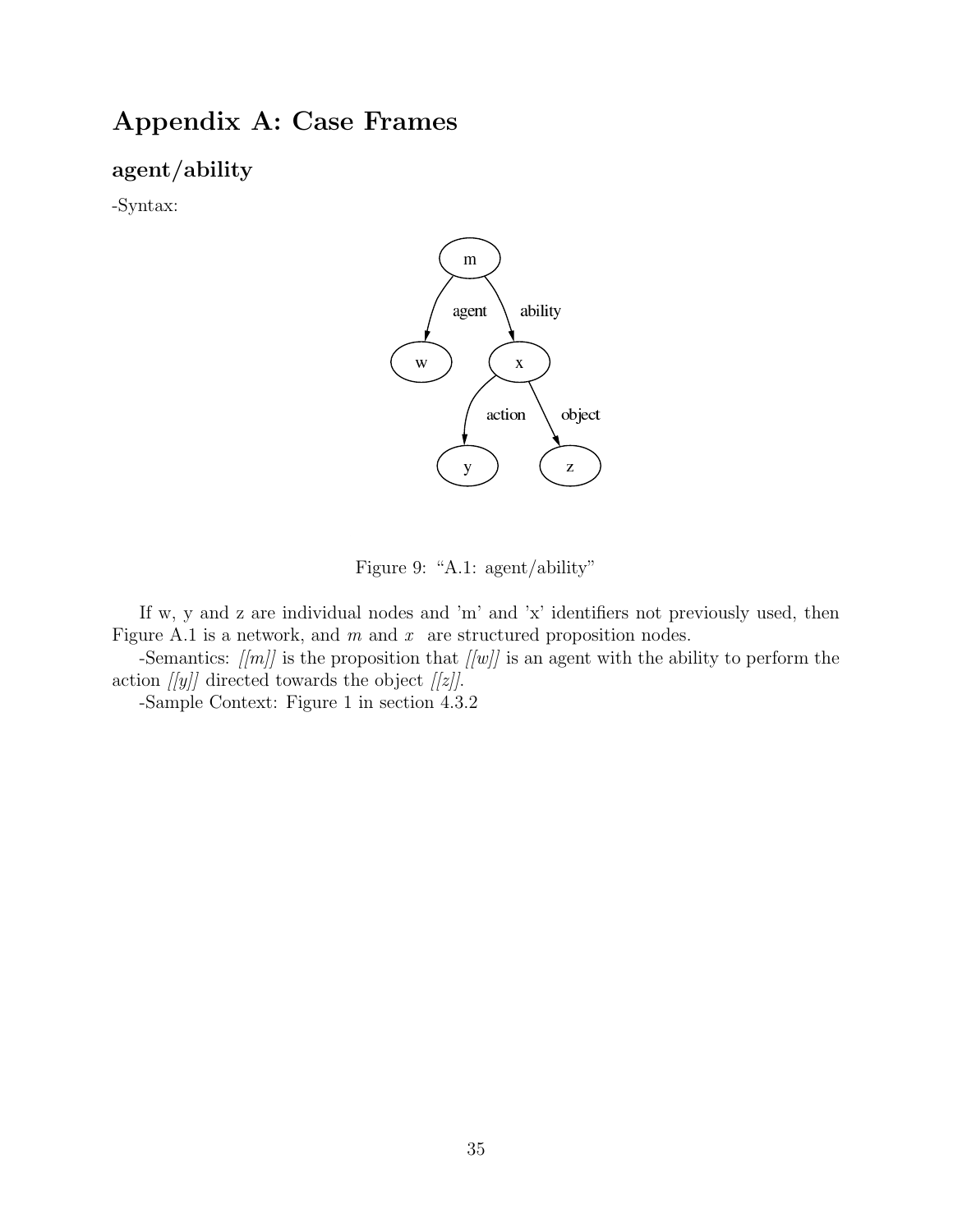# Appendix A: Case Frames

## agent/ability

-Syntax:

Figure 9: “A.1: agent/ability”

If w, y and z are individual nodes and 'm' and 'x' identifiers not previously used, then Figure A.1 is a network, and $m$ and $x$ are structured proposition nodes.

-Semantics: *[[m]]* is the proposition that *[[w]]* is an agent with the ability to perform the action *[[y]]* directed towards the object *[[z]]*.

-Sample Context: Figure 1 in section 4.3.2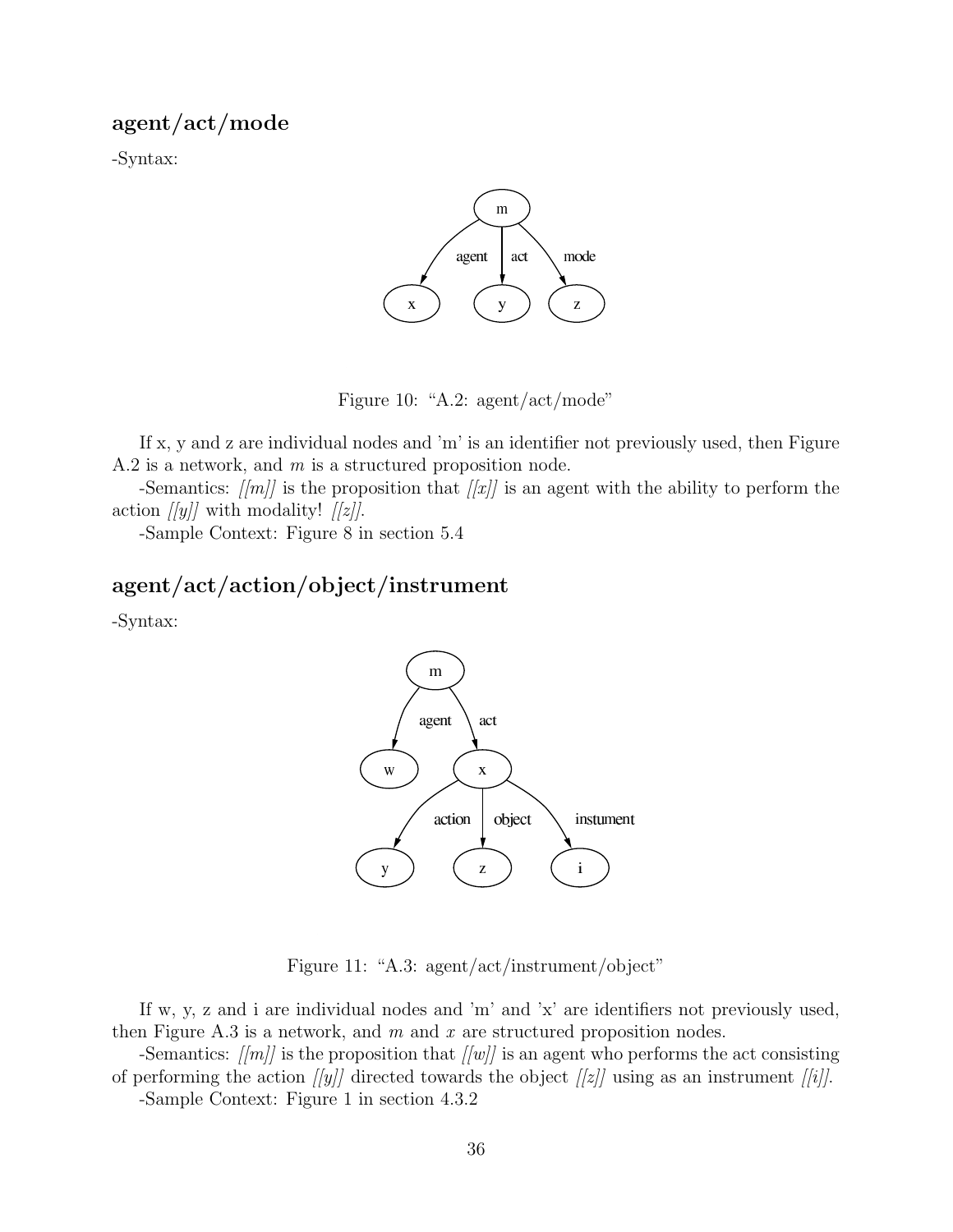## agent/act/mode

-Syntax:

Figure 10: "A.2: agent/act/mode"

If x, y and z are individual nodes and 'm' is an identifier not previously used, then Figure A.2 is a network, and *m* is a structured proposition node.

-Semantics: *[[m]]* is the proposition that *[[x]]* is an agent with the ability to perform the action *[[y]]* with modality! *[[z]]*.

-Sample Context: Figure 8 in section 5.4

## agent/act/action/object/instrument

-Syntax:

Figure 11: "A.3: agent/act/instrument/object"

If w, y, z and i are individual nodes and 'm' and 'x' are identifiers not previously used, then Figure A.3 is a network, and *m* and *x* are structured proposition nodes.

-Semantics: *[[m]]* is the proposition that *[[w]]* is an agent who performs the act consisting of performing the action *[[y]]* directed towards the object *[[z]]* using as an instrument *[[i]]*.

-Sample Context: Figure 1 in section 4.3.2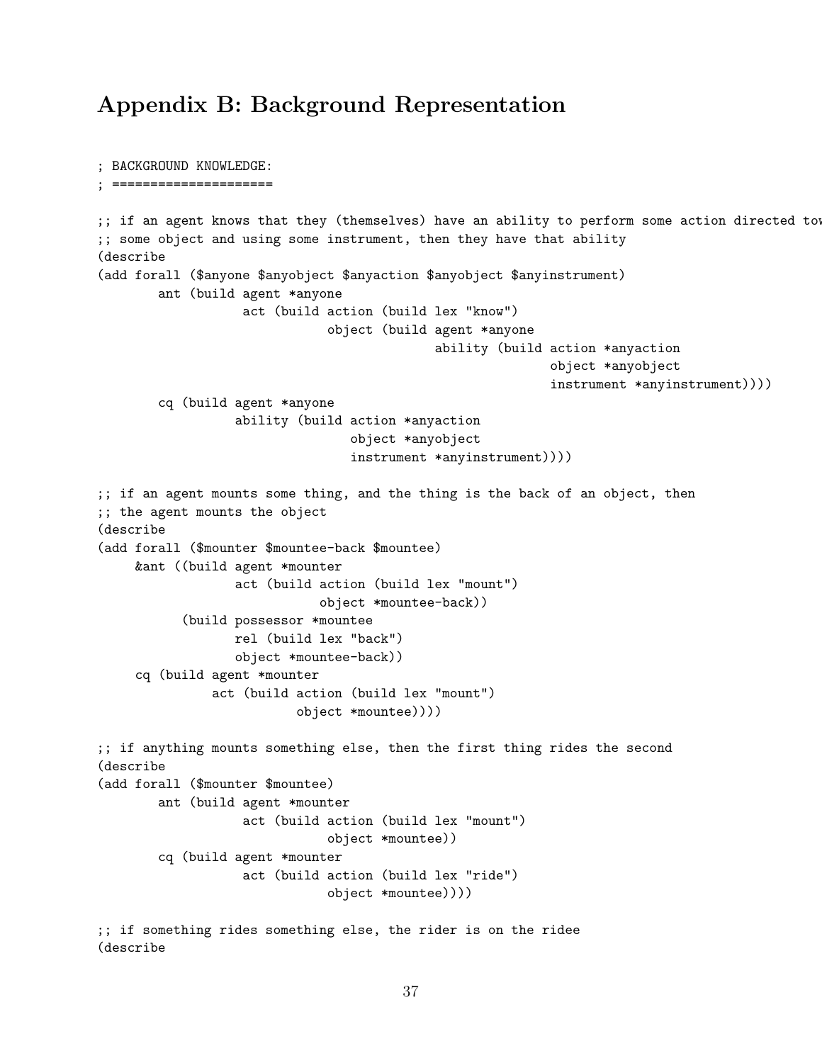# Appendix B: Background Representation

```
; BACKGROUND KNOWLEDGE:
; ====================

;; if an agent knows that they (themselves) have an ability to perform some action directed tow
;; some object and using some instrument, then they have that ability
(describe
(add forall ($anyone $anyobject $anyaction $anyobject $anyinstrument)
        ant (build agent *anyone
                   act (build action (build lex "know")
                              object (build agent *anyone
                                            ability (build action *anyaction
                                                           object *anyobject
                                                           instrument *anyinstrument))))
        cq (build agent *anyone
                  ability (build action *anyaction
                                 object *anyobject
                                 instrument *anyinstrument))))

;; if an agent mounts some thing, and the thing is the back of an object, then
;; the agent mounts the object
(describe
(add forall ($mounter $mountee-back $mountee)
     &ant ((build agent *mounter
                  act (build action (build lex "mount")
                             object *mountee-back))
           (build possessor *mountee
                  rel (build lex "back")
                  object *mountee-back))
     cq (build agent *mounter
               act (build action (build lex "mount")
                          object *mountee))))

;; if anything mounts something else, then the first thing rides the second
(describe
(add forall ($mounter $mountee)
        ant (build agent *mounter
                   act (build action (build lex "mount")
                              object *mountee))
        cq (build agent *mounter
                   act (build action (build lex "ride")
                              object *mountee))))

;; if something rides something else, the rider is on the ridee
(describe
```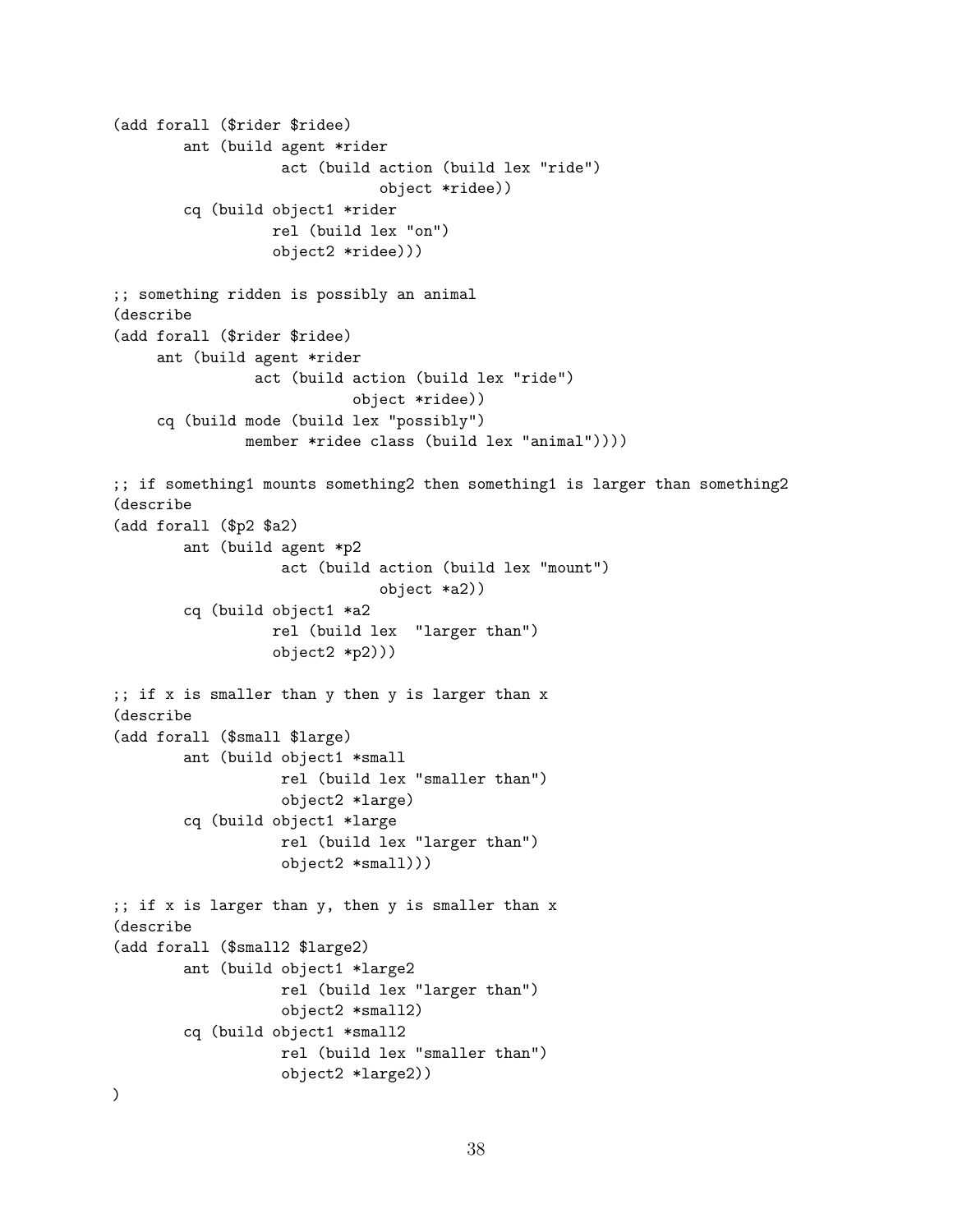```
(add forall ($rider $ridee)
        ant (build agent *rider
                   act (build action (build lex "ride")
                              object *ridee))
        cq (build object1 *rider
                  rel (build lex "on")
                  object2 *ridee)))

;; something ridden is possibly an animal
(describe
(add forall ($rider $ridee)
     ant (build agent *rider
                act (build action (build lex "ride")
                           object *ridee))
     cq (build mode (build lex "possibly")
               member *ridee class (build lex "animal"))))

;; if something1 mounts something2 then something1 is larger than something2
(describe
(add forall ($p2 $a2)
        ant (build agent *p2
                   act (build action (build lex "mount")
                              object *a2))
        cq (build object1 *a2
                  rel (build lex  "larger than")
                  object2 *p2)))

;; if x is smaller than y then y is larger than x
(describe
(add forall ($small $large)
        ant (build object1 *small
                   rel (build lex "smaller than")
                   object2 *large)
        cq (build object1 *large
                   rel (build lex "larger than")
                   object2 *small)))

;; if x is larger than y, then y is smaller than x
(describe
(add forall ($small2 $large2)
        ant (build object1 *large2
                   rel (build lex "larger than")
                   object2 *small2)
        cq (build object1 *small2
                   rel (build lex "smaller than")
                   object2 *large2))
)
```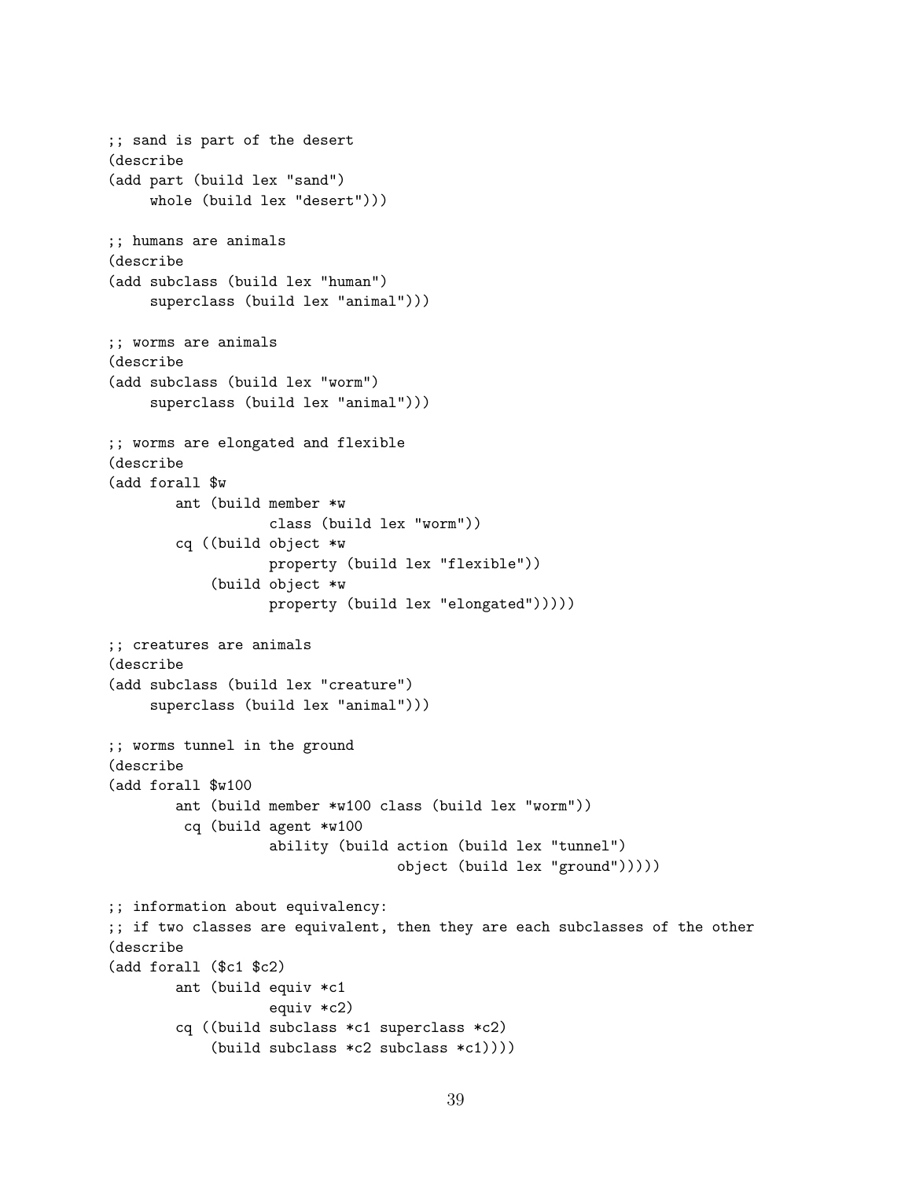```
;; sand is part of the desert
(describe
(add part (build lex "sand")
     whole (build lex "desert")))

;; humans are animals
(describe
(add subclass (build lex "human")
     superclass (build lex "animal")))

;; worms are animals
(describe
(add subclass (build lex "worm")
     superclass (build lex "animal")))

;; worms are elongated and flexible
(describe
(add forall $w
        ant (build member *w
                   class (build lex "worm"))
        cq ((build object *w
                   property (build lex "flexible"))
            (build object *w
                   property (build lex "elongated")))))

;; creatures are animals
(describe
(add subclass (build lex "creature")
     superclass (build lex "animal")))

;; worms tunnel in the ground
(describe
(add forall $w100
        ant (build member *w100 class (build lex "worm"))
         cq (build agent *w100
                   ability (build action (build lex "tunnel")
                                  object (build lex "ground")))))

;; information about equivalency:
;; if two classes are equivalent, then they are each subclasses of the other
(describe
(add forall ($c1 $c2)
        ant (build equiv *c1
                   equiv *c2)
        cq ((build subclass *c1 superclass *c2)
            (build subclass *c2 subclass *c1))))
```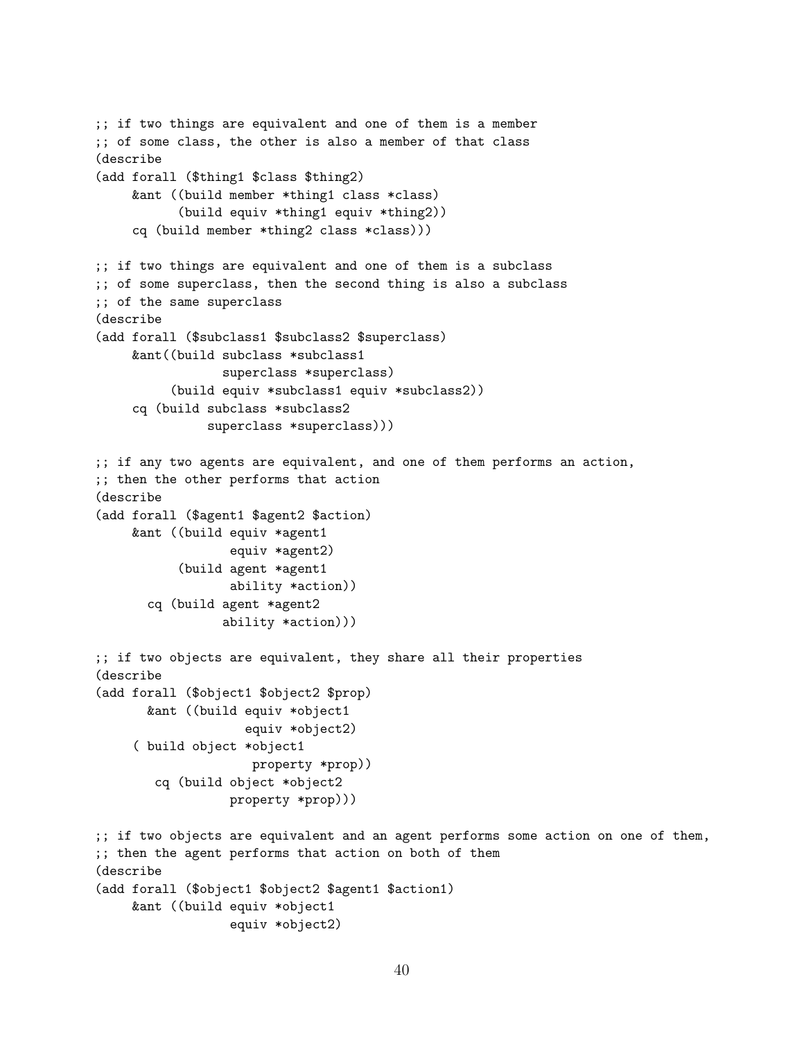```
;; if two things are equivalent and one of them is a member
;; of some class, the other is also a member of that class
(describe
(add forall ($thing1 $class $thing2)
     &ant ((build member *thing1 class *class)
           (build equiv *thing1 equiv *thing2))
     cq (build member *thing2 class *class)))

;; if two things are equivalent and one of them is a subclass
;; of some superclass, then the second thing is also a subclass
;; of the same superclass
(describe
(add forall ($subclass1 $subclass2 $superclass)
     &ant((build subclass *subclass1
                 superclass *superclass)
          (build equiv *subclass1 equiv *subclass2))
     cq (build subclass *subclass2
               superclass *superclass)))

;; if any two agents are equivalent, and one of them performs an action,
;; then the other performs that action
(describe
(add forall ($agent1 $agent2 $action)
     &ant ((build equiv *agent1
                  equiv *agent2)
           (build agent *agent1
                  ability *action))
       cq (build agent *agent2
                 ability *action)))

;; if two objects are equivalent, they share all their properties
(describe
(add forall ($object1 $object2 $prop)
       &ant ((build equiv *object1
                    equiv *object2)
     ( build object *object1
                     property *prop))
        cq (build object *object2
                  property *prop)))

;; if two objects are equivalent and an agent performs some action on one of them,
;; then the agent performs that action on both of them
(describe
(add forall ($object1 $object2 $agent1 $action1)
     &ant ((build equiv *object1
                  equiv *object2)
```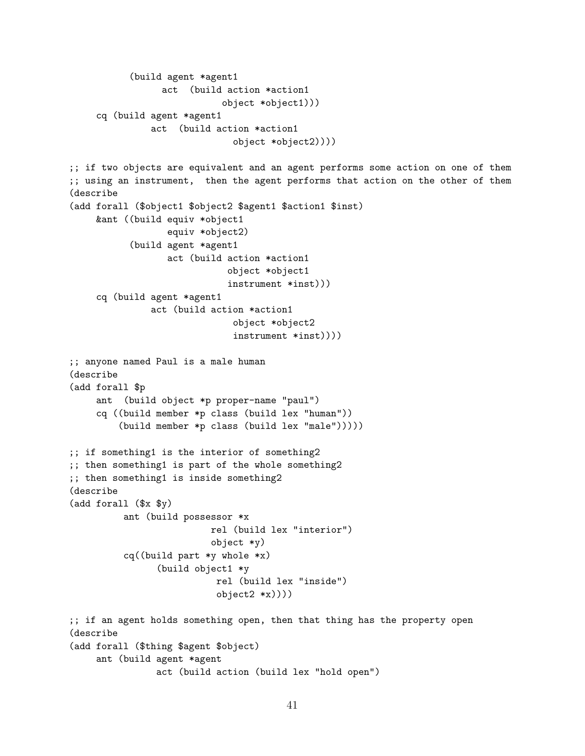```
          (build agent *agent1
                 act  (build action *action1
                             object *object1)))
     cq (build agent *agent1
               act  (build action *action1
                               object *object2))))

;; if two objects are equivalent and an agent performs some action on one of them
;; using an instrument,  then the agent performs that action on the other of them
(describe
(add forall ($object1 $object2 $agent1 $action1 $inst)
     &ant ((build equiv *object1
                  equiv *object2)
           (build agent *agent1
                  act (build action *action1
                              object *object1
                              instrument *inst)))
     cq (build agent *agent1
               act (build action *action1
                               object *object2
                               instrument *inst))))

;; anyone named Paul is a male human
(describe
(add forall $p
     ant  (build object *p proper-name "paul")
     cq ((build member *p class (build lex "human"))
         (build member *p class (build lex "male")))))

;; if something1 is the interior of something2
;; then something1 is part of the whole something2
;; then something1 is inside something2
(describe
(add forall ($x $y)
          ant (build possessor *x
                          rel (build lex "interior")
                          object *y)
          cq((build part *y whole *x)
                (build object1 *y
                           rel (build lex "inside")
                           object2 *x))))

;; if an agent holds something open, then that thing has the property open
(describe
(add forall ($thing $agent $object)
     ant (build agent *agent
                act (build action (build lex "hold open")
```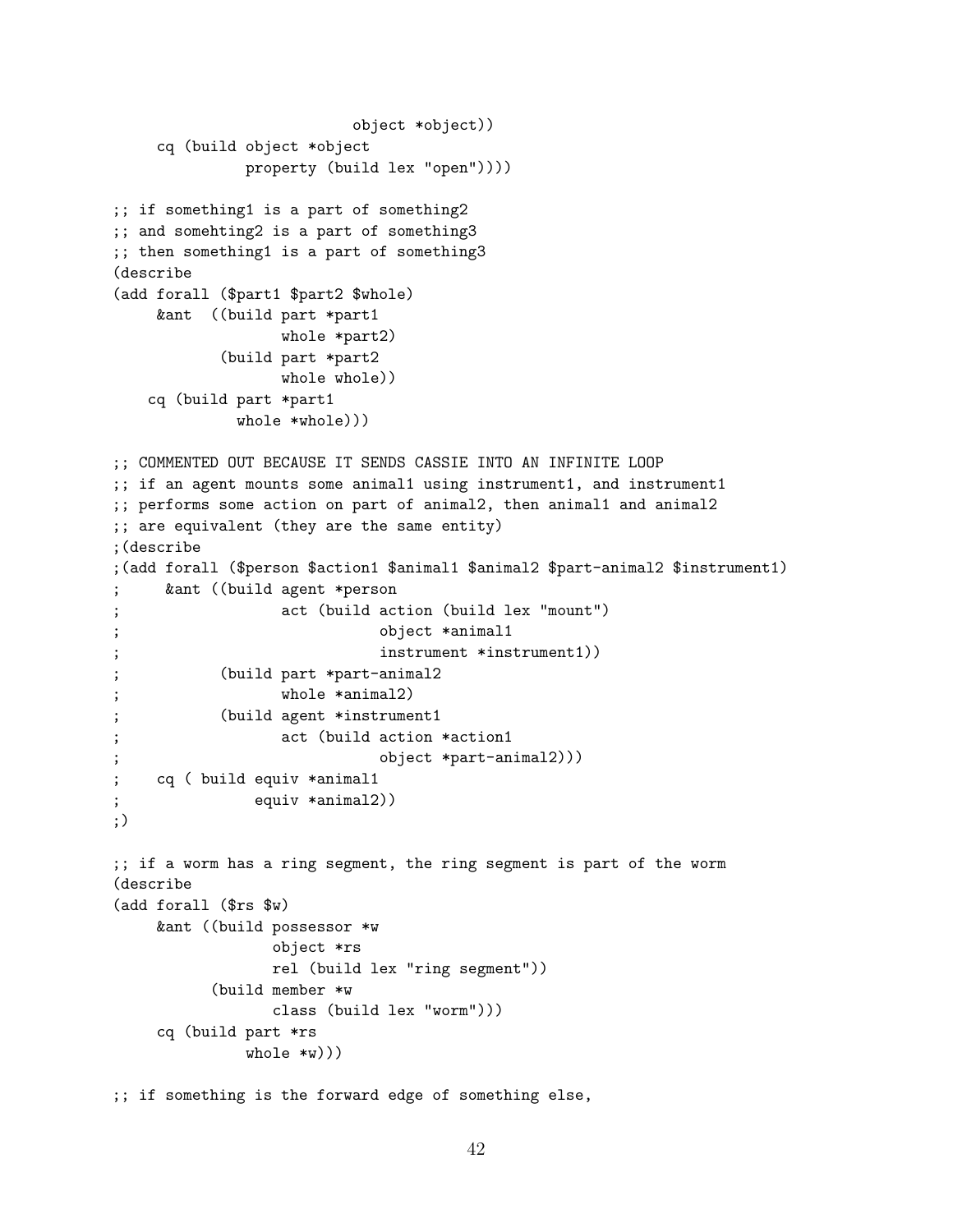```
                              object *object))
     cq (build object *object
               property (build lex "open"))))

;; if something1 is a part of something2
;; and somehting2 is a part of something3
;; then something1 is a part of something3
(describe
(add forall ($part1 $part2 $whole)
     &ant  ((build part *part1
                   whole *part2)
            (build part *part2
                   whole whole))
    cq (build part *part1
              whole *whole)))

;; COMMENTED OUT BECAUSE IT SENDS CASSIE INTO AN INFINITE LOOP
;; if an agent mounts some animal1 using instrument1, and instrument1
;; performs some action on part of animal2, then animal1 and animal2
;; are equivalent (they are the same entity)
;(describe
;(add forall ($person $action1 $animal1 $animal2 $part-animal2 $instrument1)
;     &ant ((build agent *person
;                  act (build action (build lex "mount")
;                             object *animal1
;                             instrument *instrument1))
;           (build part *part-animal2
;                  whole *animal2)
;           (build agent *instrument1
;                  act (build action *action1
;                             object *part-animal2)))
;    cq ( build equiv *animal1
;               equiv *animal2))
;)

;; if a worm has a ring segment, the ring segment is part of the worm
(describe
(add forall ($rs $w)
     &ant ((build possessor *w
                  object *rs
                  rel (build lex "ring segment"))
           (build member *w
                  class (build lex "worm")))
     cq (build part *rs
               whole *w)))

;; if something is the forward edge of something else,
```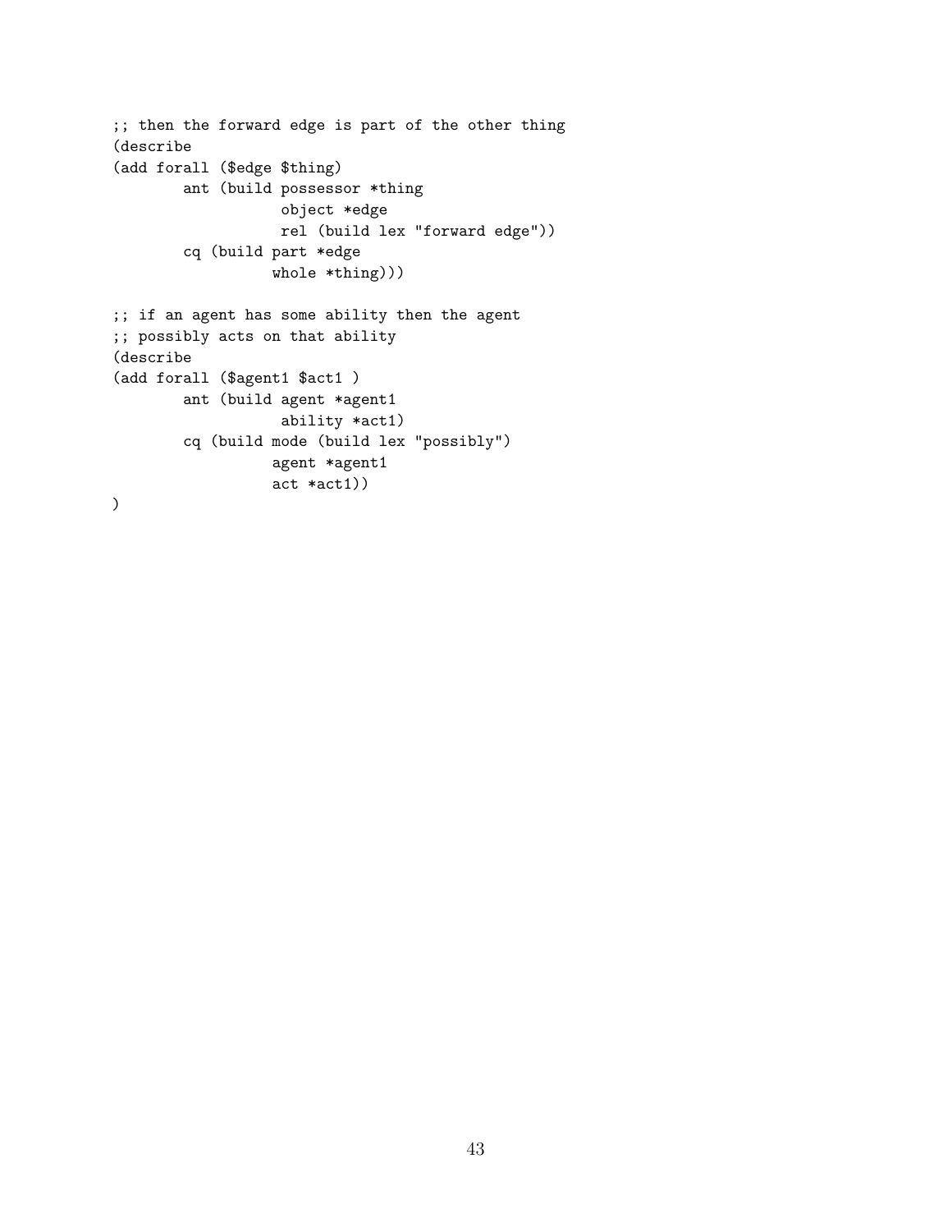```
;; then the forward edge is part of the other thing
(describe
(add forall ($edge $thing)
        ant (build possessor *thing
                   object *edge
                   rel (build lex "forward edge"))
        cq (build part *edge
                  whole *thing)))

;; if an agent has some ability then the agent
;; possibly acts on that ability
(describe
(add forall ($agent1 $act1 )
        ant (build agent *agent1
                   ability *act1)
        cq (build mode (build lex "possibly")
                  agent *agent1
                  act *act1))
)
```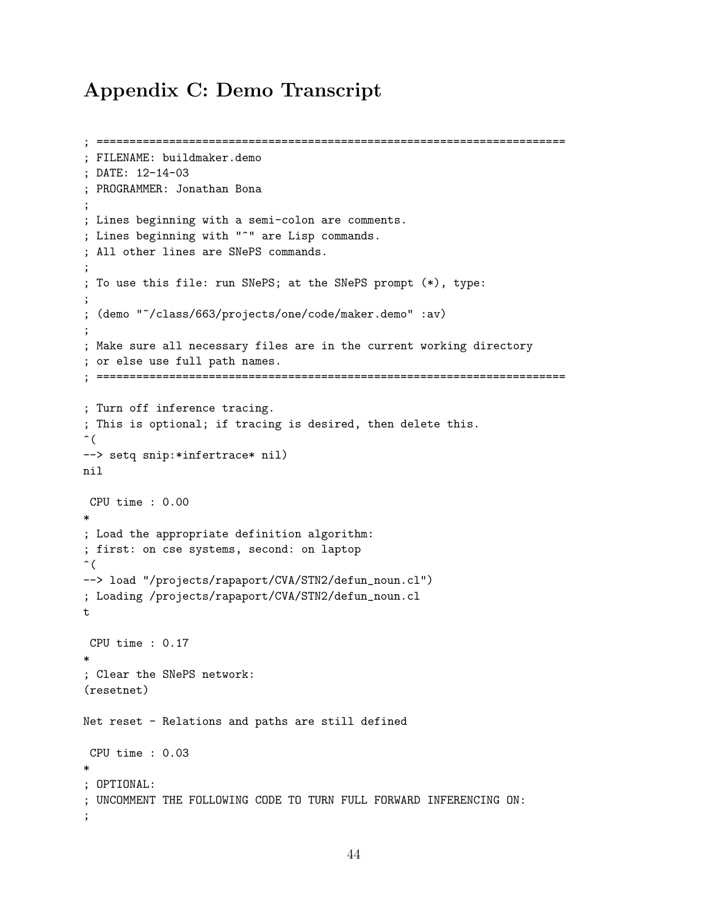# Appendix C: Demo Transcript

```
; =======================================================================
; FILENAME: buildmaker.demo
; DATE: 12-14-03
; PROGRAMMER: Jonathan Bona
;
; Lines beginning with a semi-colon are comments.
; Lines beginning with "^" are Lisp commands.
; All other lines are SNePS commands.
;
; To use this file: run SNePS; at the SNePS prompt (*), type:
;
; (demo "~/class/663/projects/one/code/maker.demo" :av)
;
; Make sure all necessary files are in the current working directory
; or else use full path names.
; =======================================================================

; Turn off inference tracing.
; This is optional; if tracing is desired, then delete this.
^(
--> setq snip:*infertrace* nil)
nil

 CPU time : 0.00
*
; Load the appropriate definition algorithm:
; first: on cse systems, second: on laptop
^(
--> load "/projects/rapaport/CVA/STN2/defun_noun.cl")
; Loading /projects/rapaport/CVA/STN2/defun_noun.cl
t

 CPU time : 0.17
*
; Clear the SNePS network:
(resetnet)

Net reset - Relations and paths are still defined

 CPU time : 0.03
*
; OPTIONAL:
; UNCOMMENT THE FOLLOWING CODE TO TURN FULL FORWARD INFERENCING ON:
;
```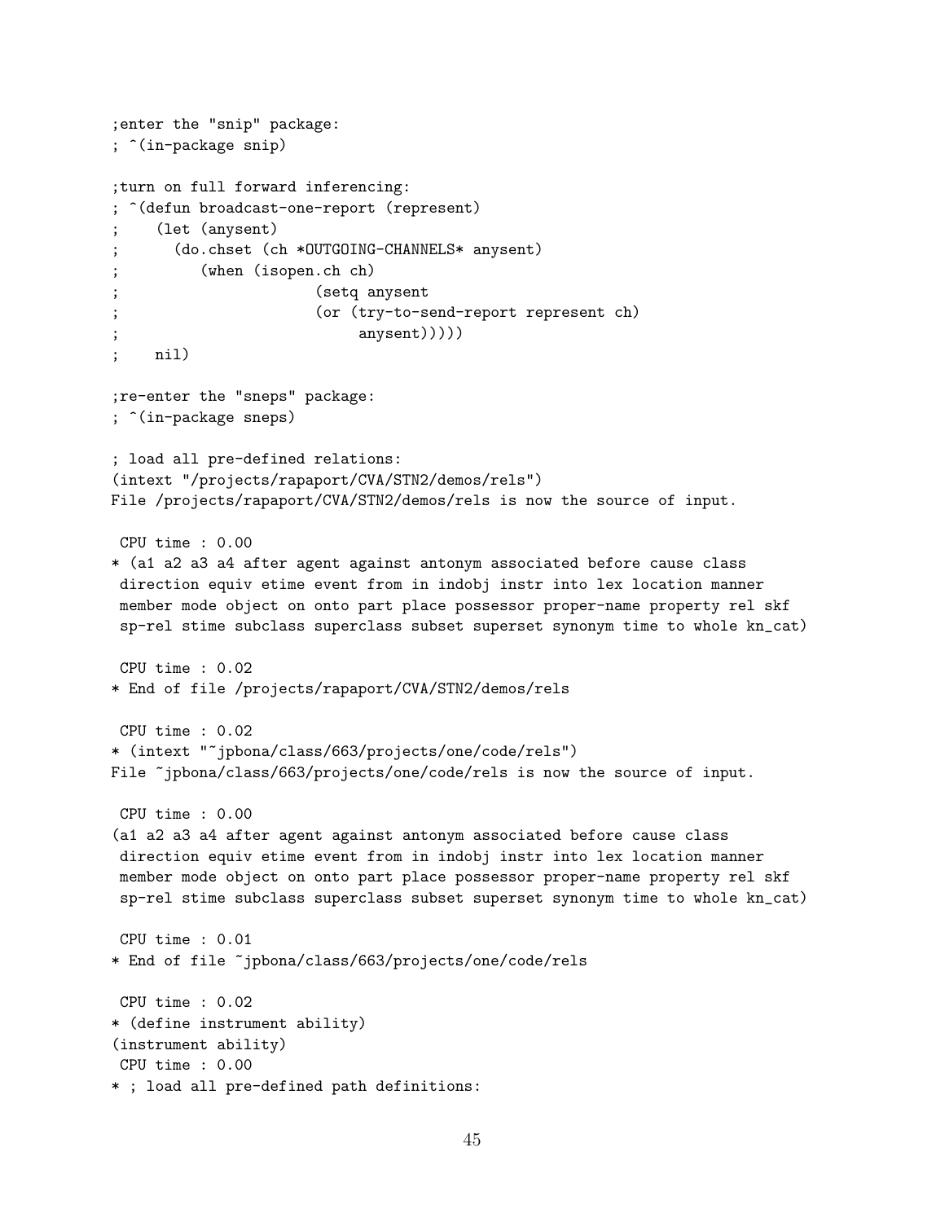```
;enter the "snip" package:
; ^(in-package snip)

;turn on full forward inferencing:
; ^(defun broadcast-one-report (represent)
;    (let (anysent)
;      (do.chset (ch *OUTGOING-CHANNELS* anysent)
;         (when (isopen.ch ch)
;                      (setq anysent
;                      (or (try-to-send-report represent ch)
;                           anysent)))))
;    nil)

;re-enter the "sneps" package:
; ^(in-package sneps)

; load all pre-defined relations:
(intext "/projects/rapaport/CVA/STN2/demos/rels")
File /projects/rapaport/CVA/STN2/demos/rels is now the source of input.

 CPU time : 0.00
* (a1 a2 a3 a4 after agent against antonym associated before cause class
 direction equiv etime event from in indobj instr into lex location manner
 member mode object on onto part place possessor proper-name property rel skf
 sp-rel stime subclass superclass subset superset synonym time to whole kn_cat)

 CPU time : 0.02
* End of file /projects/rapaport/CVA/STN2/demos/rels

 CPU time : 0.02
* (intext "~jpbona/class/663/projects/one/code/rels")
File ~jpbona/class/663/projects/one/code/rels is now the source of input.

 CPU time : 0.00
(a1 a2 a3 a4 after agent against antonym associated before cause class
 direction equiv etime event from in indobj instr into lex location manner
 member mode object on onto part place possessor proper-name property rel skf
 sp-rel stime subclass superclass subset superset synonym time to whole kn_cat)

 CPU time : 0.01
* End of file ~jpbona/class/663/projects/one/code/rels

 CPU time : 0.02
* (define instrument ability)
(instrument ability)
 CPU time : 0.00
* ; load all pre-defined path definitions:
```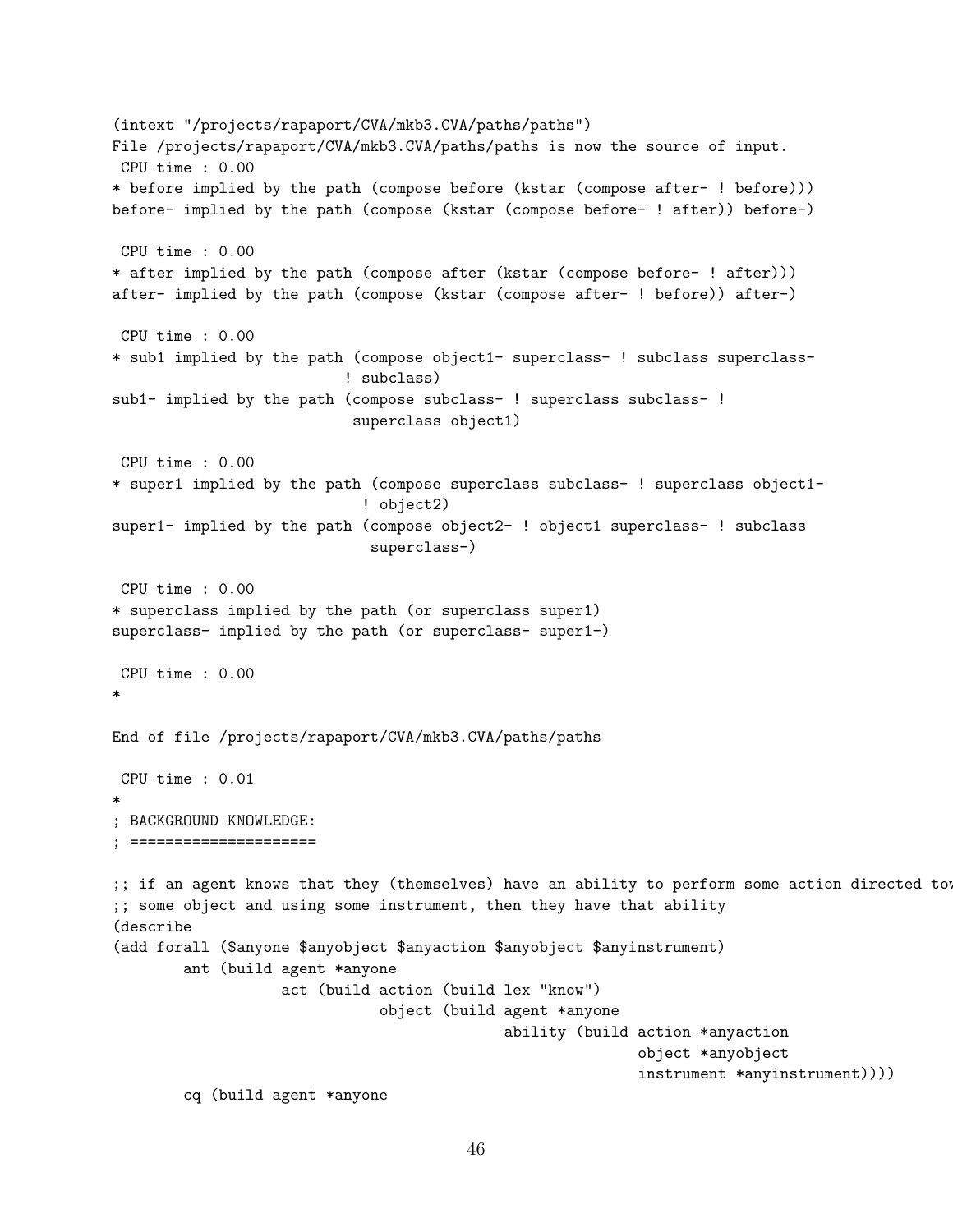```
(intext "/projects/rapaport/CVA/mkb3.CVA/paths/paths")
File /projects/rapaport/CVA/mkb3.CVA/paths/paths is now the source of input.
 CPU time : 0.00
* before implied by the path (compose before (kstar (compose after- ! before)))
before- implied by the path (compose (kstar (compose before- ! after)) before-)

 CPU time : 0.00
* after implied by the path (compose after (kstar (compose before- ! after)))
after- implied by the path (compose (kstar (compose after- ! before)) after-)

 CPU time : 0.00
* sub1 implied by the path (compose object1- superclass- ! subclass superclass-
                           ! subclass)
sub1- implied by the path (compose subclass- ! superclass subclass- !
                           superclass object1)

 CPU time : 0.00
* super1 implied by the path (compose superclass subclass- ! superclass object1-
                             ! object2)
super1- implied by the path (compose object2- ! object1 superclass- ! subclass
                             superclass-)

 CPU time : 0.00
* superclass implied by the path (or superclass super1)
superclass- implied by the path (or superclass- super1-)

 CPU time : 0.00
*

End of file /projects/rapaport/CVA/mkb3.CVA/paths/paths

 CPU time : 0.01
*
; BACKGROUND KNOWLEDGE:
; =====================

;; if an agent knows that they (themselves) have an ability to perform some action directed tow
;; some object and using some instrument, then they have that ability
(describe
(add forall ($anyone $anyobject $anyaction $anyobject $anyinstrument)
        ant (build agent *anyone
                   act (build action (build lex "know")
                              object (build agent *anyone
                                            ability (build action *anyaction
                                                           object *anyobject
                                                           instrument *anyinstrument))))
        cq (build agent *anyone
```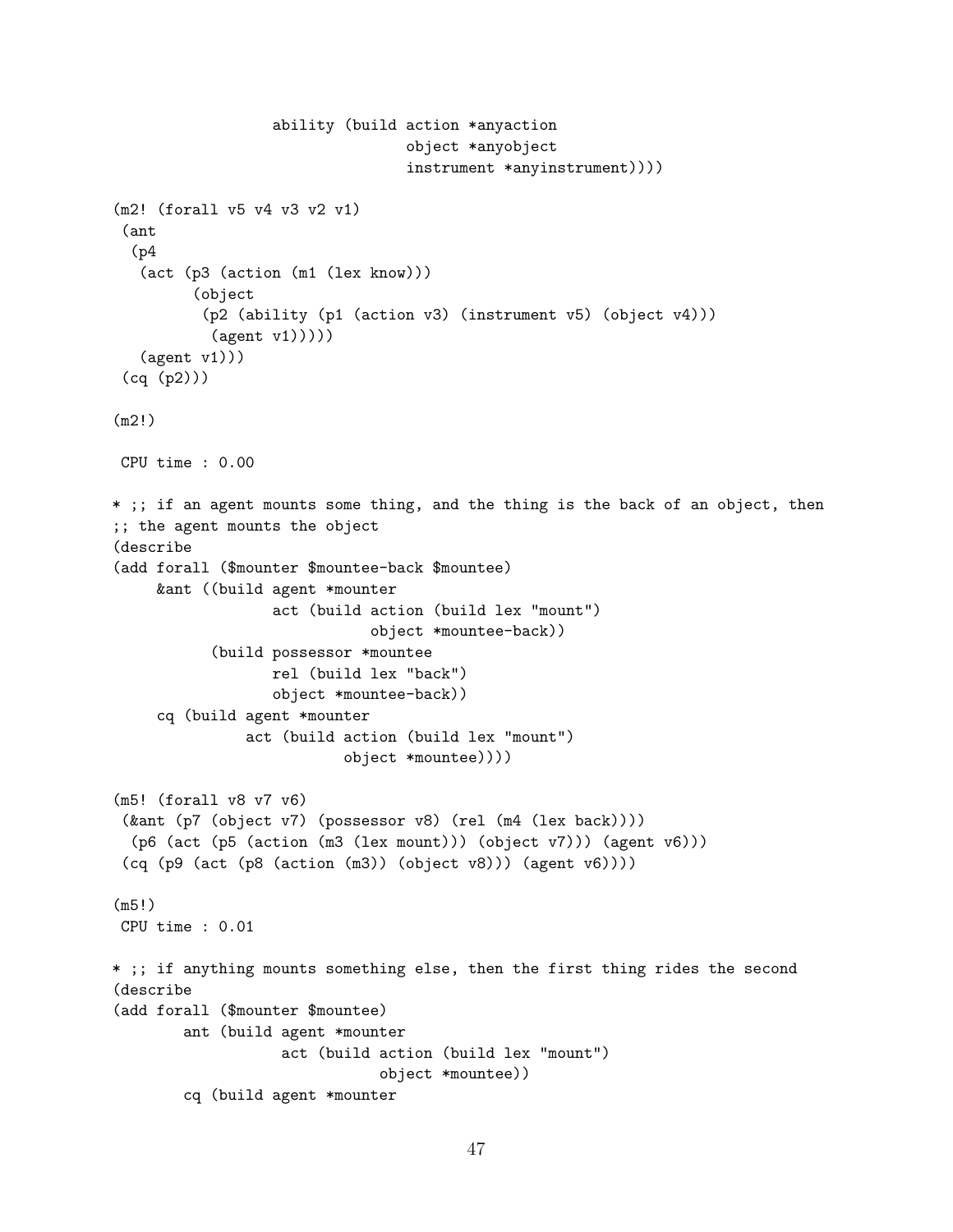```
                  ability (build action *anyaction
                                object *anyobject
                                instrument *anyinstrument))))

(m2! (forall v5 v4 v3 v2 v1)
 (ant
  (p4
   (act (p3 (action (m1 (lex know)))
         (object
          (p2 (ability (p1 (action v3) (instrument v5) (object v4)))
           (agent v1)))))
   (agent v1)))
 (cq (p2)))

(m2!)

 CPU time : 0.00

* ;; if an agent mounts some thing, and the thing is the back of an object, then
;; the agent mounts the object
(describe
(add forall ($mounter $mountee-back $mountee)
     &ant ((build agent *mounter
                  act (build action (build lex "mount")
                              object *mountee-back))
           (build possessor *mountee
                  rel (build lex "back")
                  object *mountee-back))
     cq (build agent *mounter
               act (build action (build lex "mount")
                          object *mountee))))

(m5! (forall v8 v7 v6)
 (&ant (p7 (object v7) (possessor v8) (rel (m4 (lex back))))
  (p6 (act (p5 (action (m3 (lex mount))) (object v7))) (agent v6)))
 (cq (p9 (act (p8 (action (m3)) (object v8))) (agent v6))))

(m5!)
 CPU time : 0.01

* ;; if anything mounts something else, then the first thing rides the second
(describe
(add forall ($mounter $mountee)
        ant (build agent *mounter
                   act (build action (build lex "mount")
                              object *mountee))
        cq (build agent *mounter
```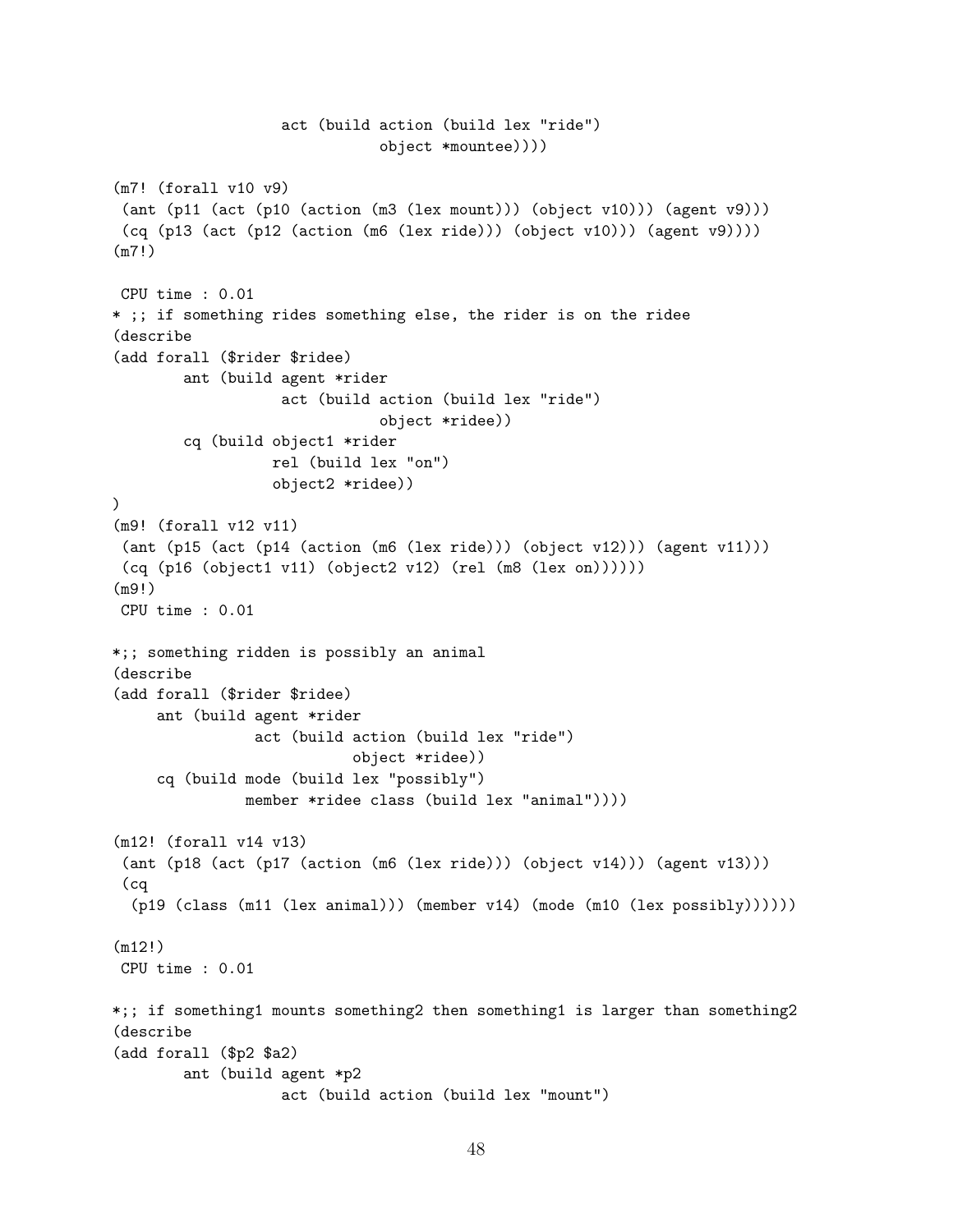```
                    act (build action (build lex "ride")
                                  object *mountee))))

(m7! (forall v10 v9)
 (ant (p11 (act (p10 (action (m3 (lex mount))) (object v10))) (agent v9)))
 (cq (p13 (act (p12 (action (m6 (lex ride))) (object v10))) (agent v9))))
(m7!)

 CPU time : 0.01
* ;; if something rides something else, the rider is on the ridee
(describe
(add forall ($rider $ridee)
        ant (build agent *rider
                    act (build action (build lex "ride")
                                  object *ridee))
        cq (build object1 *rider
                  rel (build lex "on")
                  object2 *ridee))
)
(m9! (forall v12 v11)
 (ant (p15 (act (p14 (action (m6 (lex ride))) (object v12))) (agent v11)))
 (cq (p16 (object1 v11) (object2 v12) (rel (m8 (lex on))))))
(m9!)
 CPU time : 0.01

*;; something ridden is possibly an animal
(describe
(add forall ($rider $ridee)
     ant (build agent *rider
                 act (build action (build lex "ride")
                               object *ridee))
     cq (build mode (build lex "possibly")
                member *ridee class (build lex "animal"))))

(m12! (forall v14 v13)
 (ant (p18 (act (p17 (action (m6 (lex ride))) (object v14))) (agent v13)))
 (cq
  (p19 (class (m11 (lex animal))) (member v14) (mode (m10 (lex possibly))))))

(m12!)
 CPU time : 0.01

*;; if something1 mounts something2 then something1 is larger than something2
(describe
(add forall ($p2 $a2)
        ant (build agent *p2
                    act (build action (build lex "mount")
```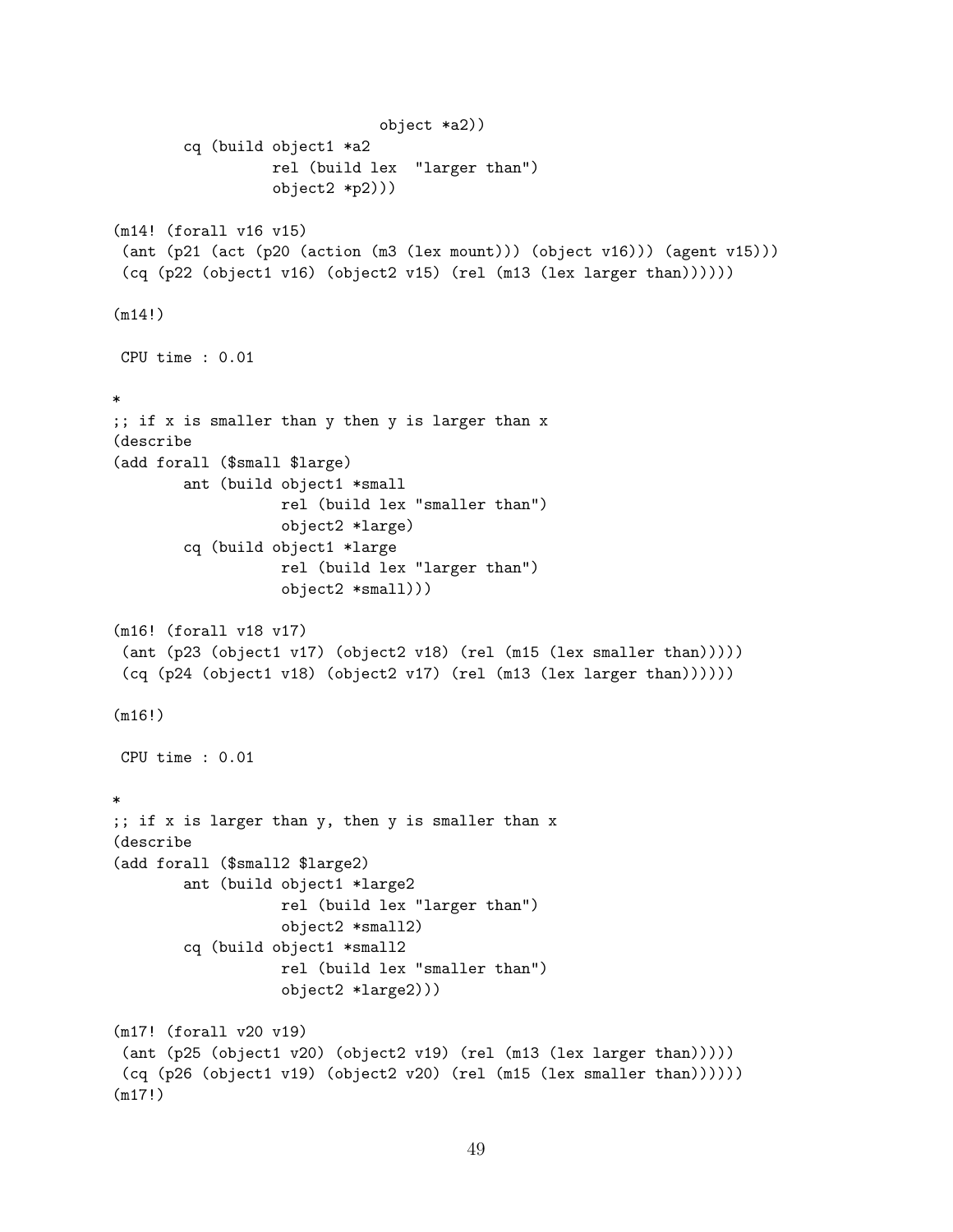```
                              object *a2))
        cq (build object1 *a2
                  rel (build lex  "larger than")
                  object2 *p2)))

(m14! (forall v16 v15)
 (ant (p21 (act (p20 (action (m3 (lex mount))) (object v16))) (agent v15)))
 (cq (p22 (object1 v16) (object2 v15) (rel (m13 (lex larger than))))))

(m14!)

 CPU time : 0.01

*
;; if x is smaller than y then y is larger than x
(describe
(add forall ($small $large)
        ant (build object1 *small
                   rel (build lex "smaller than")
                   object2 *large)
        cq (build object1 *large
                   rel (build lex "larger than")
                   object2 *small)))

(m16! (forall v18 v17)
 (ant (p23 (object1 v17) (object2 v18) (rel (m15 (lex smaller than)))))
 (cq (p24 (object1 v18) (object2 v17) (rel (m13 (lex larger than))))))

(m16!)

 CPU time : 0.01

*
;; if x is larger than y, then y is smaller than x
(describe
(add forall ($small2 $large2)
        ant (build object1 *large2
                   rel (build lex "larger than")
                   object2 *small2)
        cq (build object1 *small2
                   rel (build lex "smaller than")
                   object2 *large2)))

(m17! (forall v20 v19)
 (ant (p25 (object1 v20) (object2 v19) (rel (m13 (lex larger than)))))
 (cq (p26 (object1 v19) (object2 v20) (rel (m15 (lex smaller than))))))
(m17!)
```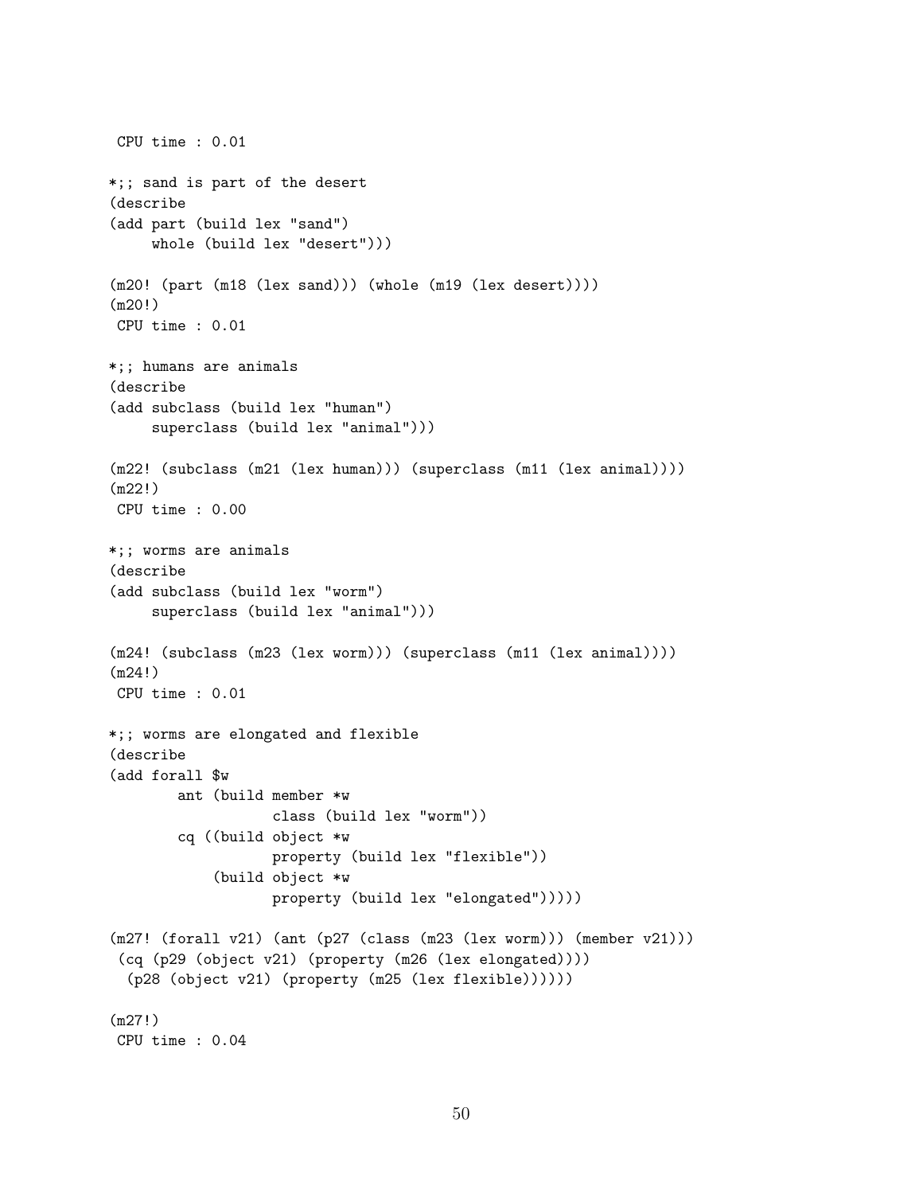```
 CPU time : 0.01

*;; sand is part of the desert
(describe
(add part (build lex "sand")
     whole (build lex "desert")))

(m20! (part (m18 (lex sand))) (whole (m19 (lex desert))))
(m20!)
 CPU time : 0.01

*;; humans are animals
(describe
(add subclass (build lex "human")
     superclass (build lex "animal")))

(m22! (subclass (m21 (lex human))) (superclass (m11 (lex animal))))
(m22!)
 CPU time : 0.00

*;; worms are animals
(describe
(add subclass (build lex "worm")
     superclass (build lex "animal")))

(m24! (subclass (m23 (lex worm))) (superclass (m11 (lex animal))))
(m24!)
 CPU time : 0.01

*;; worms are elongated and flexible
(describe
(add forall $w
        ant (build member *w
                   class (build lex "worm"))
        cq ((build object *w
                   property (build lex "flexible"))
            (build object *w
                   property (build lex "elongated")))))

(m27! (forall v21) (ant (p27 (class (m23 (lex worm))) (member v21)))
 (cq (p29 (object v21) (property (m26 (lex elongated))))
  (p28 (object v21) (property (m25 (lex flexible))))))

(m27!)
 CPU time : 0.04
```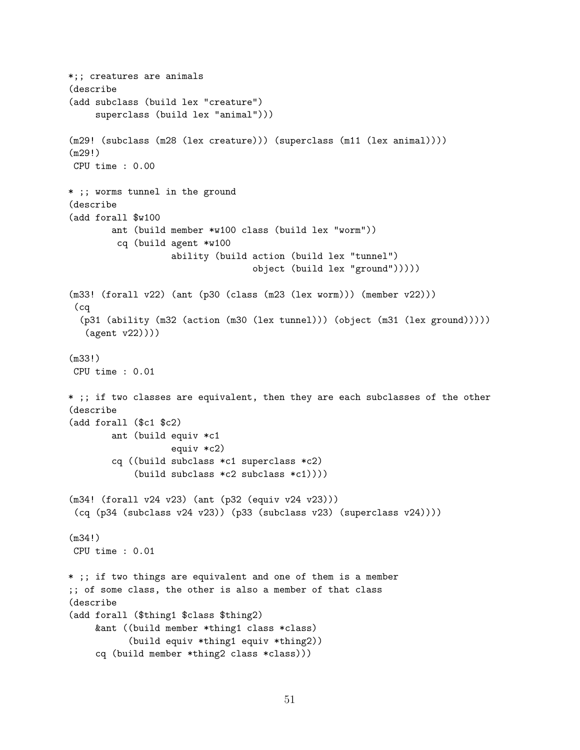```
*;; creatures are animals
(describe
(add subclass (build lex "creature")
     superclass (build lex "animal")))

(m29! (subclass (m28 (lex creature))) (superclass (m11 (lex animal))))
(m29!)
 CPU time : 0.00

* ;; worms tunnel in the ground
(describe
(add forall $w100
        ant (build member *w100 class (build lex "worm"))
         cq (build agent *w100
                   ability (build action (build lex "tunnel")
                                  object (build lex "ground")))))

(m33! (forall v22) (ant (p30 (class (m23 (lex worm))) (member v22)))
 (cq
  (p31 (ability (m32 (action (m30 (lex tunnel))) (object (m31 (lex ground)))))
   (agent v22))))

(m33!)
 CPU time : 0.01

* ;; if two classes are equivalent, then they are each subclasses of the other
(describe
(add forall ($c1 $c2)
        ant (build equiv *c1
                   equiv *c2)
        cq ((build subclass *c1 superclass *c2)
            (build subclass *c2 subclass *c1))))

(m34! (forall v24 v23) (ant (p32 (equiv v24 v23)))
 (cq (p34 (subclass v24 v23)) (p33 (subclass v23) (superclass v24))))

(m34!)
 CPU time : 0.01

* ;; if two things are equivalent and one of them is a member
;; of some class, the other is also a member of that class
(describe
(add forall ($thing1 $class $thing2)
     &ant ((build member *thing1 class *class)
           (build equiv *thing1 equiv *thing2))
     cq (build member *thing2 class *class)))
```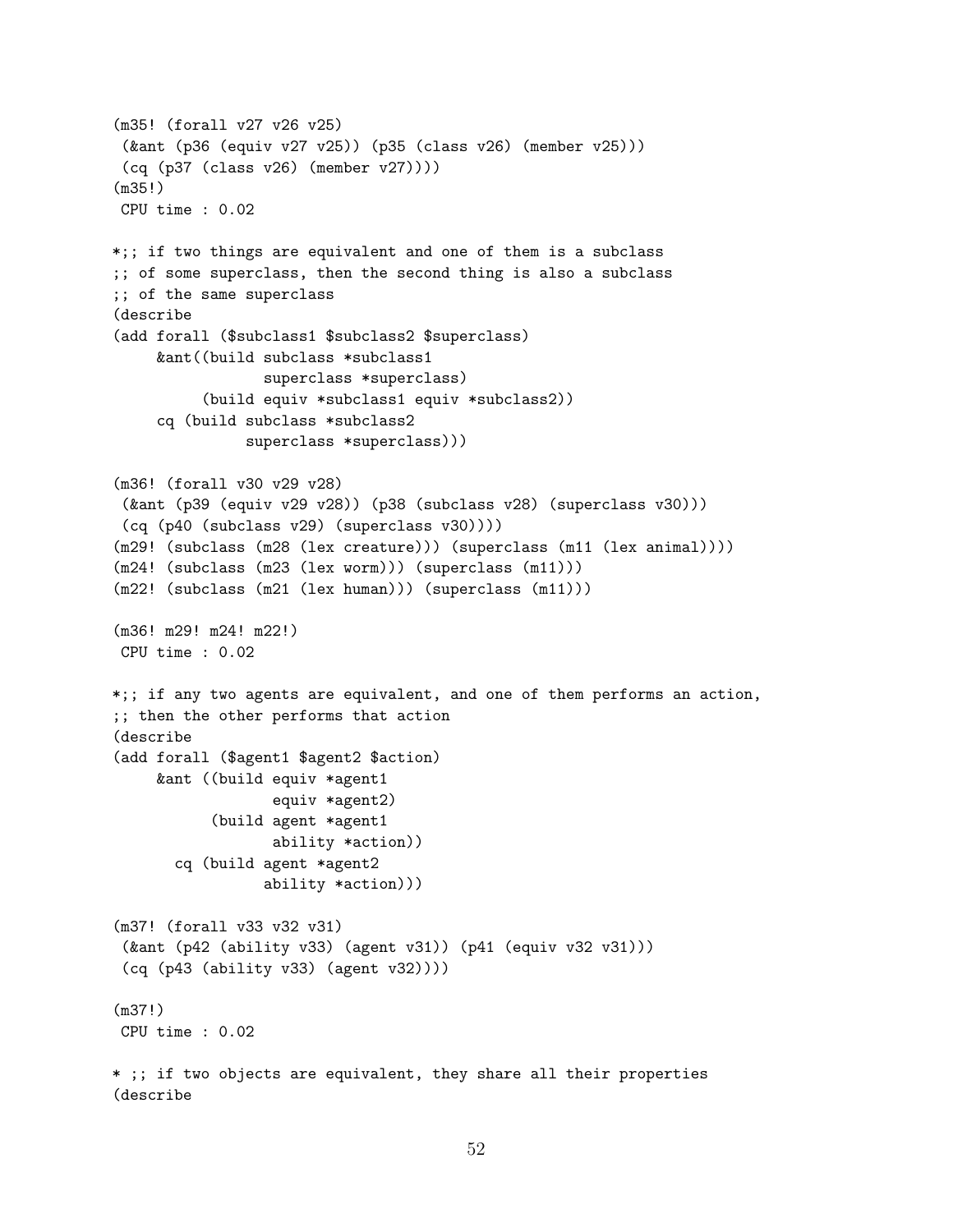```
(m35! (forall v27 v26 v25)
 (&ant (p36 (equiv v27 v25)) (p35 (class v26) (member v25)))
 (cq (p37 (class v26) (member v27))))
(m35!)
 CPU time : 0.02

*;; if two things are equivalent and one of them is a subclass
;; of some superclass, then the second thing is also a subclass
;; of the same superclass
(describe
(add forall ($subclass1 $subclass2 $superclass)
     &ant((build subclass *subclass1
                 superclass *superclass)
          (build equiv *subclass1 equiv *subclass2))
     cq (build subclass *subclass2
               superclass *superclass)))

(m36! (forall v30 v29 v28)
 (&ant (p39 (equiv v29 v28)) (p38 (subclass v28) (superclass v30)))
 (cq (p40 (subclass v29) (superclass v30))))
(m29! (subclass (m28 (lex creature))) (superclass (m11 (lex animal))))
(m24! (subclass (m23 (lex worm))) (superclass (m11)))
(m22! (subclass (m21 (lex human))) (superclass (m11)))

(m36! m29! m24! m22!)
 CPU time : 0.02

*;; if any two agents are equivalent, and one of them performs an action,
;; then the other performs that action
(describe
(add forall ($agent1 $agent2 $action)
     &ant ((build equiv *agent1
                  equiv *agent2)
           (build agent *agent1
                  ability *action))
       cq (build agent *agent2
                 ability *action)))

(m37! (forall v33 v32 v31)
 (&ant (p42 (ability v33) (agent v31)) (p41 (equiv v32 v31)))
 (cq (p43 (ability v33) (agent v32))))

(m37!)
 CPU time : 0.02

* ;; if two objects are equivalent, they share all their properties
(describe
```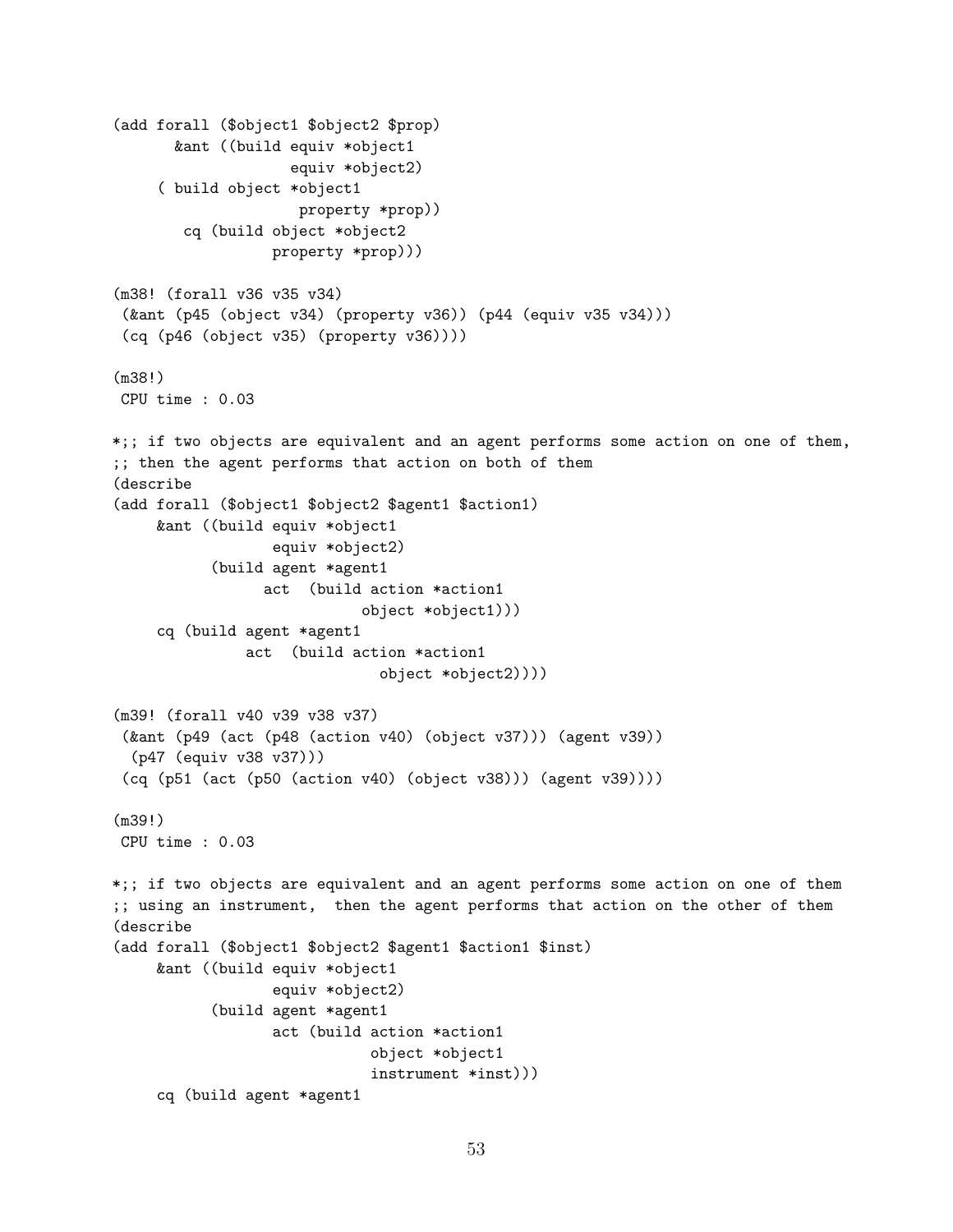```
(add forall ($object1 $object2 $prop)
       &ant ((build equiv *object1
                    equiv *object2)
     ( build object *object1
                     property *prop))
        cq (build object *object2
                  property *prop)))

(m38! (forall v36 v35 v34)
 (&ant (p45 (object v34) (property v36)) (p44 (equiv v35 v34)))
 (cq (p46 (object v35) (property v36))))

(m38!)
 CPU time : 0.03

*;; if two objects are equivalent and an agent performs some action on one of them,
;; then the agent performs that action on both of them
(describe
(add forall ($object1 $object2 $agent1 $action1)
     &ant ((build equiv *object1
                  equiv *object2)
           (build agent *agent1
                 act  (build action *action1
                             object *object1)))
     cq (build agent *agent1
               act  (build action *action1
                               object *object2))))

(m39! (forall v40 v39 v38 v37)
 (&ant (p49 (act (p48 (action v40) (object v37))) (agent v39))
  (p47 (equiv v38 v37)))
 (cq (p51 (act (p50 (action v40) (object v38))) (agent v39))))

(m39!)
 CPU time : 0.03

*;; if two objects are equivalent and an agent performs some action on one of them
;; using an instrument,  then the agent performs that action on the other of them
(describe
(add forall ($object1 $object2 $agent1 $action1 $inst)
     &ant ((build equiv *object1
                  equiv *object2)
           (build agent *agent1
                  act (build action *action1
                              object *object1
                              instrument *inst)))
     cq (build agent *agent1
```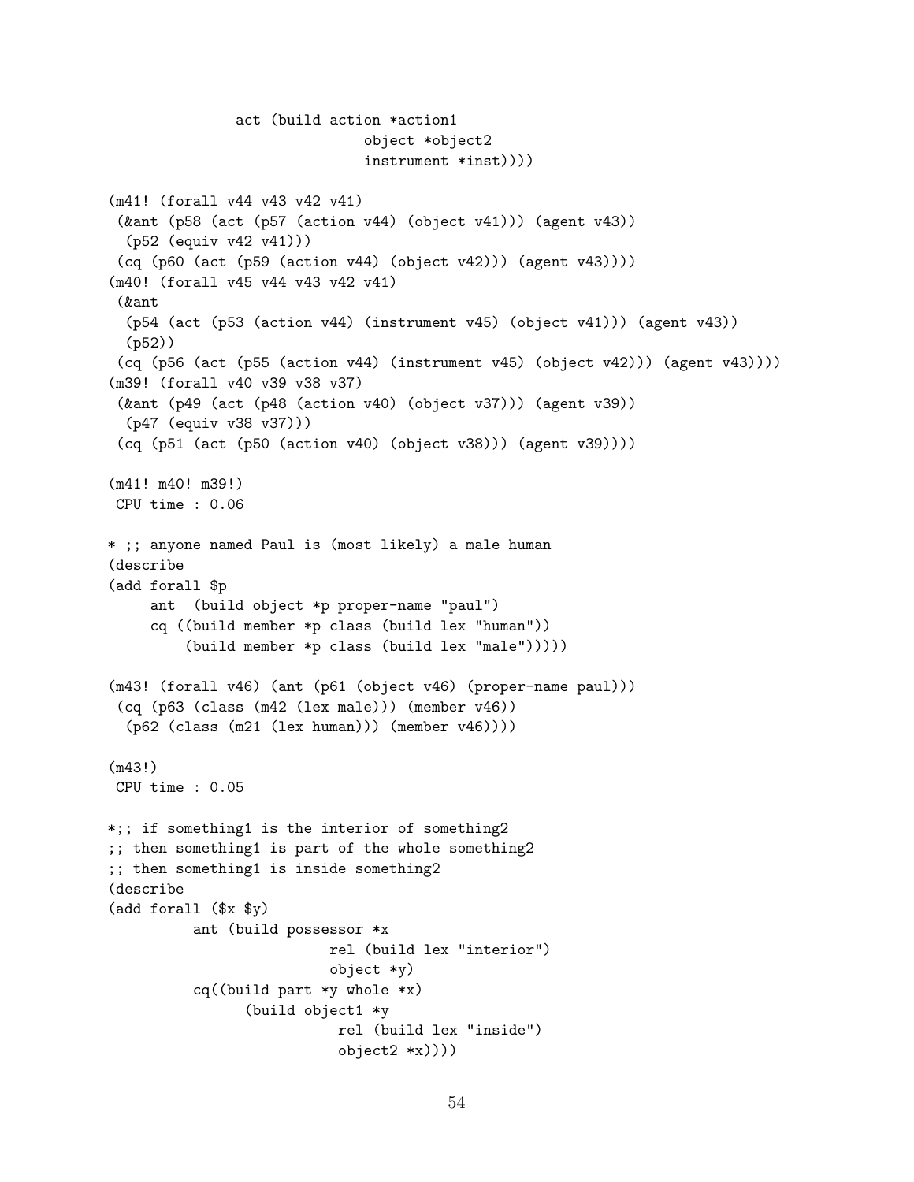```
              act (build action *action1
                             object *object2
                             instrument *inst))))

(m41! (forall v44 v43 v42 v41)
 (&ant (p58 (act (p57 (action v44) (object v41))) (agent v43))
  (p52 (equiv v42 v41)))
 (cq (p60 (act (p59 (action v44) (object v42))) (agent v43))))
(m40! (forall v45 v44 v43 v42 v41)
 (&ant
  (p54 (act (p53 (action v44) (instrument v45) (object v41))) (agent v43))
  (p52))
 (cq (p56 (act (p55 (action v44) (instrument v45) (object v42))) (agent v43))))
(m39! (forall v40 v39 v38 v37)
 (&ant (p49 (act (p48 (action v40) (object v37))) (agent v39))
  (p47 (equiv v38 v37)))
 (cq (p51 (act (p50 (action v40) (object v38))) (agent v39))))

(m41! m40! m39!)
 CPU time : 0.06

* ;; anyone named Paul is (most likely) a male human
(describe
(add forall $p
     ant  (build object *p proper-name "paul")
     cq ((build member *p class (build lex "human"))
         (build member *p class (build lex "male")))))

(m43! (forall v46) (ant (p61 (object v46) (proper-name paul)))
 (cq (p63 (class (m42 (lex male))) (member v46))
  (p62 (class (m21 (lex human))) (member v46))))

(m43!)
 CPU time : 0.05

*;; if something1 is the interior of something2
;; then something1 is part of the whole something2
;; then something1 is inside something2
(describe
(add forall ($x $y)
          ant (build possessor *x
                         rel (build lex "interior")
                         object *y)
          cq((build part *y whole *x)
                (build object1 *y
                          rel (build lex "inside")
                          object2 *x))))
```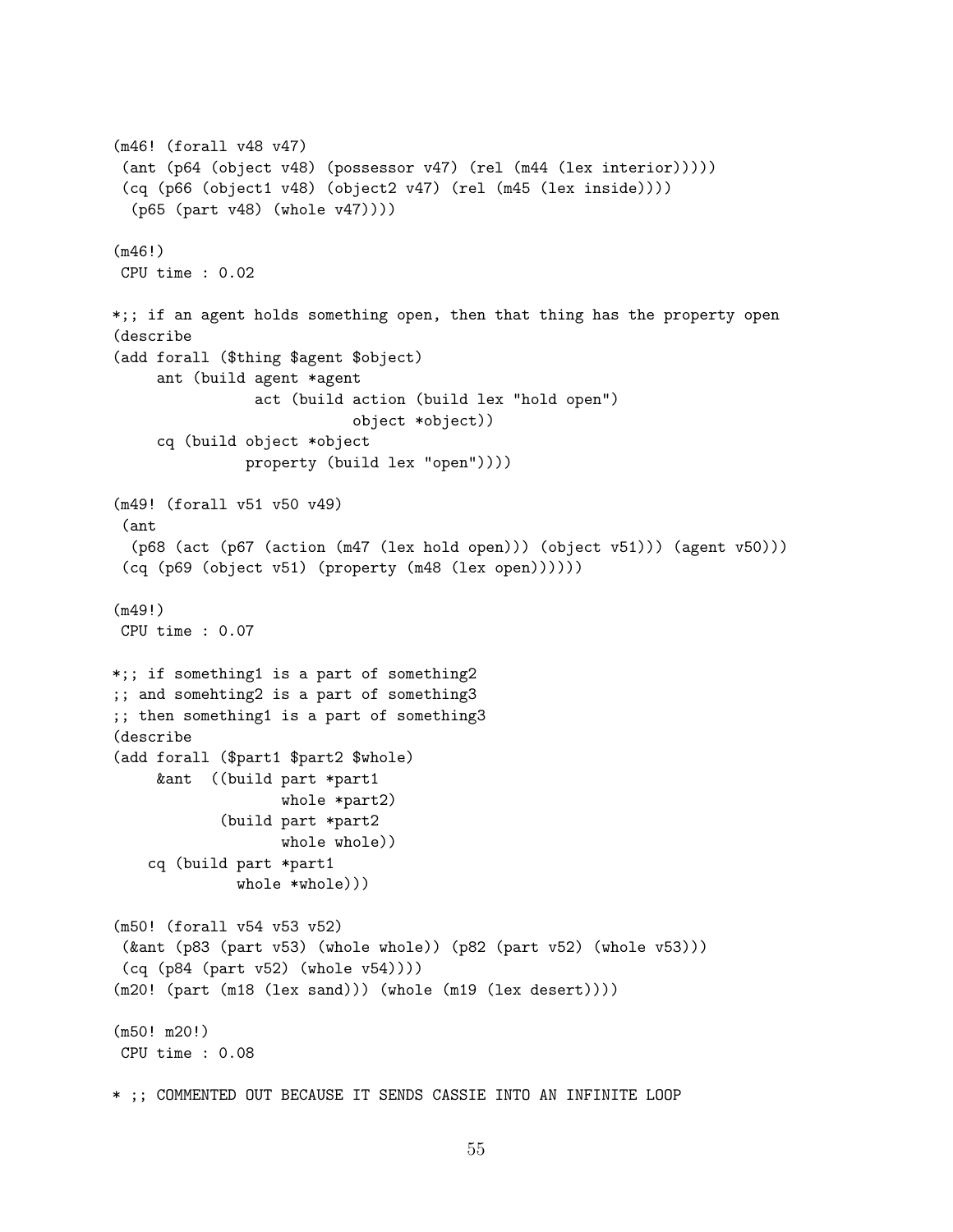```
(m46! (forall v48 v47)
 (ant (p64 (object v48) (possessor v47) (rel (m44 (lex interior)))))
 (cq (p66 (object1 v48) (object2 v47) (rel (m45 (lex inside))))
  (p65 (part v48) (whole v47))))

(m46!)
 CPU time : 0.02

*;; if an agent holds something open, then that thing has the property open
(describe
(add forall ($thing $agent $object)
     ant (build agent *agent
                act (build action (build lex "hold open")
                           object *object))
     cq (build object *object
               property (build lex "open"))))

(m49! (forall v51 v50 v49)
 (ant
  (p68 (act (p67 (action (m47 (lex hold open))) (object v51))) (agent v50)))
 (cq (p69 (object v51) (property (m48 (lex open))))))

(m49!)
 CPU time : 0.07

*;; if something1 is a part of something2
;; and somehting2 is a part of something3
;; then something1 is a part of something3
(describe
(add forall ($part1 $part2 $whole)
     &ant  ((build part *part1
                   whole *part2)
            (build part *part2
                   whole whole))
    cq (build part *part1
              whole *whole)))

(m50! (forall v54 v53 v52)
 (&ant (p83 (part v53) (whole whole)) (p82 (part v52) (whole v53)))
 (cq (p84 (part v52) (whole v54))))
(m20! (part (m18 (lex sand))) (whole (m19 (lex desert))))

(m50! m20!)
 CPU time : 0.08

* ;; COMMENTED OUT BECAUSE IT SENDS CASSIE INTO AN INFINITE LOOP
```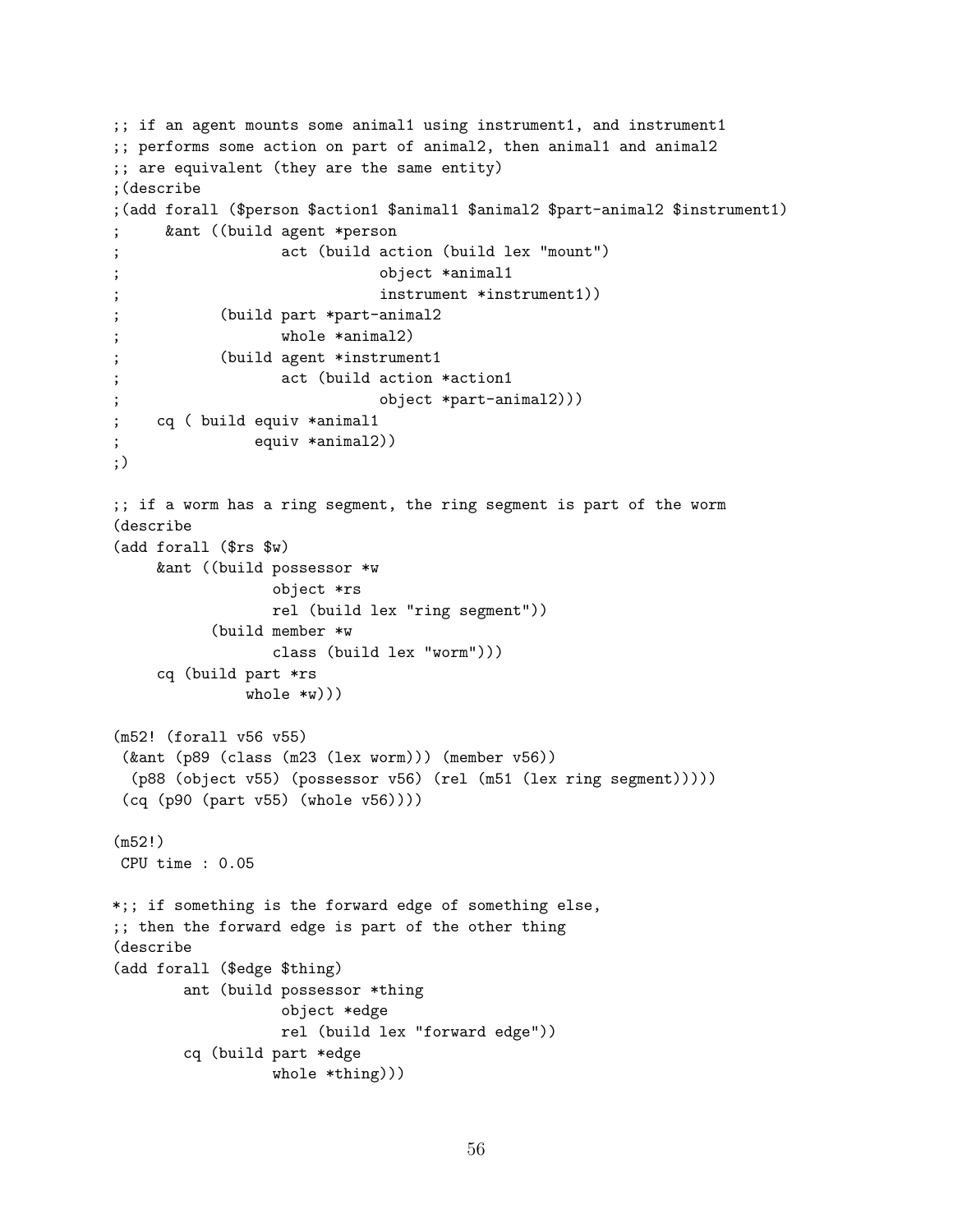```
;; if an agent mounts some animal1 using instrument1, and instrument1
;; performs some action on part of animal2, then animal1 and animal2
;; are equivalent (they are the same entity)
;(describe
;(add forall ($person $action1 $animal1 $animal2 $part-animal2 $instrument1)
;     &ant ((build agent *person
;                  act (build action (build lex "mount")
;                              object *animal1
;                              instrument *instrument1))
;           (build part *part-animal2
;                  whole *animal2)
;           (build agent *instrument1
;                  act (build action *action1
;                              object *part-animal2)))
;    cq ( build equiv *animal1
;               equiv *animal2))
;)

;; if a worm has a ring segment, the ring segment is part of the worm
(describe
(add forall ($rs $w)
     &ant ((build possessor *w
                  object *rs
                  rel (build lex "ring segment"))
           (build member *w
                  class (build lex "worm")))
     cq (build part *rs
               whole *w)))

(m52! (forall v56 v55)
 (&ant (p89 (class (m23 (lex worm))) (member v56))
  (p88 (object v55) (possessor v56) (rel (m51 (lex ring segment)))))
 (cq (p90 (part v55) (whole v56))))

(m52!)
 CPU time : 0.05

*;; if something is the forward edge of something else,
;; then the forward edge is part of the other thing
(describe
(add forall ($edge $thing)
        ant (build possessor *thing
                   object *edge
                   rel (build lex "forward edge"))
        cq (build part *edge
                  whole *thing)))
```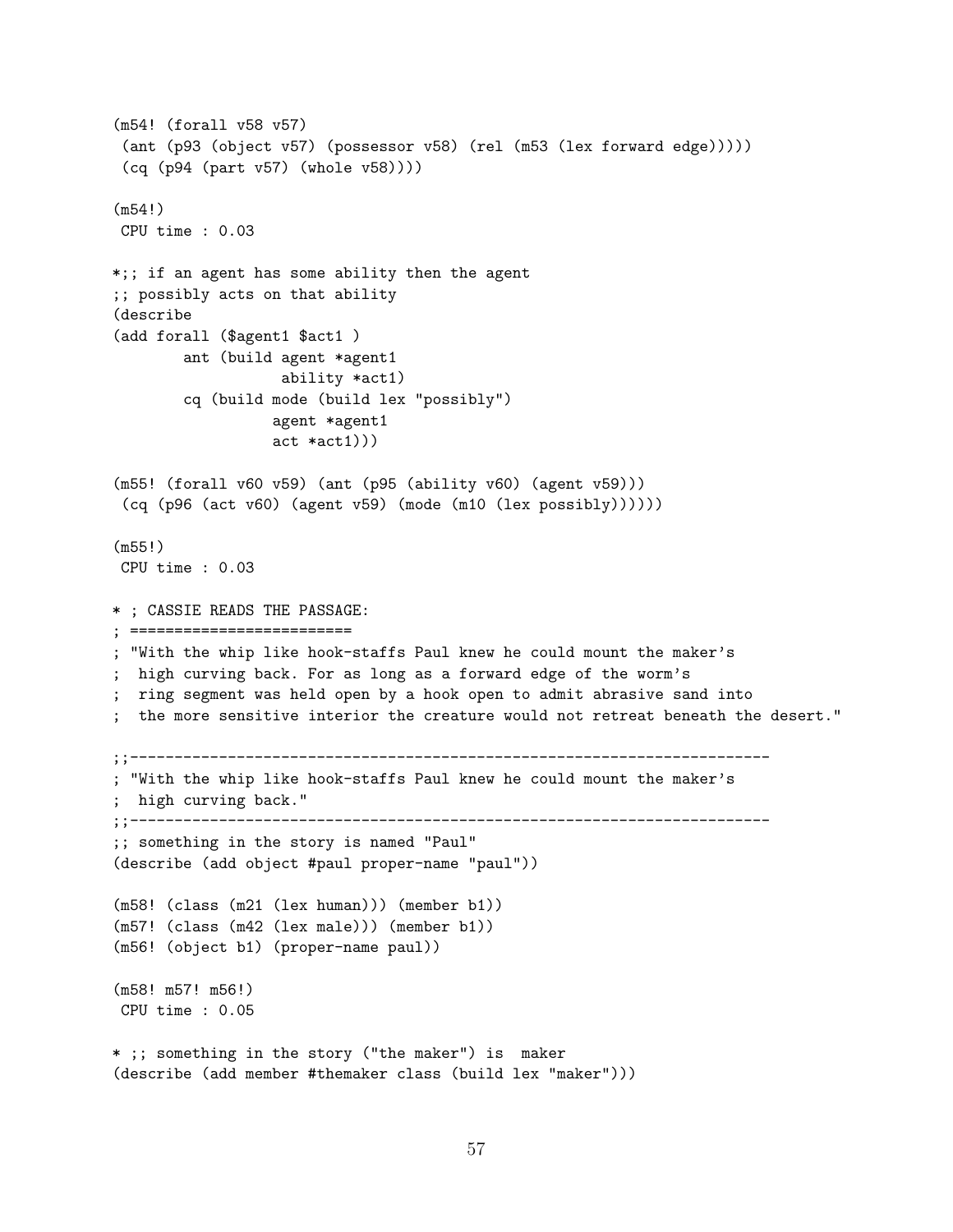```
(m54! (forall v58 v57)
 (ant (p93 (object v57) (possessor v58) (rel (m53 (lex forward edge)))))
 (cq (p94 (part v57) (whole v58))))

(m54!)
 CPU time : 0.03

*;; if an agent has some ability then the agent
;; possibly acts on that ability
(describe
(add forall ($agent1 $act1 )
        ant (build agent *agent1
                   ability *act1)
        cq (build mode (build lex "possibly")
                  agent *agent1
                  act *act1)))

(m55! (forall v60 v59) (ant (p95 (ability v60) (agent v59)))
 (cq (p96 (act v60) (agent v59) (mode (m10 (lex possibly))))))

(m55!)
 CPU time : 0.03

* ; CASSIE READS THE PASSAGE:
; ========================
; "With the whip like hook-staffs Paul knew he could mount the maker's
;  high curving back. For as long as a forward edge of the worm's
;  ring segment was held open by a hook open to admit abrasive sand into
;  the more sensitive interior the creature would not retreat beneath the desert."

;;-----------------------------------------------------------------------
; "With the whip like hook-staffs Paul knew he could mount the maker's
;  high curving back."
;;-----------------------------------------------------------------------
;; something in the story is named "Paul"
(describe (add object #paul proper-name "paul"))

(m58! (class (m21 (lex human))) (member b1))
(m57! (class (m42 (lex male))) (member b1))
(m56! (object b1) (proper-name paul))

(m58! m57! m56!)
 CPU time : 0.05

* ;; something in the story ("the maker") is  maker
(describe (add member #themaker class (build lex "maker")))
```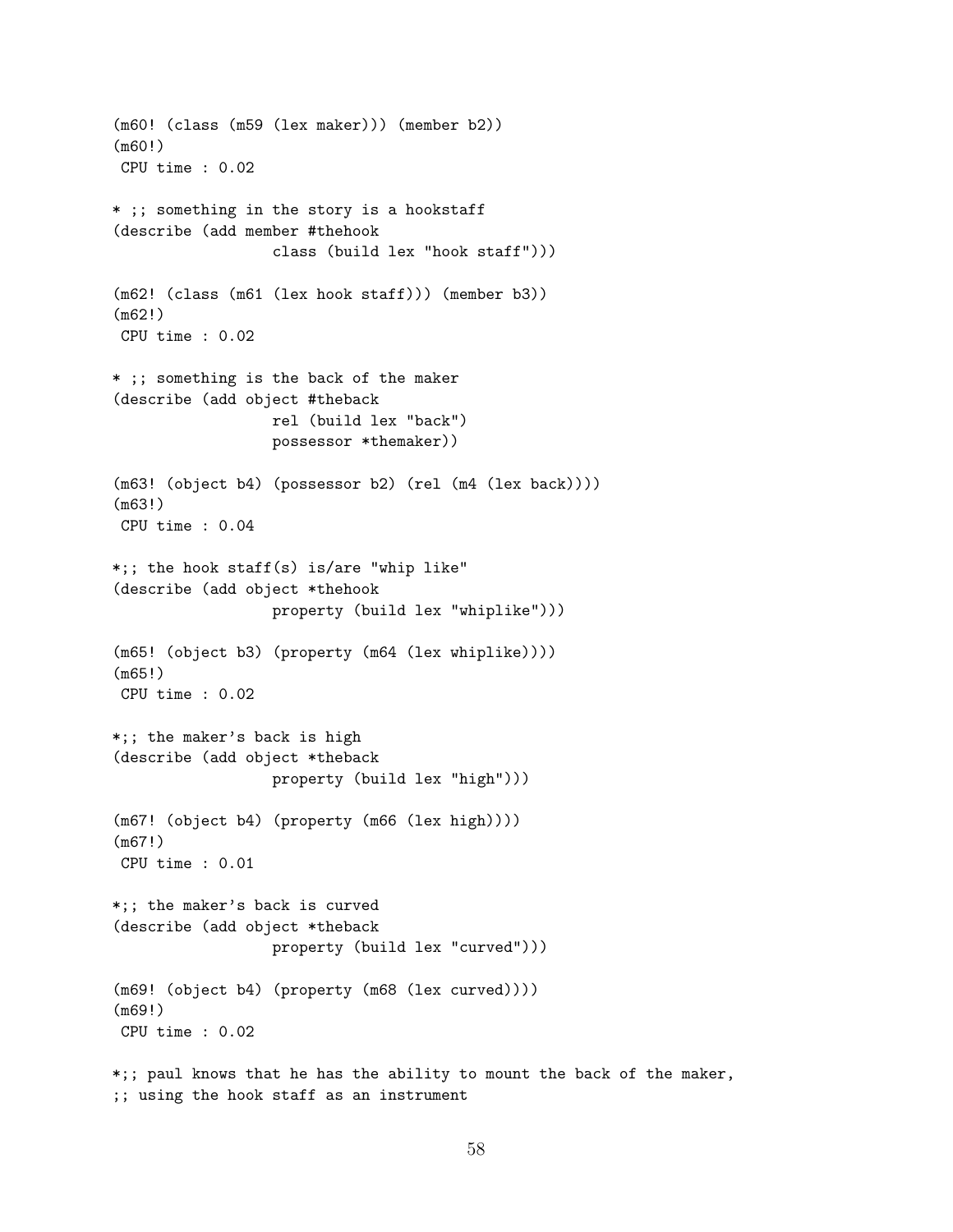```
(m60! (class (m59 (lex maker))) (member b2))
(m60!)
 CPU time : 0.02

* ;; something in the story is a hookstaff
(describe (add member #thehook
                  class (build lex "hook staff")))

(m62! (class (m61 (lex hook staff))) (member b3))
(m62!)
 CPU time : 0.02

* ;; something is the back of the maker
(describe (add object #theback
                  rel (build lex "back")
                  possessor *themaker))

(m63! (object b4) (possessor b2) (rel (m4 (lex back))))
(m63!)
 CPU time : 0.04

*;; the hook staff(s) is/are "whip like"
(describe (add object *thehook
                  property (build lex "whiplike")))

(m65! (object b3) (property (m64 (lex whiplike))))
(m65!)
 CPU time : 0.02

*;; the maker's back is high
(describe (add object *theback
                  property (build lex "high")))

(m67! (object b4) (property (m66 (lex high))))
(m67!)
 CPU time : 0.01

*;; the maker's back is curved
(describe (add object *theback
                  property (build lex "curved")))

(m69! (object b4) (property (m68 (lex curved))))
(m69!)
 CPU time : 0.02

*;; paul knows that he has the ability to mount the back of the maker,
;; using the hook staff as an instrument
```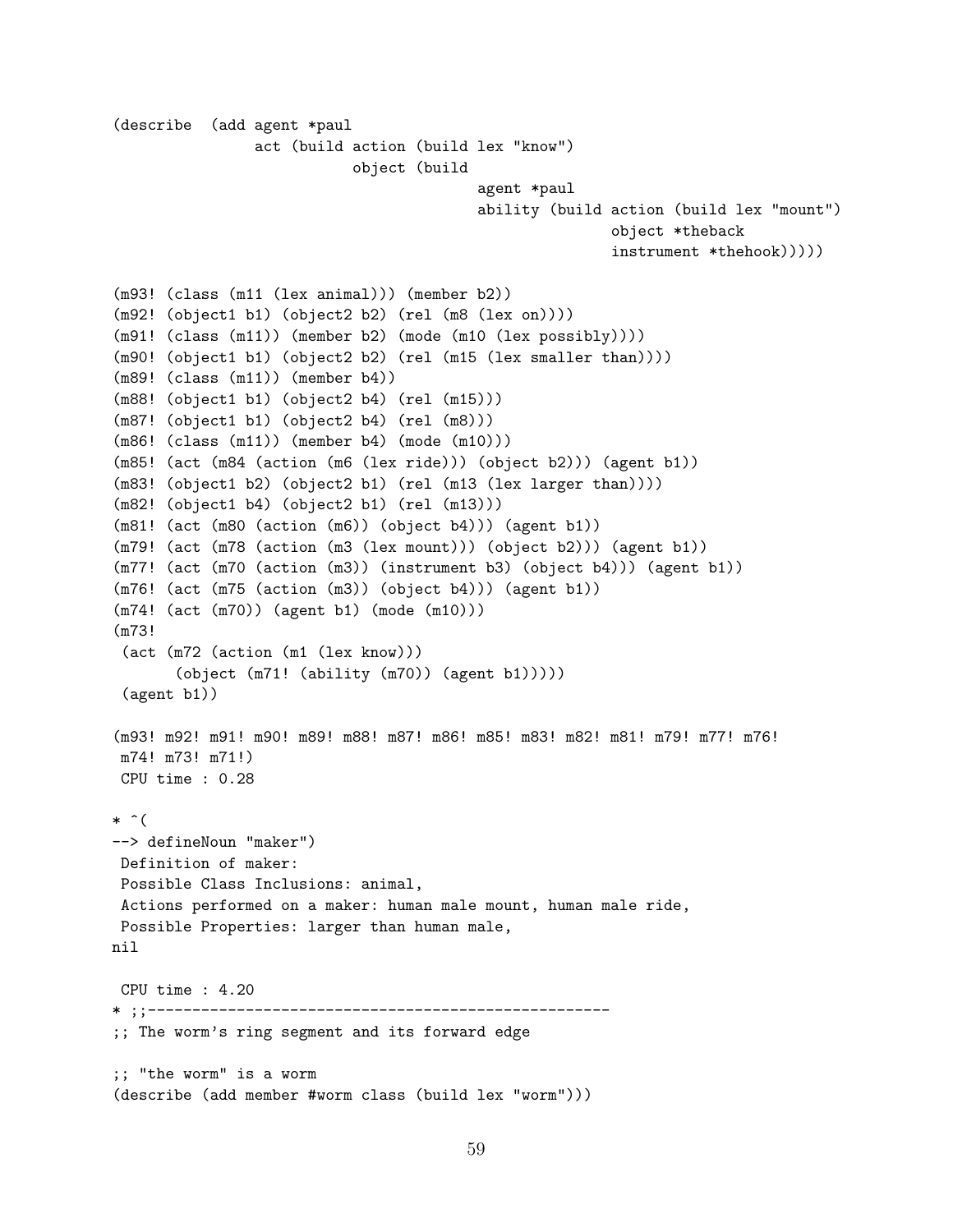```
(describe  (add agent *paul
                act (build action (build lex "know")
                           object (build
                                     agent *paul
                                     ability (build action (build lex "mount")
                                                    object *theback
                                                    instrument *thehook)))))

(m93! (class (m11 (lex animal))) (member b2))
(m92! (object1 b1) (object2 b2) (rel (m8 (lex on))))
(m91! (class (m11)) (member b2) (mode (m10 (lex possibly))))
(m90! (object1 b1) (object2 b2) (rel (m15 (lex smaller than))))
(m89! (class (m11)) (member b4))
(m88! (object1 b1) (object2 b4) (rel (m15)))
(m87! (object1 b1) (object2 b4) (rel (m8)))
(m86! (class (m11)) (member b4) (mode (m10)))
(m85! (act (m84 (action (m6 (lex ride))) (object b2))) (agent b1))
(m83! (object1 b2) (object2 b1) (rel (m13 (lex larger than))))
(m82! (object1 b4) (object2 b1) (rel (m13)))
(m81! (act (m80 (action (m6)) (object b4))) (agent b1))
(m79! (act (m78 (action (m3 (lex mount))) (object b2))) (agent b1))
(m77! (act (m70 (action (m3)) (instrument b3) (object b4))) (agent b1))
(m76! (act (m75 (action (m3)) (object b4))) (agent b1))
(m74! (act (m70)) (agent b1) (mode (m10)))
(m73!
 (act (m72 (action (m1 (lex know)))
      (object (m71! (ability (m70)) (agent b1)))))
 (agent b1))

(m93! m92! m91! m90! m89! m88! m87! m86! m85! m83! m82! m81! m79! m77! m76!
 m74! m73! m71!)
 CPU time : 0.28

* ^(
--> defineNoun "maker")
 Definition of maker:
 Possible Class Inclusions: animal,
 Actions performed on a maker: human male mount, human male ride,
 Possible Properties: larger than human male,
nil

 CPU time : 4.20
* ;;---------------------------------------------------
;; The worm's ring segment and its forward edge

;; "the worm" is a worm
(describe (add member #worm class (build lex "worm")))
```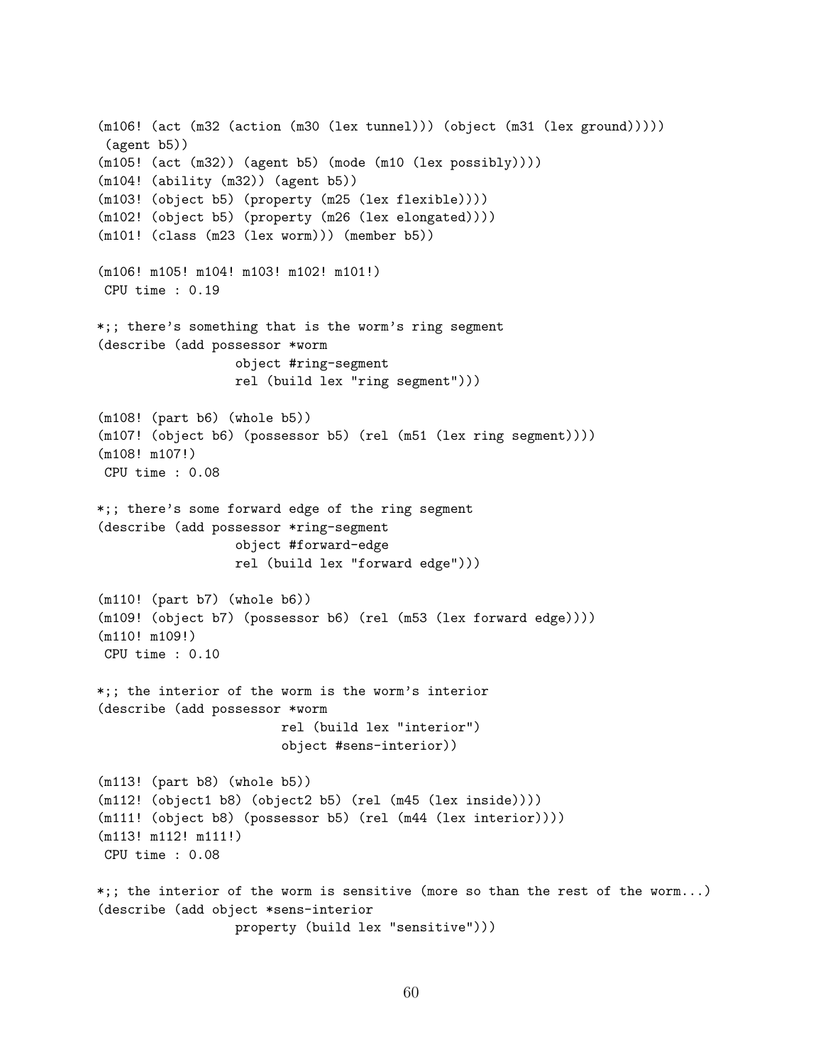```
(m106! (act (m32 (action (m30 (lex tunnel))) (object (m31 (lex ground)))))
 (agent b5))
(m105! (act (m32)) (agent b5) (mode (m10 (lex possibly))))
(m104! (ability (m32)) (agent b5))
(m103! (object b5) (property (m25 (lex flexible))))
(m102! (object b5) (property (m26 (lex elongated))))
(m101! (class (m23 (lex worm))) (member b5))

(m106! m105! m104! m103! m102! m101!)
 CPU time : 0.19

*;; there's something that is the worm's ring segment
(describe (add possessor *worm
                  object #ring-segment
                  rel (build lex "ring segment")))

(m108! (part b6) (whole b5))
(m107! (object b6) (possessor b5) (rel (m51 (lex ring segment))))
(m108! m107!)
 CPU time : 0.08

*;; there's some forward edge of the ring segment
(describe (add possessor *ring-segment
                  object #forward-edge
                  rel (build lex "forward edge")))

(m110! (part b7) (whole b6))
(m109! (object b7) (possessor b6) (rel (m53 (lex forward edge))))
(m110! m109!)
 CPU time : 0.10

*;; the interior of the worm is the worm's interior
(describe (add possessor *worm
                        rel (build lex "interior")
                        object #sens-interior))

(m113! (part b8) (whole b5))
(m112! (object1 b8) (object2 b5) (rel (m45 (lex inside))))
(m111! (object b8) (possessor b5) (rel (m44 (lex interior))))
(m113! m112! m111!)
 CPU time : 0.08

*;; the interior of the worm is sensitive (more so than the rest of the worm...)
(describe (add object *sens-interior
                  property (build lex "sensitive")))
```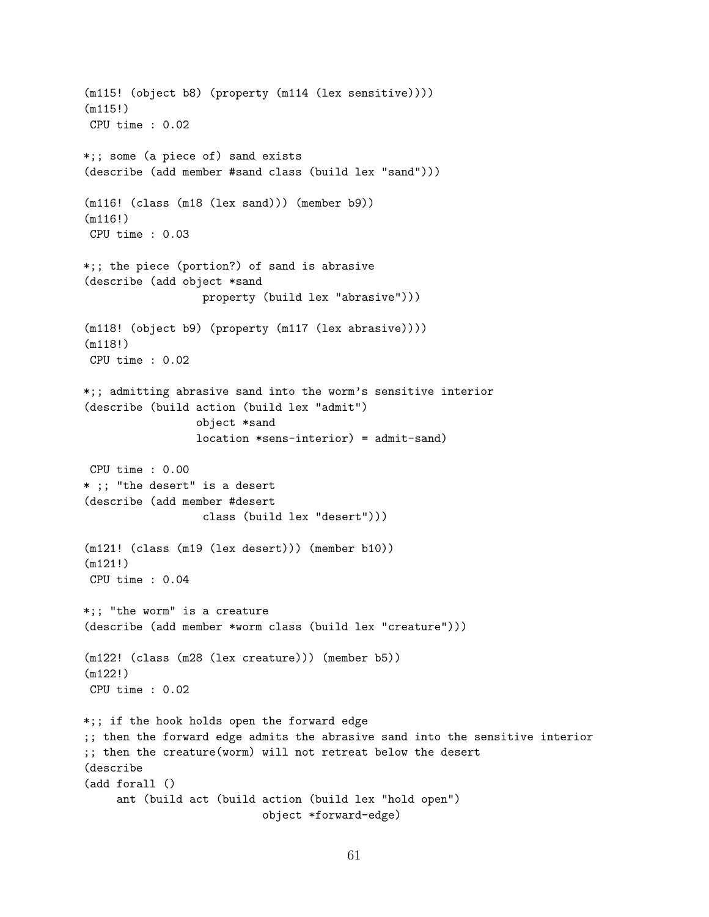```
(m115! (object b8) (property (m114 (lex sensitive))))
(m115!)
 CPU time : 0.02

*;; some (a piece of) sand exists
(describe (add member #sand class (build lex "sand")))

(m116! (class (m18 (lex sand))) (member b9))
(m116!)
 CPU time : 0.03

*;; the piece (portion?) of sand is abrasive
(describe (add object *sand
                  property (build lex "abrasive")))

(m118! (object b9) (property (m117 (lex abrasive))))
(m118!)
 CPU time : 0.02

*;; admitting abrasive sand into the worm's sensitive interior
(describe (build action (build lex "admit")
                 object *sand
                 location *sens-interior) = admit-sand)

 CPU time : 0.00
* ;; "the desert" is a desert
(describe (add member #desert
                  class (build lex "desert")))

(m121! (class (m19 (lex desert))) (member b10))
(m121!)
 CPU time : 0.04

*;; "the worm" is a creature
(describe (add member *worm class (build lex "creature")))

(m122! (class (m28 (lex creature))) (member b5))
(m122!)
 CPU time : 0.02

*;; if the hook holds open the forward edge
;; then the forward edge admits the abrasive sand into the sensitive interior
;; then the creature(worm) will not retreat below the desert
(describe
(add forall ()
     ant (build act (build action (build lex "hold open")
                           object *forward-edge)
```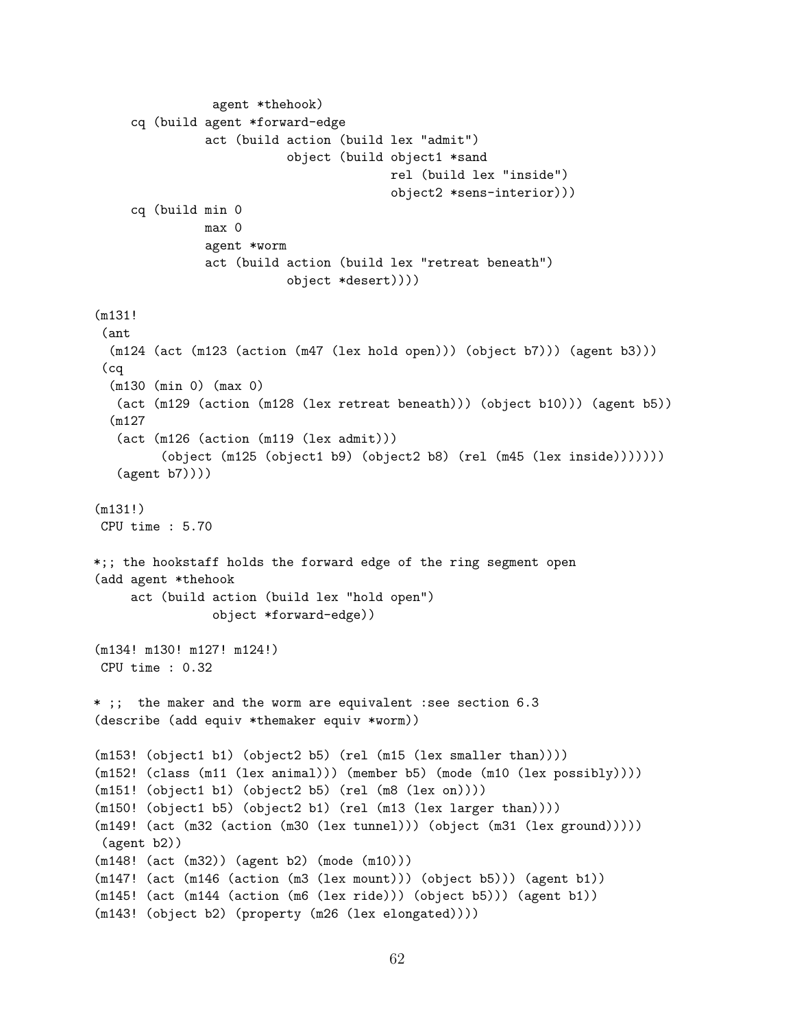```
                agent *thehook)
     cq (build agent *forward-edge
               act (build action (build lex "admit")
                          object (build object1 *sand
                                        rel (build lex "inside")
                                        object2 *sens-interior)))
     cq (build min 0
               max 0
               agent *worm
               act (build action (build lex "retreat beneath")
                          object *desert))))

(m131!
 (ant
  (m124 (act (m123 (action (m47 (lex hold open))) (object b7))) (agent b3)))
 (cq
  (m130 (min 0) (max 0)
   (act (m129 (action (m128 (lex retreat beneath))) (object b10))) (agent b5))
  (m127
   (act (m126 (action (m119 (lex admit)))
         (object (m125 (object1 b9) (object2 b8) (rel (m45 (lex inside)))))))
   (agent b7))))

(m131!)
 CPU time : 5.70

*;; the hookstaff holds the forward edge of the ring segment open
(add agent *thehook
     act (build action (build lex "hold open")
                object *forward-edge))

(m134! m130! m127! m124!)
 CPU time : 0.32

* ;;  the maker and the worm are equivalent :see section 6.3
(describe (add equiv *themaker equiv *worm))

(m153! (object1 b1) (object2 b5) (rel (m15 (lex smaller than))))
(m152! (class (m11 (lex animal))) (member b5) (mode (m10 (lex possibly))))
(m151! (object1 b1) (object2 b5) (rel (m8 (lex on))))
(m150! (object1 b5) (object2 b1) (rel (m13 (lex larger than))))
(m149! (act (m32 (action (m30 (lex tunnel))) (object (m31 (lex ground)))))
 (agent b2))
(m148! (act (m32)) (agent b2) (mode (m10)))
(m147! (act (m146 (action (m3 (lex mount))) (object b5))) (agent b1))
(m145! (act (m144 (action (m6 (lex ride))) (object b5))) (agent b1))
(m143! (object b2) (property (m26 (lex elongated))))
```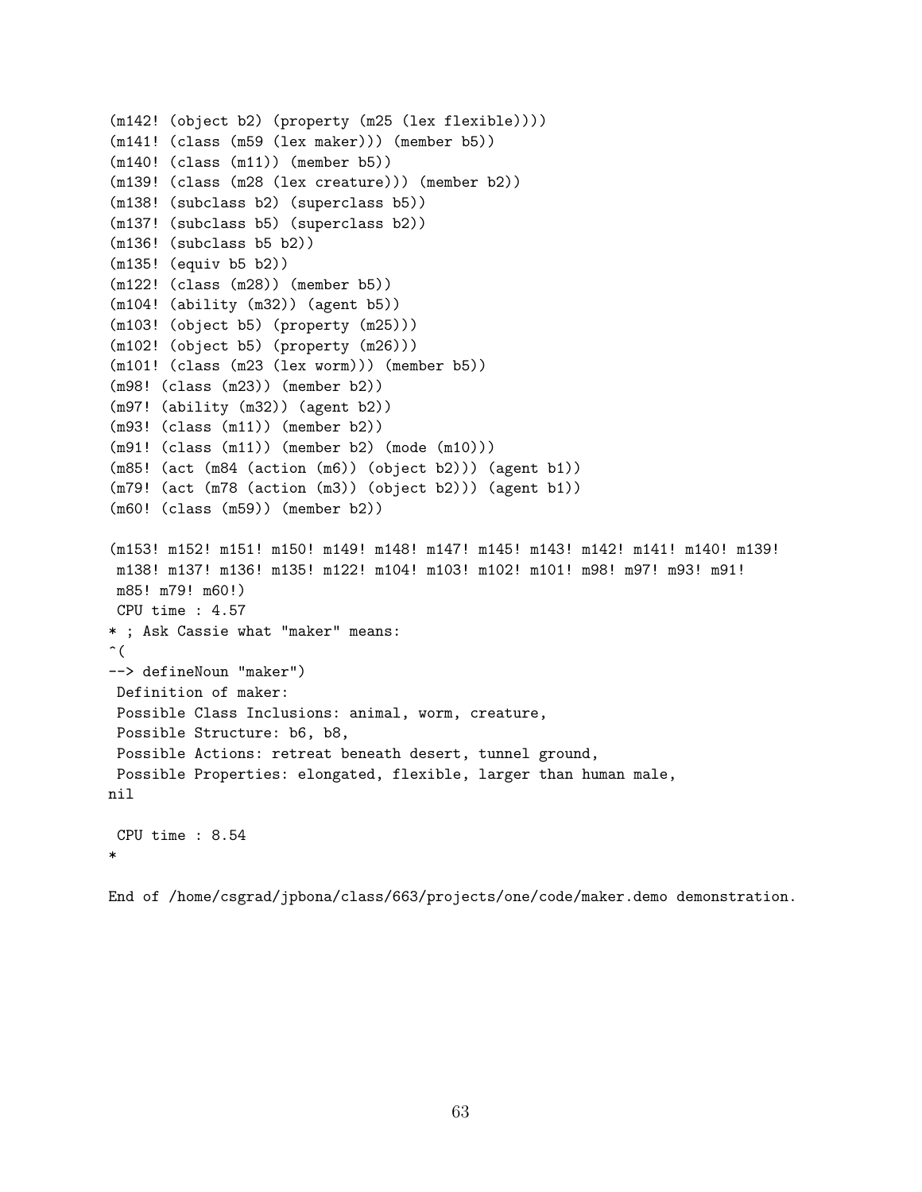```
(m142! (object b2) (property (m25 (lex flexible))))
(m141! (class (m59 (lex maker))) (member b5))
(m140! (class (m11)) (member b5))
(m139! (class (m28 (lex creature))) (member b2))
(m138! (subclass b2) (superclass b5))
(m137! (subclass b5) (superclass b2))
(m136! (subclass b5 b2))
(m135! (equiv b5 b2))
(m122! (class (m28)) (member b5))
(m104! (ability (m32)) (agent b5))
(m103! (object b5) (property (m25)))
(m102! (object b5) (property (m26)))
(m101! (class (m23 (lex worm))) (member b5))
(m98! (class (m23)) (member b2))
(m97! (ability (m32)) (agent b2))
(m93! (class (m11)) (member b2))
(m91! (class (m11)) (member b2) (mode (m10)))
(m85! (act (m84 (action (m6)) (object b2))) (agent b1))
(m79! (act (m78 (action (m3)) (object b2))) (agent b1))
(m60! (class (m59)) (member b2))

(m153! m152! m151! m150! m149! m148! m147! m145! m143! m142! m141! m140! m139!
 m138! m137! m136! m135! m122! m104! m103! m102! m101! m98! m97! m93! m91!
 m85! m79! m60!)
 CPU time : 4.57
* ; Ask Cassie what "maker" means:
^(
--> defineNoun "maker")
 Definition of maker:
 Possible Class Inclusions: animal, worm, creature,
 Possible Structure: b6, b8,
 Possible Actions: retreat beneath desert, tunnel ground,
 Possible Properties: elongated, flexible, larger than human male,
nil

 CPU time : 8.54
*

End of /home/csgrad/jpbona/class/663/projects/one/code/maker.demo demonstration.
```